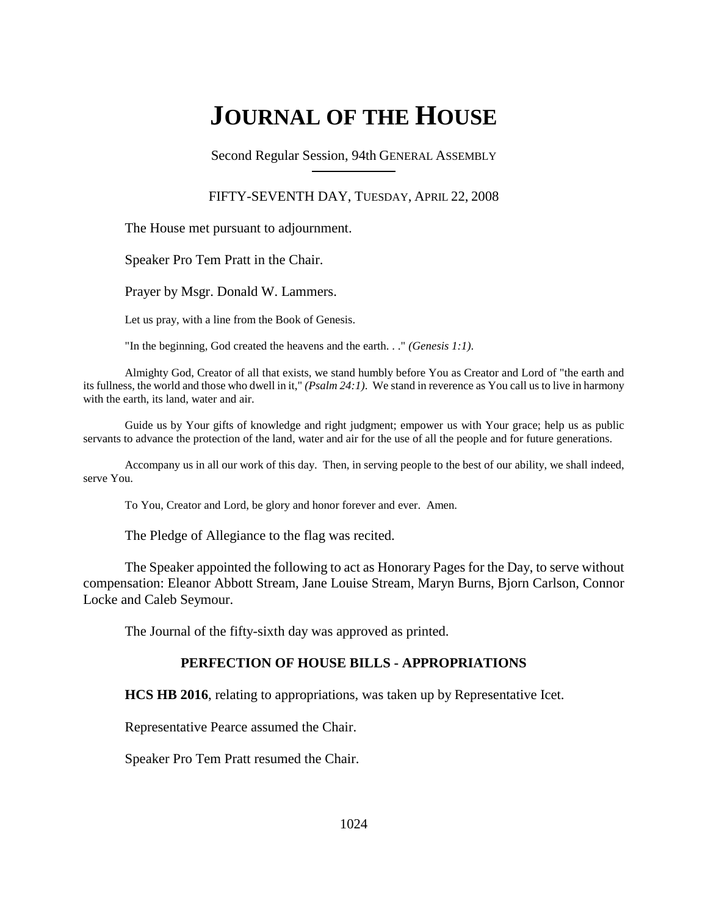# JOURNAL OF THE HOUSE

Second Regular Session, 94th GENERAL ASSEMBLY

FIFTY-SEVENTH DAY, TUESDAY, APRIL 22, 2008

The House met pursuant to adjournment.

Speaker Pro Tem Pratt in the Chair.

Prayer by Msgr. Donald W. Lammers.

Let us pray, with a line from the Book of Genesis.

"In the beginning, God created the heavens and the earth. . ." *(Genesis 1:1)*.

Almighty God, Creator of all that exists, we stand humbly before You as Creator and Lord of "the earth and its fullness, the world and those who dwell in it," *(Psalm 24:1)*. We stand in reverence as You call us to live in harmony with the earth, its land, water and air.

Guide us by Your gifts of knowledge and right judgment; empower us with Your grace; help us as public servants to advance the protection of the land, water and air for the use of all the people and for future generations.

Accompany us in all our work of this day. Then, in serving people to the best of our ability, we shall indeed, serve You.

To You, Creator and Lord, be glory and honor forever and ever. Amen.

The Pledge of Allegiance to the flag was recited.

The Speaker appointed the following to act as Honorary Pages for the Day, to serve without compensation: Eleanor Abbott Stream, Jane Louise Stream, Maryn Burns, Bjorn Carlson, Connor Locke and Caleb Seymour.

The Journal of the fifty-sixth day was approved as printed.

**PERFECTION OF HOUSE BILLS - APPROPRIATIONS**

**HCS HB 2016**, relating to appropriations, was taken up by Representative Icet.

Representative Pearce assumed the Chair.

Speaker Pro Tem Pratt resumed the Chair.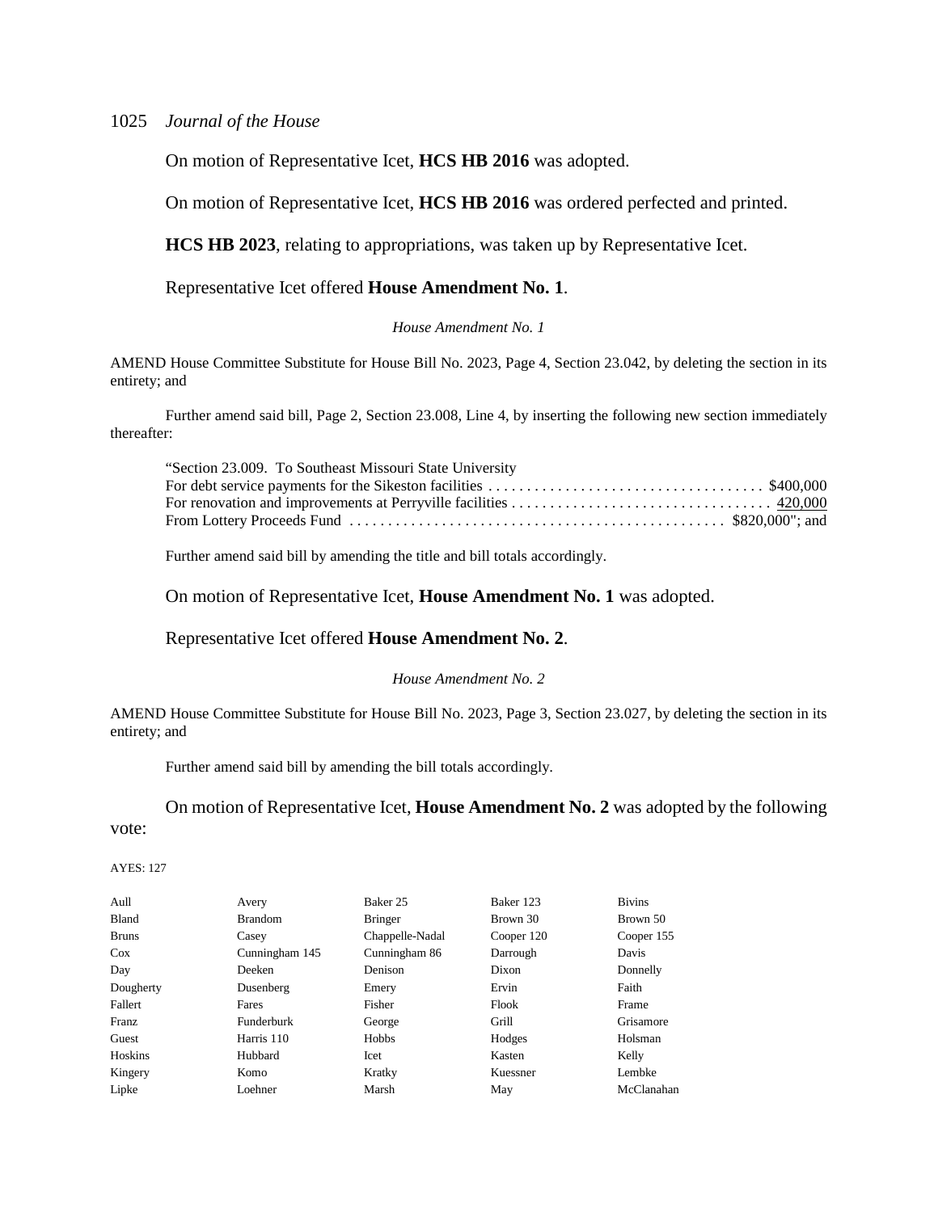On motion of Representative Icet, **HCS HB 2016** was adopted.

On motion of Representative Icet, **HCS HB 2016** was ordered perfected and printed.

**HCS HB 2023**, relating to appropriations, was taken up by Representative Icet.

Representative Icet offered **House Amendment No. 1**.

*House Amendment No. 1*

AMEND House Committee Substitute for House Bill No. 2023, Page 4, Section 23.042, by deleting the section in its entirety; and

Further amend said bill, Page 2, Section 23.008, Line 4, by inserting the following new section immediately thereafter:

"Section 23.009. To Southeast Missouri State University
For debt service payments for the Sikeston facilities . . . . . . . . . . . . . . . . . . . . . . . . . . . . . . . . . . . . $400,000
For renovation and improvements at Perryville facilities . . . . . . . . . . . . . . . . . . . . . . . . . . . . . . . . . 420,000
From Lottery Proceeds Fund . . . . . . . . . . . . . . . . . . . . . . . . . . . . . . . . . . . . . . . . . . . . . . . . $820,000"; and

Further amend said bill by amending the title and bill totals accordingly.

On motion of Representative Icet, **House Amendment No. 1** was adopted.

Representative Icet offered **House Amendment No. 2**.

*House Amendment No. 2*

AMEND House Committee Substitute for House Bill No. 2023, Page 3, Section 23.027, by deleting the section in its entirety; and

Further amend said bill by amending the bill totals accordingly.

On motion of Representative Icet, **House Amendment No. 2** was adopted by the following vote:

AYES: 127

| | | | | |
|---|---|---|---|---|
| Aull | Avery | Baker 25 | Baker 123 | Bivins |
| Bland | Brandom | Bringer | Brown 30 | Brown 50 |
| Bruns | Casey | Chappelle-Nadal | Cooper 120 | Cooper 155 |
| Cox | Cunningham 145 | Cunningham 86 | Darrough | Davis |
| Day | Deeken | Denison | Dixon | Donnelly |
| Dougherty | Dusenberg | Emery | Ervin | Faith |
| Fallert | Fares | Fisher | Flook | Frame |
| Franz | Funderburk | George | Grill | Grisamore |
| Guest | Harris 110 | Hobbs | Hodges | Holsman |
| Hoskins | Hubbard | Icet | Kasten | Kelly |
| Kingery | Komo | Kratky | Kuessner | Lembke |
| Lipke | Loehner | Marsh | May | McClanahan |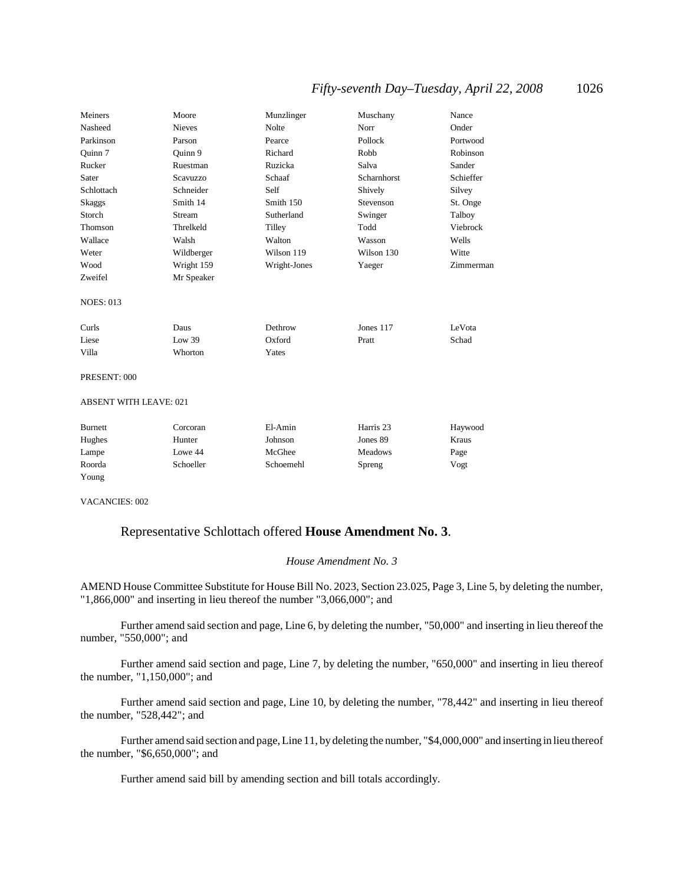| Meiners | Moore | Munzlinger | Muschany | Nance |
|---|---|---|---|---|
| Nasheed | Nieves | Nolte | Norr | Onder |
| Parkinson | Parson | Pearce | Pollock | Portwood |
| Quinn 7 | Quinn 9 | Richard | Robb | Robinson |
| Rucker | Ruestman | Ruzicka | Salva | Sander |
| Sater | Scavuzzo | Schaaf | Scharnhorst | Schieffer |
| Schlottach | Schneider | Self | Shively | Silvey |
| Skaggs | Smith 14 | Smith 150 | Stevenson | St. Onge |
| Storch | Stream | Sutherland | Swinger | Talboy |
| Thomson | Threlkeld | Tilley | Todd | Viebrock |
| Wallace | Walsh | Walton | Wasson | Wells |
| Weter | Wildberger | Wilson 119 | Wilson 130 | Witte |
| Wood | Wright 159 | Wright-Jones | Yaeger | Zimmerman |
| Zweifel | Mr Speaker | | | |

NOES: 013

| Curls | Daus | Dethrow | Jones 117 | LeVota |
|---|---|---|---|---|
| Liese | Low 39 | Oxford | Pratt | Schad |
| Villa | Whorton | Yates | | |

PRESENT: 000

ABSENT WITH LEAVE: 021

| Burnett | Corcoran | El-Amin | Harris 23 | Haywood |
|---|---|---|---|---|
| Hughes | Hunter | Johnson | Jones 89 | Kraus |
| Lampe | Lowe 44 | McGhee | Meadows | Page |
| Roorda | Schoeller | Schoemehl | Spreng | Vogt |
| Young | | | | |

VACANCIES: 002

Representative Schlottach offered **House Amendment No. 3**.

*House Amendment No. 3*

AMEND House Committee Substitute for House Bill No. 2023, Section 23.025, Page 3, Line 5, by deleting the number, "1,866,000" and inserting in lieu thereof the number "3,066,000"; and

Further amend said section and page, Line 6, by deleting the number, "50,000" and inserting in lieu thereof the number, "550,000"; and

Further amend said section and page, Line 7, by deleting the number, "650,000" and inserting in lieu thereof the number, "1,150,000"; and

Further amend said section and page, Line 10, by deleting the number, "78,442" and inserting in lieu thereof the number, "528,442"; and

Further amend said section and page, Line 11, by deleting the number, "$4,000,000" and inserting in lieu thereof the number, "$6,650,000"; and

Further amend said bill by amending section and bill totals accordingly.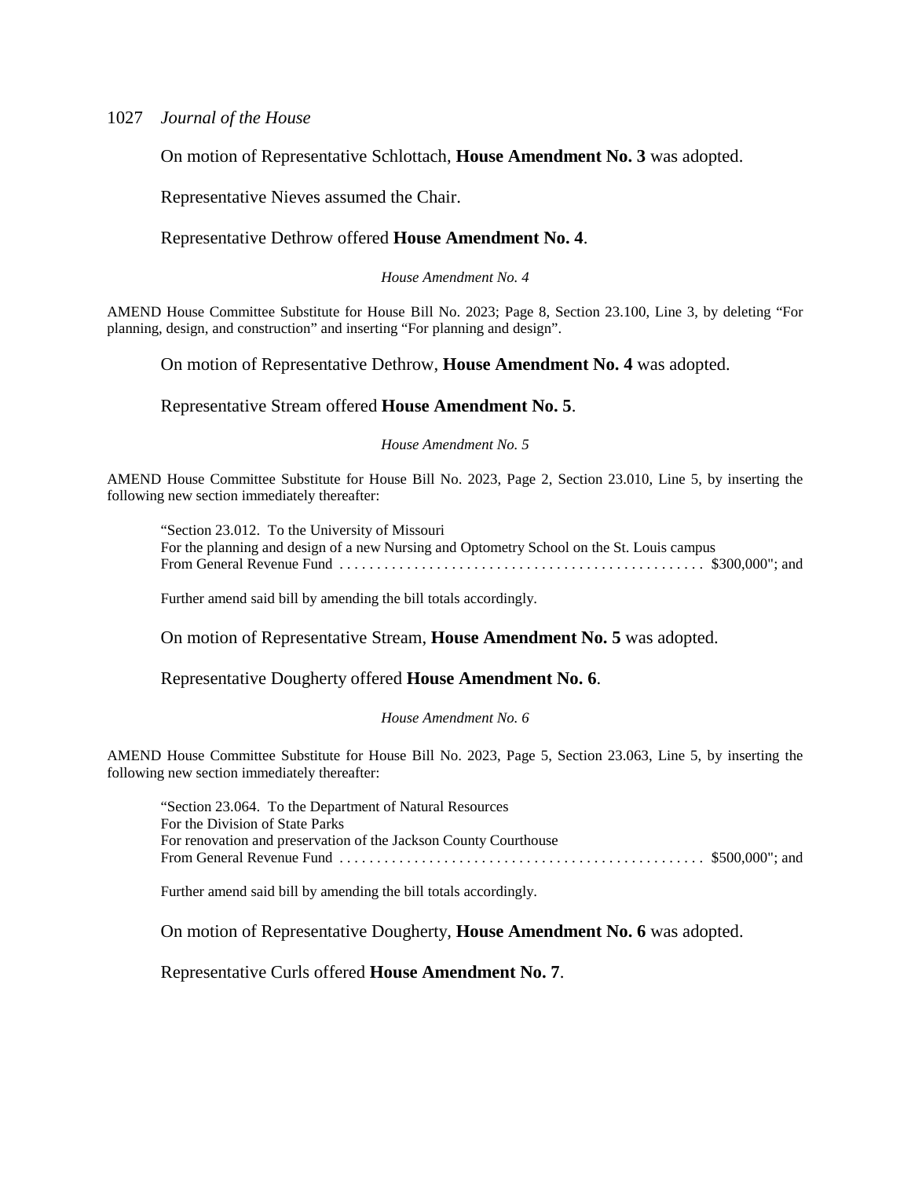On motion of Representative Schlottach, **House Amendment No. 3** was adopted.

Representative Nieves assumed the Chair.

Representative Dethrow offered **House Amendment No. 4**.

*House Amendment No. 4*

AMEND House Committee Substitute for House Bill No. 2023; Page 8, Section 23.100, Line 3, by deleting "For planning, design, and construction" and inserting "For planning and design".

On motion of Representative Dethrow, **House Amendment No. 4** was adopted.

Representative Stream offered **House Amendment No. 5**.

*House Amendment No. 5*

AMEND House Committee Substitute for House Bill No. 2023, Page 2, Section 23.010, Line 5, by inserting the following new section immediately thereafter:

"Section 23.012. To the University of Missouri
For the planning and design of a new Nursing and Optometry School on the St. Louis campus
From General Revenue Fund . . . . . . . . . . . . . . . . . . . . . . . . . . . . . . . . . . . . . . . . . . . . . . . . $300,000"; and

Further amend said bill by amending the bill totals accordingly.

On motion of Representative Stream, **House Amendment No. 5** was adopted.

Representative Dougherty offered **House Amendment No. 6**.

*House Amendment No. 6*

AMEND House Committee Substitute for House Bill No. 2023, Page 5, Section 23.063, Line 5, by inserting the following new section immediately thereafter:

"Section 23.064. To the Department of Natural Resources
For the Division of State Parks
For renovation and preservation of the Jackson County Courthouse
From General Revenue Fund . . . . . . . . . . . . . . . . . . . . . . . . . . . . . . . . . . . . . . . . . . . . . . . . $500,000"; and

Further amend said bill by amending the bill totals accordingly.

On motion of Representative Dougherty, **House Amendment No. 6** was adopted.

Representative Curls offered **House Amendment No. 7**.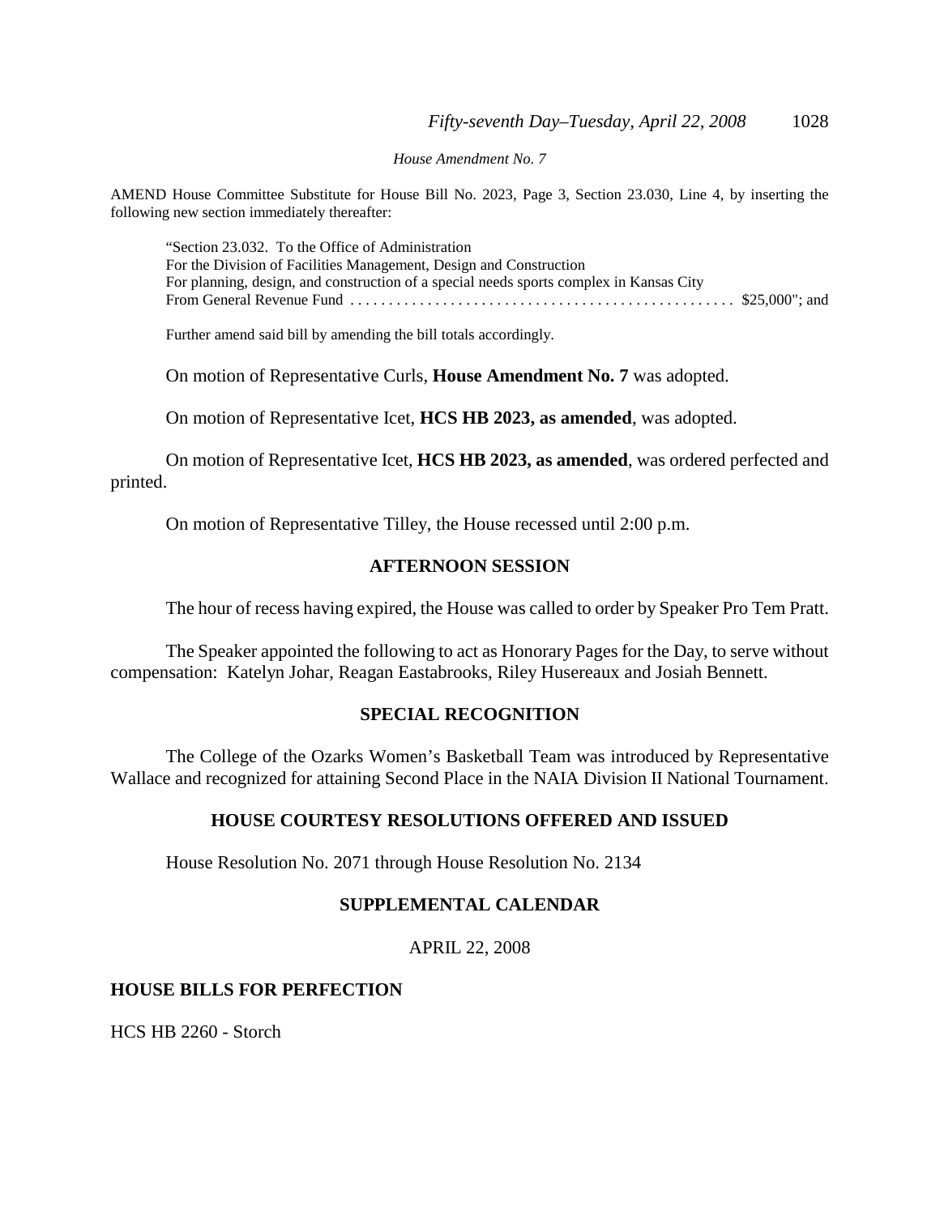*House Amendment No. 7*

AMEND House Committee Substitute for House Bill No. 2023, Page 3, Section 23.030, Line 4, by inserting the following new section immediately thereafter:

"Section 23.032. To the Office of Administration
For the Division of Facilities Management, Design and Construction
For planning, design, and construction of a special needs sports complex in Kansas City
From General Revenue Fund . . . . . . . . . . . . . . . . . . . . . . . . . . . . . . . . . . . . . . . . . . . . . . . . $25,000"; and

Further amend said bill by amending the bill totals accordingly.

On motion of Representative Curls, **House Amendment No. 7** was adopted.

On motion of Representative Icet, **HCS HB 2023, as amended**, was adopted.

On motion of Representative Icet, **HCS HB 2023, as amended**, was ordered perfected and printed.

On motion of Representative Tilley, the House recessed until 2:00 p.m.

## AFTERNOON SESSION

The hour of recess having expired, the House was called to order by Speaker Pro Tem Pratt.

The Speaker appointed the following to act as Honorary Pages for the Day, to serve without compensation: Katelyn Johar, Reagan Eastabrooks, Riley Husereaux and Josiah Bennett.

## SPECIAL RECOGNITION

The College of the Ozarks Women's Basketball Team was introduced by Representative Wallace and recognized for attaining Second Place in the NAIA Division II National Tournament.

## HOUSE COURTESY RESOLUTIONS OFFERED AND ISSUED

House Resolution No. 2071 through House Resolution No. 2134

## SUPPLEMENTAL CALENDAR

APRIL 22, 2008

### HOUSE BILLS FOR PERFECTION

HCS HB 2260 - Storch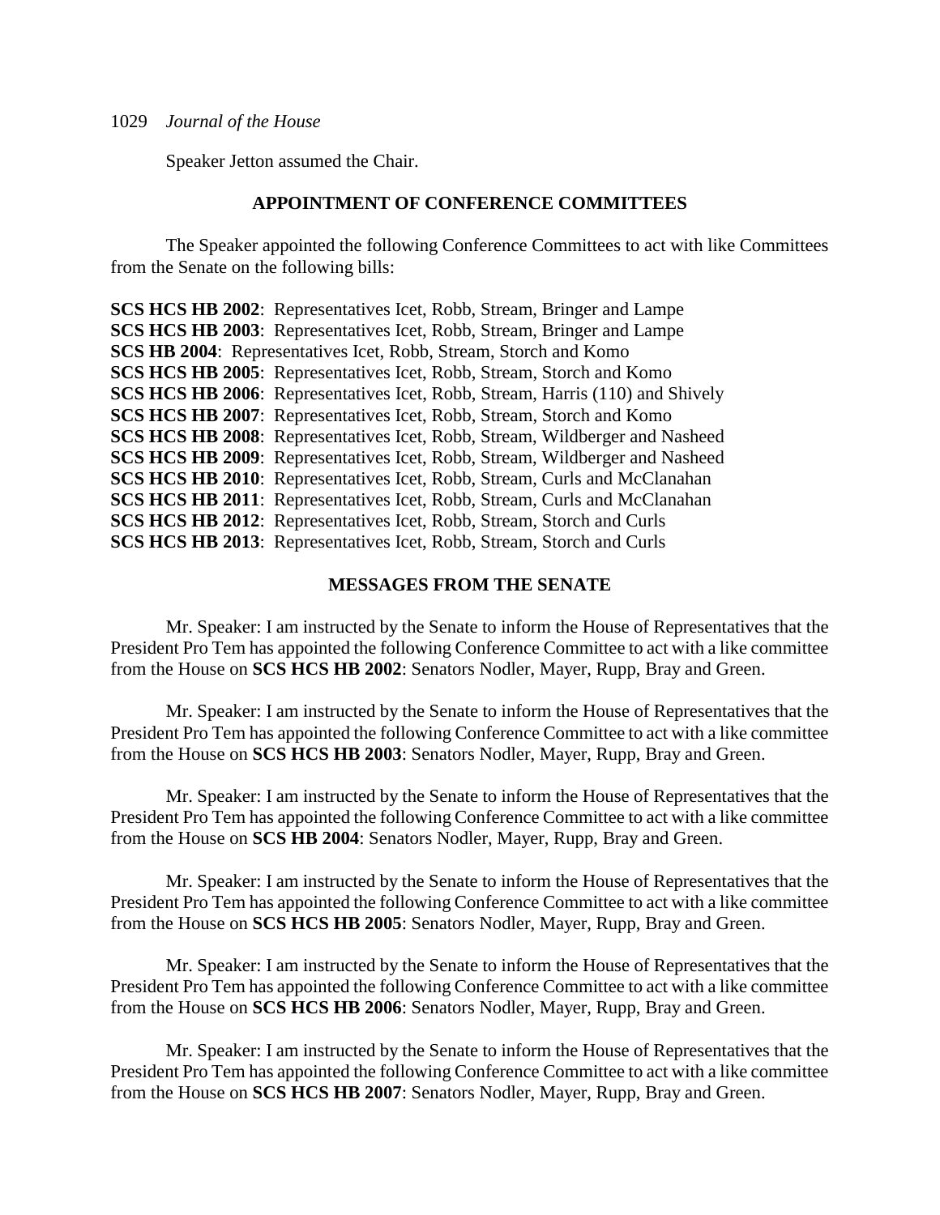Speaker Jetton assumed the Chair.

## APPOINTMENT OF CONFERENCE COMMITTEES

The Speaker appointed the following Conference Committees to act with like Committees from the Senate on the following bills:

**SCS HCS HB 2002**: Representatives Icet, Robb, Stream, Bringer and Lampe
**SCS HCS HB 2003**: Representatives Icet, Robb, Stream, Bringer and Lampe
**SCS HB 2004**: Representatives Icet, Robb, Stream, Storch and Komo
**SCS HCS HB 2005**: Representatives Icet, Robb, Stream, Storch and Komo
**SCS HCS HB 2006**: Representatives Icet, Robb, Stream, Harris (110) and Shively
**SCS HCS HB 2007**: Representatives Icet, Robb, Stream, Storch and Komo
**SCS HCS HB 2008**: Representatives Icet, Robb, Stream, Wildberger and Nasheed
**SCS HCS HB 2009**: Representatives Icet, Robb, Stream, Wildberger and Nasheed
**SCS HCS HB 2010**: Representatives Icet, Robb, Stream, Curls and McClanahan
**SCS HCS HB 2011**: Representatives Icet, Robb, Stream, Curls and McClanahan
**SCS HCS HB 2012**: Representatives Icet, Robb, Stream, Storch and Curls
**SCS HCS HB 2013**: Representatives Icet, Robb, Stream, Storch and Curls

## MESSAGES FROM THE SENATE

Mr. Speaker: I am instructed by the Senate to inform the House of Representatives that the President Pro Tem has appointed the following Conference Committee to act with a like committee from the House on **SCS HCS HB 2002**: Senators Nodler, Mayer, Rupp, Bray and Green.

Mr. Speaker: I am instructed by the Senate to inform the House of Representatives that the President Pro Tem has appointed the following Conference Committee to act with a like committee from the House on **SCS HCS HB 2003**: Senators Nodler, Mayer, Rupp, Bray and Green.

Mr. Speaker: I am instructed by the Senate to inform the House of Representatives that the President Pro Tem has appointed the following Conference Committee to act with a like committee from the House on **SCS HB 2004**: Senators Nodler, Mayer, Rupp, Bray and Green.

Mr. Speaker: I am instructed by the Senate to inform the House of Representatives that the President Pro Tem has appointed the following Conference Committee to act with a like committee from the House on **SCS HCS HB 2005**: Senators Nodler, Mayer, Rupp, Bray and Green.

Mr. Speaker: I am instructed by the Senate to inform the House of Representatives that the President Pro Tem has appointed the following Conference Committee to act with a like committee from the House on **SCS HCS HB 2006**: Senators Nodler, Mayer, Rupp, Bray and Green.

Mr. Speaker: I am instructed by the Senate to inform the House of Representatives that the President Pro Tem has appointed the following Conference Committee to act with a like committee from the House on **SCS HCS HB 2007**: Senators Nodler, Mayer, Rupp, Bray and Green.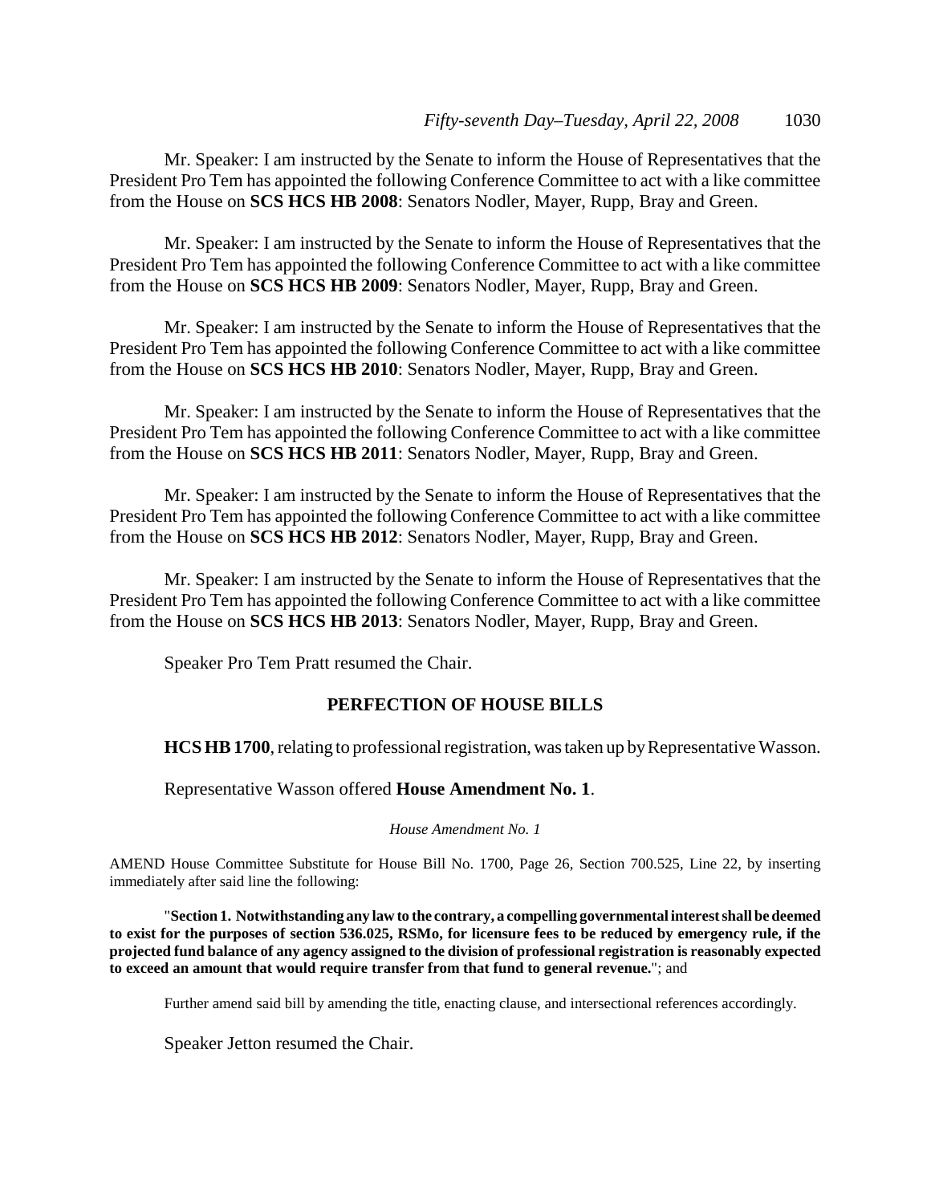Mr. Speaker: I am instructed by the Senate to inform the House of Representatives that the President Pro Tem has appointed the following Conference Committee to act with a like committee from the House on **SCS HCS HB 2008**: Senators Nodler, Mayer, Rupp, Bray and Green.

Mr. Speaker: I am instructed by the Senate to inform the House of Representatives that the President Pro Tem has appointed the following Conference Committee to act with a like committee from the House on **SCS HCS HB 2009**: Senators Nodler, Mayer, Rupp, Bray and Green.

Mr. Speaker: I am instructed by the Senate to inform the House of Representatives that the President Pro Tem has appointed the following Conference Committee to act with a like committee from the House on **SCS HCS HB 2010**: Senators Nodler, Mayer, Rupp, Bray and Green.

Mr. Speaker: I am instructed by the Senate to inform the House of Representatives that the President Pro Tem has appointed the following Conference Committee to act with a like committee from the House on **SCS HCS HB 2011**: Senators Nodler, Mayer, Rupp, Bray and Green.

Mr. Speaker: I am instructed by the Senate to inform the House of Representatives that the President Pro Tem has appointed the following Conference Committee to act with a like committee from the House on **SCS HCS HB 2012**: Senators Nodler, Mayer, Rupp, Bray and Green.

Mr. Speaker: I am instructed by the Senate to inform the House of Representatives that the President Pro Tem has appointed the following Conference Committee to act with a like committee from the House on **SCS HCS HB 2013**: Senators Nodler, Mayer, Rupp, Bray and Green.

Speaker Pro Tem Pratt resumed the Chair.

## PERFECTION OF HOUSE BILLS

**HCS HB 1700**, relating to professional registration, was taken up by Representative Wasson.

Representative Wasson offered **House Amendment No. 1**.

*House Amendment No. 1*

AMEND House Committee Substitute for House Bill No. 1700, Page 26, Section 700.525, Line 22, by inserting immediately after said line the following:

"**Section 1. Notwithstanding any law to the contrary, a compelling governmental interest shall be deemed to exist for the purposes of section 536.025, RSMo, for licensure fees to be reduced by emergency rule, if the projected fund balance of any agency assigned to the division of professional registration is reasonably expected to exceed an amount that would require transfer from that fund to general revenue.**"; and

Further amend said bill by amending the title, enacting clause, and intersectional references accordingly.

Speaker Jetton resumed the Chair.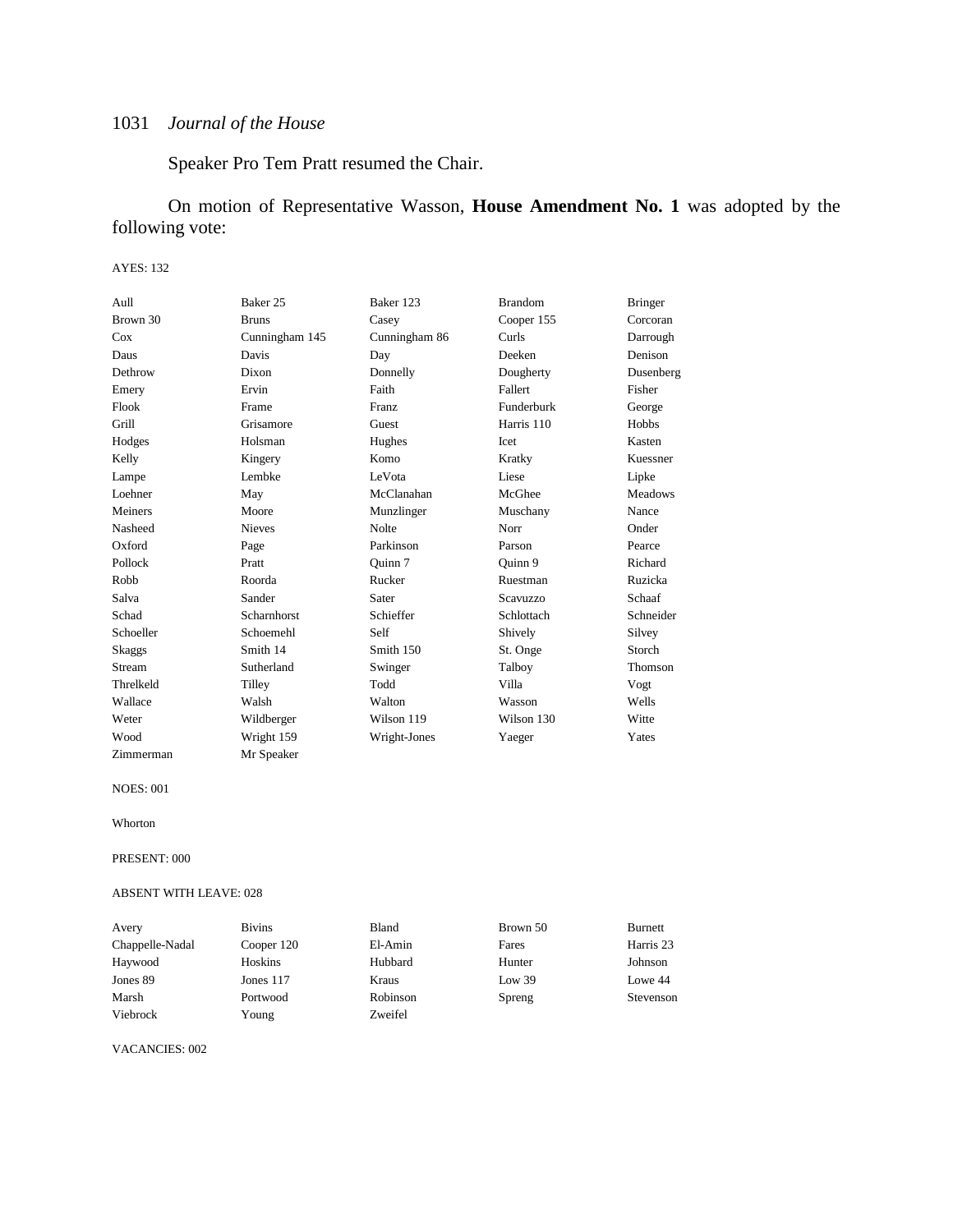Speaker Pro Tem Pratt resumed the Chair.

On motion of Representative Wasson, **House Amendment No. 1** was adopted by the following vote:

AYES: 132

| | | | | |
|---|---|---|---|---|
| Aull | Baker 25 | Baker 123 | Brandom | Bringer |
| Brown 30 | Bruns | Casey | Cooper 155 | Corcoran |
| Cox | Cunningham 145 | Cunningham 86 | Curls | Darrough |
| Daus | Davis | Day | Deeken | Denison |
| Dethrow | Dixon | Donnelly | Dougherty | Dusenberg |
| Emery | Ervin | Faith | Fallert | Fisher |
| Flook | Frame | Franz | Funderburk | George |
| Grill | Grisamore | Guest | Harris 110 | Hobbs |
| Hodges | Holsman | Hughes | Icet | Kasten |
| Kelly | Kingery | Komo | Kratky | Kuessner |
| Lampe | Lembke | LeVota | Liese | Lipke |
| Loehner | May | McClanahan | McGhee | Meadows |
| Meiners | Moore | Munzlinger | Muschany | Nance |
| Nasheed | Nieves | Nolte | Norr | Onder |
| Oxford | Page | Parkinson | Parson | Pearce |
| Pollock | Pratt | Quinn 7 | Quinn 9 | Richard |
| Robb | Roorda | Rucker | Ruestman | Ruzicka |
| Salva | Sander | Sater | Scavuzzo | Schaaf |
| Schad | Scharnhorst | Schieffer | Schlottach | Schneider |
| Schoeller | Schoemehl | Self | Shively | Silvey |
| Skaggs | Smith 14 | Smith 150 | St. Onge | Storch |
| Stream | Sutherland | Swinger | Talboy | Thomson |
| Threlkeld | Tilley | Todd | Villa | Vogt |
| Wallace | Walsh | Walton | Wasson | Wells |
| Weter | Wildberger | Wilson 119 | Wilson 130 | Witte |
| Wood | Wright 159 | Wright-Jones | Yaeger | Yates |
| Zimmerman | Mr Speaker | | | |

NOES: 001

Whorton

PRESENT: 000

ABSENT WITH LEAVE: 028

| | | | | |
|---|---|---|---|---|
| Avery | Bivins | Bland | Brown 50 | Burnett |
| Chappelle-Nadal | Cooper 120 | El-Amin | Fares | Harris 23 |
| Haywood | Hoskins | Hubbard | Hunter | Johnson |
| Jones 89 | Jones 117 | Kraus | Low 39 | Lowe 44 |
| Marsh | Portwood | Robinson | Spreng | Stevenson |
| Viebrock | Young | Zweifel | | |

VACANCIES: 002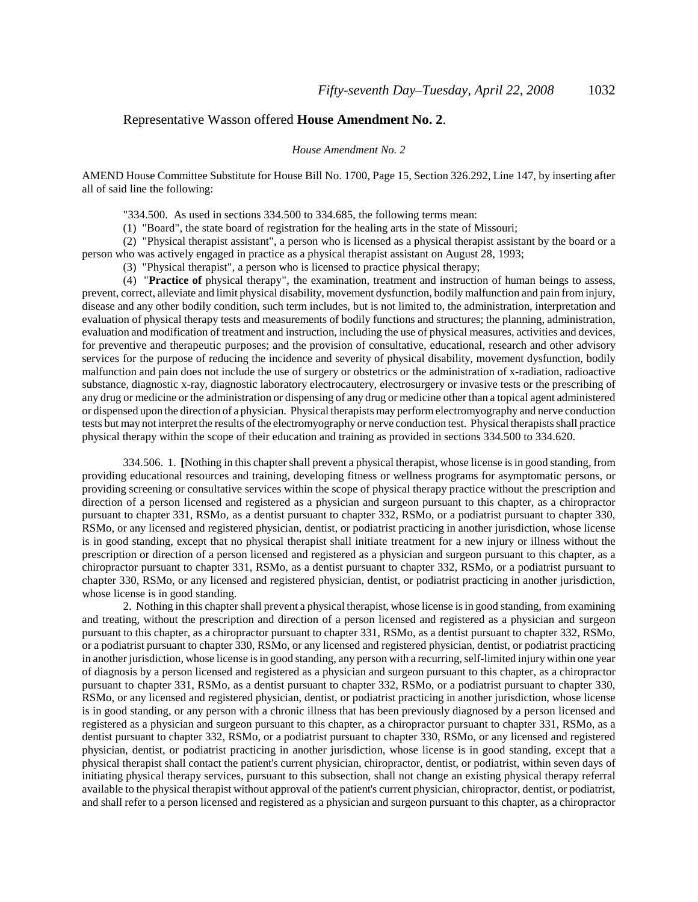Representative Wasson offered **House Amendment No. 2**.

*House Amendment No. 2*

AMEND House Committee Substitute for House Bill No. 1700, Page 15, Section 326.292, Line 147, by inserting after all of said line the following:

"334.500. As used in sections 334.500 to 334.685, the following terms mean:

(1) "Board", the state board of registration for the healing arts in the state of Missouri;

(2) "Physical therapist assistant", a person who is licensed as a physical therapist assistant by the board or a person who was actively engaged in practice as a physical therapist assistant on August 28, 1993;

(3) "Physical therapist", a person who is licensed to practice physical therapy;

(4) "**Practice of** physical therapy", the examination, treatment and instruction of human beings to assess, prevent, correct, alleviate and limit physical disability, movement dysfunction, bodily malfunction and pain from injury, disease and any other bodily condition, such term includes, but is not limited to, the administration, interpretation and evaluation of physical therapy tests and measurements of bodily functions and structures; the planning, administration, evaluation and modification of treatment and instruction, including the use of physical measures, activities and devices, for preventive and therapeutic purposes; and the provision of consultative, educational, research and other advisory services for the purpose of reducing the incidence and severity of physical disability, movement dysfunction, bodily malfunction and pain does not include the use of surgery or obstetrics or the administration of x-radiation, radioactive substance, diagnostic x-ray, diagnostic laboratory electrocautery, electrosurgery or invasive tests or the prescribing of any drug or medicine or the administration or dispensing of any drug or medicine other than a topical agent administered or dispensed upon the direction of a physician. Physical therapists may perform electromyography and nerve conduction tests but may not interpret the results of the electromyography or nerve conduction test. Physical therapists shall practice physical therapy within the scope of their education and training as provided in sections 334.500 to 334.620.

334.506. 1. **[**Nothing in this chapter shall prevent a physical therapist, whose license is in good standing, from providing educational resources and training, developing fitness or wellness programs for asymptomatic persons, or providing screening or consultative services within the scope of physical therapy practice without the prescription and direction of a person licensed and registered as a physician and surgeon pursuant to this chapter, as a chiropractor pursuant to chapter 331, RSMo, as a dentist pursuant to chapter 332, RSMo, or a podiatrist pursuant to chapter 330, RSMo, or any licensed and registered physician, dentist, or podiatrist practicing in another jurisdiction, whose license is in good standing, except that no physical therapist shall initiate treatment for a new injury or illness without the prescription or direction of a person licensed and registered as a physician and surgeon pursuant to this chapter, as a chiropractor pursuant to chapter 331, RSMo, as a dentist pursuant to chapter 332, RSMo, or a podiatrist pursuant to chapter 330, RSMo, or any licensed and registered physician, dentist, or podiatrist practicing in another jurisdiction, whose license is in good standing.

2. Nothing in this chapter shall prevent a physical therapist, whose license is in good standing, from examining and treating, without the prescription and direction of a person licensed and registered as a physician and surgeon pursuant to this chapter, as a chiropractor pursuant to chapter 331, RSMo, as a dentist pursuant to chapter 332, RSMo, or a podiatrist pursuant to chapter 330, RSMo, or any licensed and registered physician, dentist, or podiatrist practicing in another jurisdiction, whose license is in good standing, any person with a recurring, self-limited injury within one year of diagnosis by a person licensed and registered as a physician and surgeon pursuant to this chapter, as a chiropractor pursuant to chapter 331, RSMo, as a dentist pursuant to chapter 332, RSMo, or a podiatrist pursuant to chapter 330, RSMo, or any licensed and registered physician, dentist, or podiatrist practicing in another jurisdiction, whose license is in good standing, or any person with a chronic illness that has been previously diagnosed by a person licensed and registered as a physician and surgeon pursuant to this chapter, as a chiropractor pursuant to chapter 331, RSMo, as a dentist pursuant to chapter 332, RSMo, or a podiatrist pursuant to chapter 330, RSMo, or any licensed and registered physician, dentist, or podiatrist practicing in another jurisdiction, whose license is in good standing, except that a physical therapist shall contact the patient's current physician, chiropractor, dentist, or podiatrist, within seven days of initiating physical therapy services, pursuant to this subsection, shall not change an existing physical therapy referral available to the physical therapist without approval of the patient's current physician, chiropractor, dentist, or podiatrist, and shall refer to a person licensed and registered as a physician and surgeon pursuant to this chapter, as a chiropractor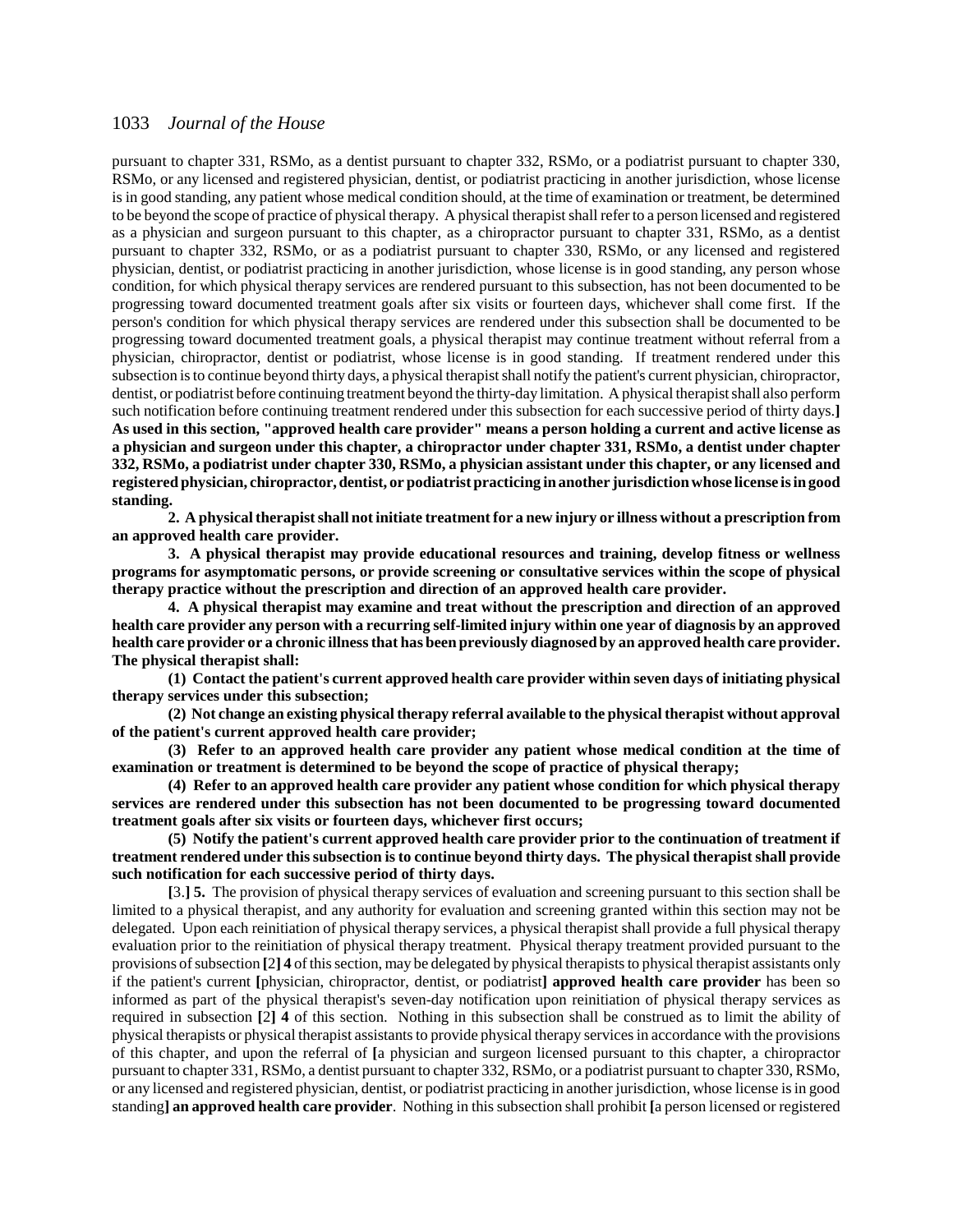pursuant to chapter 331, RSMo, as a dentist pursuant to chapter 332, RSMo, or a podiatrist pursuant to chapter 330, RSMo, or any licensed and registered physician, dentist, or podiatrist practicing in another jurisdiction, whose license is in good standing, any patient whose medical condition should, at the time of examination or treatment, be determined to be beyond the scope of practice of physical therapy. A physical therapist shall refer to a person licensed and registered as a physician and surgeon pursuant to this chapter, as a chiropractor pursuant to chapter 331, RSMo, as a dentist pursuant to chapter 332, RSMo, or as a podiatrist pursuant to chapter 330, RSMo, or any licensed and registered physician, dentist, or podiatrist practicing in another jurisdiction, whose license is in good standing, any person whose condition, for which physical therapy services are rendered pursuant to this subsection, has not been documented to be progressing toward documented treatment goals after six visits or fourteen days, whichever shall come first. If the person's condition for which physical therapy services are rendered under this subsection shall be documented to be progressing toward documented treatment goals, a physical therapist may continue treatment without referral from a physician, chiropractor, dentist or podiatrist, whose license is in good standing. If treatment rendered under this subsection is to continue beyond thirty days, a physical therapist shall notify the patient's current physician, chiropractor, dentist, or podiatrist before continuing treatment beyond the thirty-day limitation. A physical therapist shall also perform such notification before continuing treatment rendered under this subsection for each successive period of thirty days.**] As used in this section, "approved health care provider" means a person holding a current and active license as a physician and surgeon under this chapter, a chiropractor under chapter 331, RSMo, a dentist under chapter 332, RSMo, a podiatrist under chapter 330, RSMo, a physician assistant under this chapter, or any licensed and registered physician, chiropractor, dentist, or podiatrist practicing in another jurisdiction whose license is in good standing.**

**2. A physical therapist shall not initiate treatment for a new injury or illness without a prescription from an approved health care provider.**

**3. A physical therapist may provide educational resources and training, develop fitness or wellness programs for asymptomatic persons, or provide screening or consultative services within the scope of physical therapy practice without the prescription and direction of an approved health care provider.**

**4. A physical therapist may examine and treat without the prescription and direction of an approved health care provider any person with a recurring self-limited injury within one year of diagnosis by an approved health care provider or a chronic illness that has been previously diagnosed by an approved health care provider. The physical therapist shall:**

**(1) Contact the patient's current approved health care provider within seven days of initiating physical therapy services under this subsection;**

**(2) Not change an existing physical therapy referral available to the physical therapist without approval of the patient's current approved health care provider;**

**(3) Refer to an approved health care provider any patient whose medical condition at the time of examination or treatment is determined to be beyond the scope of practice of physical therapy;**

**(4) Refer to an approved health care provider any patient whose condition for which physical therapy services are rendered under this subsection has not been documented to be progressing toward documented treatment goals after six visits or fourteen days, whichever first occurs;**

**(5) Notify the patient's current approved health care provider prior to the continuation of treatment if treatment rendered under this subsection is to continue beyond thirty days. The physical therapist shall provide such notification for each successive period of thirty days.**

**[**3.**] 5.** The provision of physical therapy services of evaluation and screening pursuant to this section shall be limited to a physical therapist, and any authority for evaluation and screening granted within this section may not be delegated. Upon each reinitiation of physical therapy services, a physical therapist shall provide a full physical therapy evaluation prior to the reinitiation of physical therapy treatment. Physical therapy treatment provided pursuant to the provisions of subsection **[**2**] 4** of this section, may be delegated by physical therapists to physical therapist assistants only if the patient's current **[**physician, chiropractor, dentist, or podiatrist**] approved health care provider** has been so informed as part of the physical therapist's seven-day notification upon reinitiation of physical therapy services as required in subsection **[**2**] 4** of this section. Nothing in this subsection shall be construed as to limit the ability of physical therapists or physical therapist assistants to provide physical therapy services in accordance with the provisions of this chapter, and upon the referral of **[**a physician and surgeon licensed pursuant to this chapter, a chiropractor pursuant to chapter 331, RSMo, a dentist pursuant to chapter 332, RSMo, or a podiatrist pursuant to chapter 330, RSMo, or any licensed and registered physician, dentist, or podiatrist practicing in another jurisdiction, whose license is in good standing**] an approved health care provider**. Nothing in this subsection shall prohibit **[**a person licensed or registered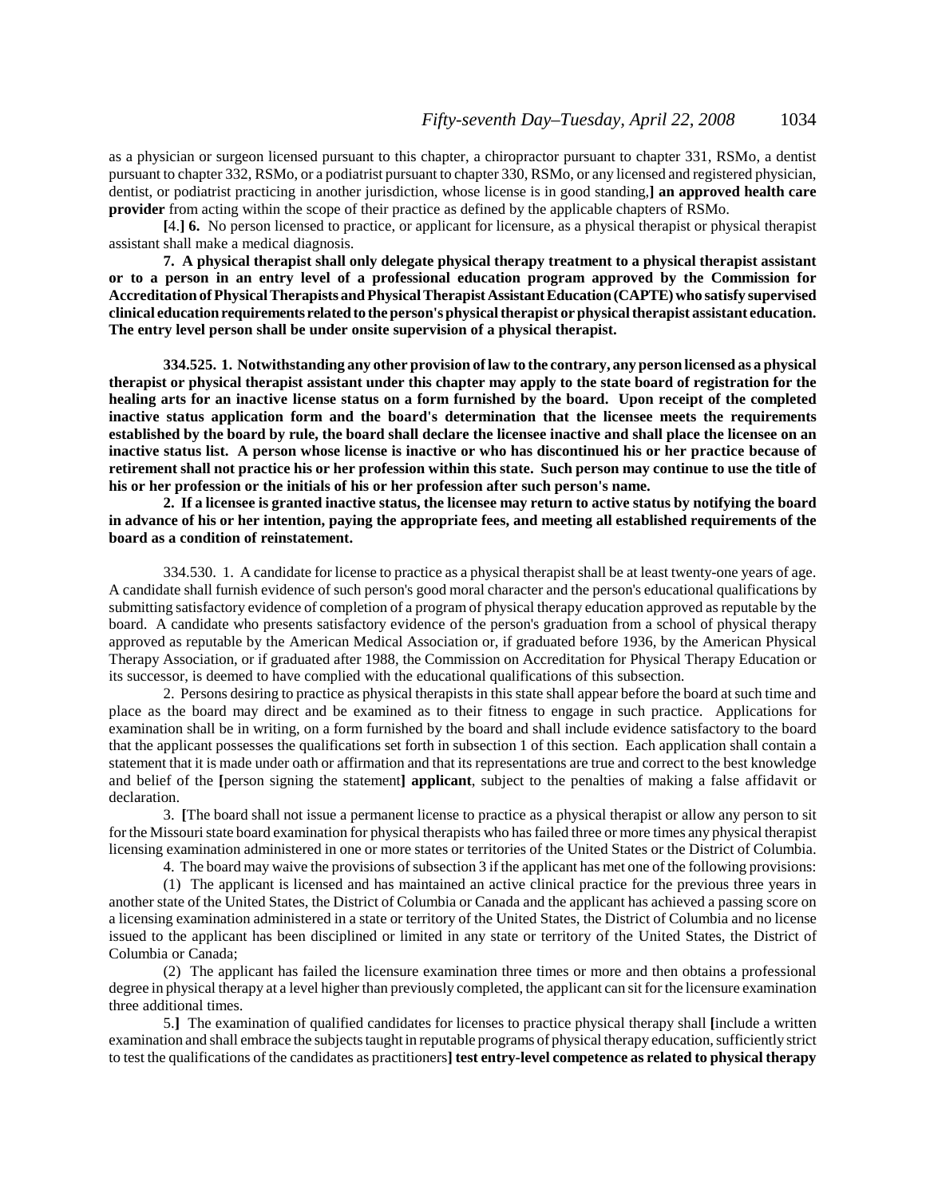as a physician or surgeon licensed pursuant to this chapter, a chiropractor pursuant to chapter 331, RSMo, a dentist pursuant to chapter 332, RSMo, or a podiatrist pursuant to chapter 330, RSMo, or any licensed and registered physician, dentist, or podiatrist practicing in another jurisdiction, whose license is in good standing,**] an approved health care provider** from acting within the scope of their practice as defined by the applicable chapters of RSMo.

**[**4.**] 6.** No person licensed to practice, or applicant for licensure, as a physical therapist or physical therapist assistant shall make a medical diagnosis.

**7. A physical therapist shall only delegate physical therapy treatment to a physical therapist assistant or to a person in an entry level of a professional education program approved by the Commission for Accreditation of Physical Therapists and Physical Therapist Assistant Education (CAPTE) who satisfy supervised clinical education requirements related to the person's physical therapist or physical therapist assistant education. The entry level person shall be under onsite supervision of a physical therapist.**

**334.525. 1. Notwithstanding any other provision of law to the contrary, any person licensed as a physical therapist or physical therapist assistant under this chapter may apply to the state board of registration for the healing arts for an inactive license status on a form furnished by the board. Upon receipt of the completed inactive status application form and the board's determination that the licensee meets the requirements established by the board by rule, the board shall declare the licensee inactive and shall place the licensee on an inactive status list. A person whose license is inactive or who has discontinued his or her practice because of retirement shall not practice his or her profession within this state. Such person may continue to use the title of his or her profession or the initials of his or her profession after such person's name.**

**2. If a licensee is granted inactive status, the licensee may return to active status by notifying the board in advance of his or her intention, paying the appropriate fees, and meeting all established requirements of the board as a condition of reinstatement.**

334.530. 1. A candidate for license to practice as a physical therapist shall be at least twenty-one years of age. A candidate shall furnish evidence of such person's good moral character and the person's educational qualifications by submitting satisfactory evidence of completion of a program of physical therapy education approved as reputable by the board. A candidate who presents satisfactory evidence of the person's graduation from a school of physical therapy approved as reputable by the American Medical Association or, if graduated before 1936, by the American Physical Therapy Association, or if graduated after 1988, the Commission on Accreditation for Physical Therapy Education or its successor, is deemed to have complied with the educational qualifications of this subsection.

2. Persons desiring to practice as physical therapists in this state shall appear before the board at such time and place as the board may direct and be examined as to their fitness to engage in such practice. Applications for examination shall be in writing, on a form furnished by the board and shall include evidence satisfactory to the board that the applicant possesses the qualifications set forth in subsection 1 of this section. Each application shall contain a statement that it is made under oath or affirmation and that its representations are true and correct to the best knowledge and belief of the **[**person signing the statement**] applicant**, subject to the penalties of making a false affidavit or declaration.

3. **[**The board shall not issue a permanent license to practice as a physical therapist or allow any person to sit for the Missouri state board examination for physical therapists who has failed three or more times any physical therapist licensing examination administered in one or more states or territories of the United States or the District of Columbia.

4. The board may waive the provisions of subsection 3 if the applicant has met one of the following provisions:

(1) The applicant is licensed and has maintained an active clinical practice for the previous three years in another state of the United States, the District of Columbia or Canada and the applicant has achieved a passing score on a licensing examination administered in a state or territory of the United States, the District of Columbia and no license issued to the applicant has been disciplined or limited in any state or territory of the United States, the District of Columbia or Canada;

(2) The applicant has failed the licensure examination three times or more and then obtains a professional degree in physical therapy at a level higher than previously completed, the applicant can sit for the licensure examination three additional times.

5.**]** The examination of qualified candidates for licenses to practice physical therapy shall **[**include a written examination and shall embrace the subjects taught in reputable programs of physical therapy education, sufficiently strict to test the qualifications of the candidates as practitioners**] test entry-level competence as related to physical therapy**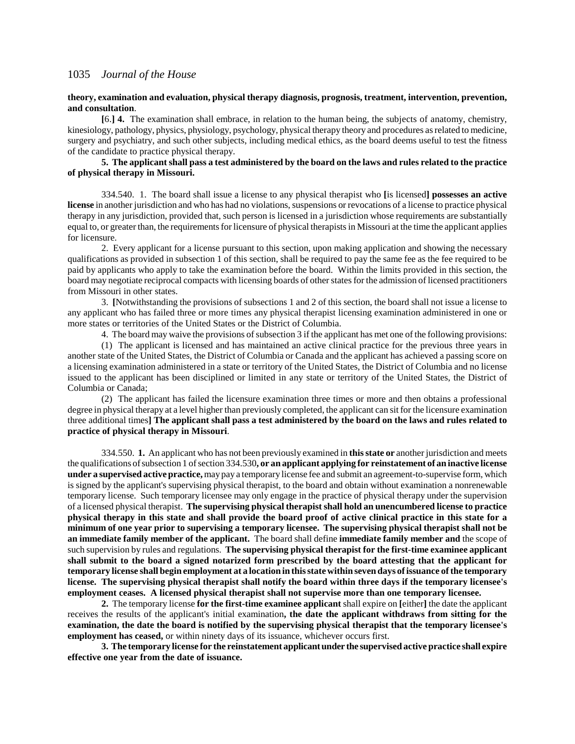**theory, examination and evaluation, physical therapy diagnosis, prognosis, treatment, intervention, prevention, and consultation**.

**[**6.**]** **4.** The examination shall embrace, in relation to the human being, the subjects of anatomy, chemistry, kinesiology, pathology, physics, physiology, psychology, physical therapy theory and procedures as related to medicine, surgery and psychiatry, and such other subjects, including medical ethics, as the board deems useful to test the fitness of the candidate to practice physical therapy.

**5. The applicant shall pass a test administered by the board on the laws and rules related to the practice of physical therapy in Missouri.**

334.540. 1. The board shall issue a license to any physical therapist who **[**is licensed**]** **possesses an active license** in another jurisdiction and who has had no violations, suspensions or revocations of a license to practice physical therapy in any jurisdiction, provided that, such person is licensed in a jurisdiction whose requirements are substantially equal to, or greater than, the requirements for licensure of physical therapists in Missouri at the time the applicant applies for licensure.

2. Every applicant for a license pursuant to this section, upon making application and showing the necessary qualifications as provided in subsection 1 of this section, shall be required to pay the same fee as the fee required to be paid by applicants who apply to take the examination before the board. Within the limits provided in this section, the board may negotiate reciprocal compacts with licensing boards of other states for the admission of licensed practitioners from Missouri in other states.

3. **[**Notwithstanding the provisions of subsections 1 and 2 of this section, the board shall not issue a license to any applicant who has failed three or more times any physical therapist licensing examination administered in one or more states or territories of the United States or the District of Columbia.

4. The board may waive the provisions of subsection 3 if the applicant has met one of the following provisions:

(1) The applicant is licensed and has maintained an active clinical practice for the previous three years in another state of the United States, the District of Columbia or Canada and the applicant has achieved a passing score on a licensing examination administered in a state or territory of the United States, the District of Columbia and no license issued to the applicant has been disciplined or limited in any state or territory of the United States, the District of Columbia or Canada;

(2) The applicant has failed the licensure examination three times or more and then obtains a professional degree in physical therapy at a level higher than previously completed, the applicant can sit for the licensure examination three additional times**]** **The applicant shall pass a test administered by the board on the laws and rules related to practice of physical therapy in Missouri**.

334.550. **1.** An applicant who has not been previously examined in **this state or** another jurisdiction and meets the qualifications of subsection 1 of section 334.530**, or an applicant applying for reinstatement of an inactive license under a supervised active practice,** may pay a temporary license fee and submit an agreement-to-supervise form, which is signed by the applicant's supervising physical therapist, to the board and obtain without examination a nonrenewable temporary license. Such temporary licensee may only engage in the practice of physical therapy under the supervision of a licensed physical therapist. **The supervising physical therapist shall hold an unencumbered license to practice physical therapy in this state and shall provide the board proof of active clinical practice in this state for a minimum of one year prior to supervising a temporary licensee. The supervising physical therapist shall not be an immediate family member of the applicant.** The board shall define **immediate family member and** the scope of such supervision by rules and regulations. **The supervising physical therapist for the first-time examinee applicant shall submit to the board a signed notarized form prescribed by the board attesting that the applicant for temporary license shall begin employment at a location in this state within seven days of issuance of the temporary license. The supervising physical therapist shall notify the board within three days if the temporary licensee's employment ceases. A licensed physical therapist shall not supervise more than one temporary licensee.**

**2.** The temporary license **for the first-time examinee applicant** shall expire on **[**either**]** the date the applicant receives the results of the applicant's initial examination**, the date the applicant withdraws from sitting for the examination, the date the board is notified by the supervising physical therapist that the temporary licensee's employment has ceased,** or within ninety days of its issuance, whichever occurs first.

**3. The temporary license for the reinstatement applicant under the supervised active practice shall expire effective one year from the date of issuance.**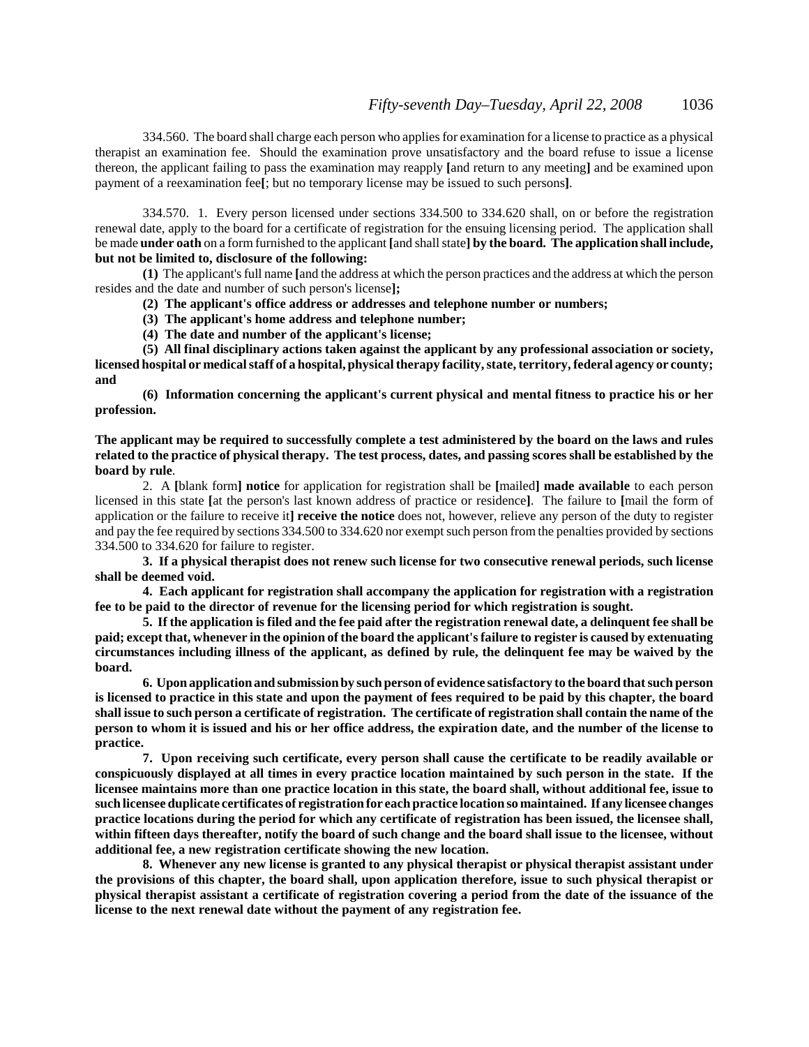334.560. The board shall charge each person who applies for examination for a license to practice as a physical therapist an examination fee. Should the examination prove unsatisfactory and the board refuse to issue a license thereon, the applicant failing to pass the examination may reapply **[**and return to any meeting**]** and be examined upon payment of a reexamination fee**[**; but no temporary license may be issued to such persons**]**.

334.570. 1. Every person licensed under sections 334.500 to 334.620 shall, on or before the registration renewal date, apply to the board for a certificate of registration for the ensuing licensing period. The application shall be made **under oath** on a form furnished to the applicant **[**and shall state**] by the board. The application shall include, but not be limited to, disclosure of the following:**

**(1)** The applicant's full name **[**and the address at which the person practices and the address at which the person resides and the date and number of such person's license**];**

**(2) The applicant's office address or addresses and telephone number or numbers;**

**(3) The applicant's home address and telephone number;**

**(4) The date and number of the applicant's license;**

**(5) All final disciplinary actions taken against the applicant by any professional association or society, licensed hospital or medical staff of a hospital, physical therapy facility, state, territory, federal agency or county; and**

**(6) Information concerning the applicant's current physical and mental fitness to practice his or her profession.**

**The applicant may be required to successfully complete a test administered by the board on the laws and rules related to the practice of physical therapy. The test process, dates, and passing scores shall be established by the board by rule**.

2. A **[**blank form**] notice** for application for registration shall be **[**mailed**] made available** to each person licensed in this state **[**at the person's last known address of practice or residence**]**. The failure to **[**mail the form of application or the failure to receive it**] receive the notice** does not, however, relieve any person of the duty to register and pay the fee required by sections 334.500 to 334.620 nor exempt such person from the penalties provided by sections 334.500 to 334.620 for failure to register.

**3. If a physical therapist does not renew such license for two consecutive renewal periods, such license shall be deemed void.**

**4. Each applicant for registration shall accompany the application for registration with a registration fee to be paid to the director of revenue for the licensing period for which registration is sought.**

**5. If the application is filed and the fee paid after the registration renewal date, a delinquent fee shall be paid; except that, whenever in the opinion of the board the applicant's failure to register is caused by extenuating circumstances including illness of the applicant, as defined by rule, the delinquent fee may be waived by the board.**

**6. Upon application and submission by such person of evidence satisfactory to the board that such person is licensed to practice in this state and upon the payment of fees required to be paid by this chapter, the board shall issue to such person a certificate of registration. The certificate of registration shall contain the name of the person to whom it is issued and his or her office address, the expiration date, and the number of the license to practice.**

**7. Upon receiving such certificate, every person shall cause the certificate to be readily available or conspicuously displayed at all times in every practice location maintained by such person in the state. If the licensee maintains more than one practice location in this state, the board shall, without additional fee, issue to such licensee duplicate certificates of registration for each practice location so maintained. If any licensee changes practice locations during the period for which any certificate of registration has been issued, the licensee shall, within fifteen days thereafter, notify the board of such change and the board shall issue to the licensee, without additional fee, a new registration certificate showing the new location.**

**8. Whenever any new license is granted to any physical therapist or physical therapist assistant under the provisions of this chapter, the board shall, upon application therefore, issue to such physical therapist or physical therapist assistant a certificate of registration covering a period from the date of the issuance of the license to the next renewal date without the payment of any registration fee.**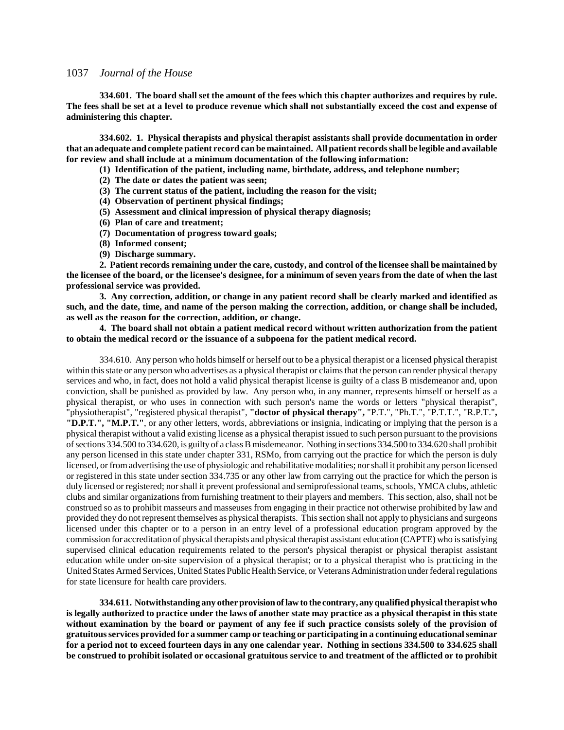**334.601. The board shall set the amount of the fees which this chapter authorizes and requires by rule. The fees shall be set at a level to produce revenue which shall not substantially exceed the cost and expense of administering this chapter.**

**334.602. 1. Physical therapists and physical therapist assistants shall provide documentation in order that an adequate and complete patient record can be maintained. All patient records shall be legible and available for review and shall include at a minimum documentation of the following information:**

**(1) Identification of the patient, including name, birthdate, address, and telephone number;**

**(2) The date or dates the patient was seen;**

**(3) The current status of the patient, including the reason for the visit;**

**(4) Observation of pertinent physical findings;**

**(5) Assessment and clinical impression of physical therapy diagnosis;**

**(6) Plan of care and treatment;**

**(7) Documentation of progress toward goals;**

**(8) Informed consent;**

**(9) Discharge summary.**

**2. Patient records remaining under the care, custody, and control of the licensee shall be maintained by the licensee of the board, or the licensee's designee, for a minimum of seven years from the date of when the last professional service was provided.**

**3. Any correction, addition, or change in any patient record shall be clearly marked and identified as such, and the date, time, and name of the person making the correction, addition, or change shall be included, as well as the reason for the correction, addition, or change.**

**4. The board shall not obtain a patient medical record without written authorization from the patient to obtain the medical record or the issuance of a subpoena for the patient medical record.**

334.610. Any person who holds himself or herself out to be a physical therapist or a licensed physical therapist within this state or any person who advertises as a physical therapist or claims that the person can render physical therapy services and who, in fact, does not hold a valid physical therapist license is guilty of a class B misdemeanor and, upon conviction, shall be punished as provided by law. Any person who, in any manner, represents himself or herself as a physical therapist, or who uses in connection with such person's name the words or letters "physical therapist", "physiotherapist", "registered physical therapist", **"doctor of physical therapy",** "P.T.", "Ph.T.", "P.T.T.", "R.P.T.", **"D.P.T.", "M.P.T."**, or any other letters, words, abbreviations or insignia, indicating or implying that the person is a physical therapist without a valid existing license as a physical therapist issued to such person pursuant to the provisions of sections 334.500 to 334.620, is guilty of a class B misdemeanor. Nothing in sections 334.500 to 334.620 shall prohibit any person licensed in this state under chapter 331, RSMo, from carrying out the practice for which the person is duly licensed, or from advertising the use of physiologic and rehabilitative modalities; nor shall it prohibit any person licensed or registered in this state under section 334.735 or any other law from carrying out the practice for which the person is duly licensed or registered; nor shall it prevent professional and semiprofessional teams, schools, YMCA clubs, athletic clubs and similar organizations from furnishing treatment to their players and members. This section, also, shall not be construed so as to prohibit masseurs and masseuses from engaging in their practice not otherwise prohibited by law and provided they do not represent themselves as physical therapists. This section shall not apply to physicians and surgeons licensed under this chapter or to a person in an entry level of a professional education program approved by the commission for accreditation of physical therapists and physical therapist assistant education (CAPTE) who is satisfying supervised clinical education requirements related to the person's physical therapist or physical therapist assistant education while under on-site supervision of a physical therapist; or to a physical therapist who is practicing in the United States Armed Services, United States Public Health Service, or Veterans Administration under federal regulations for state licensure for health care providers.

**334.611. Notwithstanding any other provision of law to the contrary, any qualified physical therapist who is legally authorized to practice under the laws of another state may practice as a physical therapist in this state without examination by the board or payment of any fee if such practice consists solely of the provision of gratuitous services provided for a summer camp or teaching or participating in a continuing educational seminar for a period not to exceed fourteen days in any one calendar year. Nothing in sections 334.500 to 334.625 shall be construed to prohibit isolated or occasional gratuitous service to and treatment of the afflicted or to prohibit**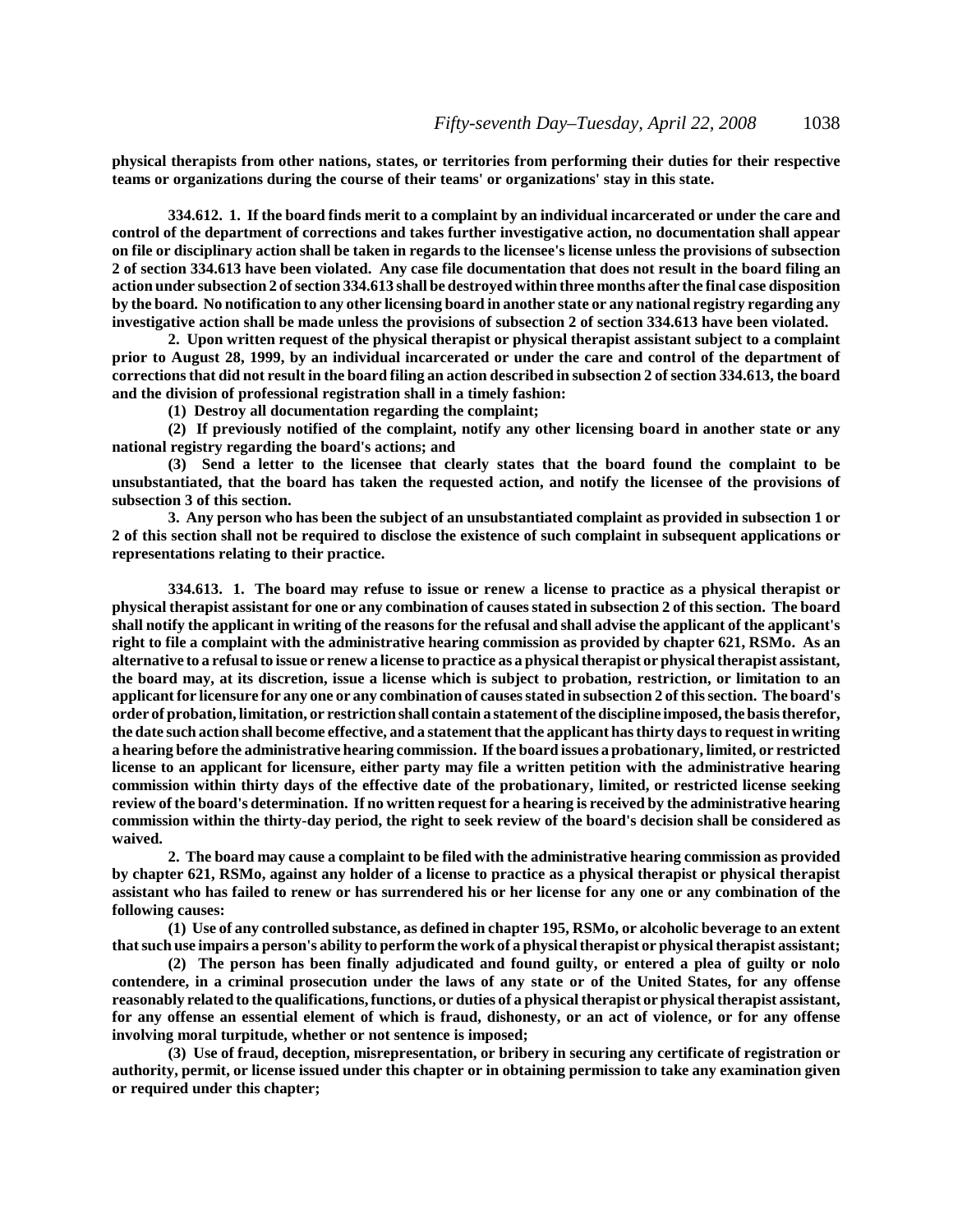**physical therapists from other nations, states, or territories from performing their duties for their respective teams or organizations during the course of their teams' or organizations' stay in this state.**

**334.612. 1. If the board finds merit to a complaint by an individual incarcerated or under the care and control of the department of corrections and takes further investigative action, no documentation shall appear on file or disciplinary action shall be taken in regards to the licensee's license unless the provisions of subsection 2 of section 334.613 have been violated. Any case file documentation that does not result in the board filing an action under subsection 2 of section 334.613 shall be destroyed within three months after the final case disposition by the board. No notification to any other licensing board in another state or any national registry regarding any investigative action shall be made unless the provisions of subsection 2 of section 334.613 have been violated.**

**2. Upon written request of the physical therapist or physical therapist assistant subject to a complaint prior to August 28, 1999, by an individual incarcerated or under the care and control of the department of corrections that did not result in the board filing an action described in subsection 2 of section 334.613, the board and the division of professional registration shall in a timely fashion:**

**(1) Destroy all documentation regarding the complaint;**

**(2) If previously notified of the complaint, notify any other licensing board in another state or any national registry regarding the board's actions; and**

**(3) Send a letter to the licensee that clearly states that the board found the complaint to be unsubstantiated, that the board has taken the requested action, and notify the licensee of the provisions of subsection 3 of this section.**

**3. Any person who has been the subject of an unsubstantiated complaint as provided in subsection 1 or 2 of this section shall not be required to disclose the existence of such complaint in subsequent applications or representations relating to their practice.**

**334.613. 1. The board may refuse to issue or renew a license to practice as a physical therapist or physical therapist assistant for one or any combination of causes stated in subsection 2 of this section. The board shall notify the applicant in writing of the reasons for the refusal and shall advise the applicant of the applicant's right to file a complaint with the administrative hearing commission as provided by chapter 621, RSMo. As an alternative to a refusal to issue or renew a license to practice as a physical therapist or physical therapist assistant, the board may, at its discretion, issue a license which is subject to probation, restriction, or limitation to an applicant for licensure for any one or any combination of causes stated in subsection 2 of this section. The board's order of probation, limitation, or restriction shall contain a statement of the discipline imposed, the basis therefor, the date such action shall become effective, and a statement that the applicant has thirty days to request in writing a hearing before the administrative hearing commission. If the board issues a probationary, limited, or restricted license to an applicant for licensure, either party may file a written petition with the administrative hearing commission within thirty days of the effective date of the probationary, limited, or restricted license seeking review of the board's determination. If no written request for a hearing is received by the administrative hearing commission within the thirty-day period, the right to seek review of the board's decision shall be considered as waived.**

**2. The board may cause a complaint to be filed with the administrative hearing commission as provided by chapter 621, RSMo, against any holder of a license to practice as a physical therapist or physical therapist assistant who has failed to renew or has surrendered his or her license for any one or any combination of the following causes:**

**(1) Use of any controlled substance, as defined in chapter 195, RSMo, or alcoholic beverage to an extent that such use impairs a person's ability to perform the work of a physical therapist or physical therapist assistant;**

**(2) The person has been finally adjudicated and found guilty, or entered a plea of guilty or nolo contendere, in a criminal prosecution under the laws of any state or of the United States, for any offense reasonably related to the qualifications, functions, or duties of a physical therapist or physical therapist assistant, for any offense an essential element of which is fraud, dishonesty, or an act of violence, or for any offense involving moral turpitude, whether or not sentence is imposed;**

**(3) Use of fraud, deception, misrepresentation, or bribery in securing any certificate of registration or authority, permit, or license issued under this chapter or in obtaining permission to take any examination given or required under this chapter;**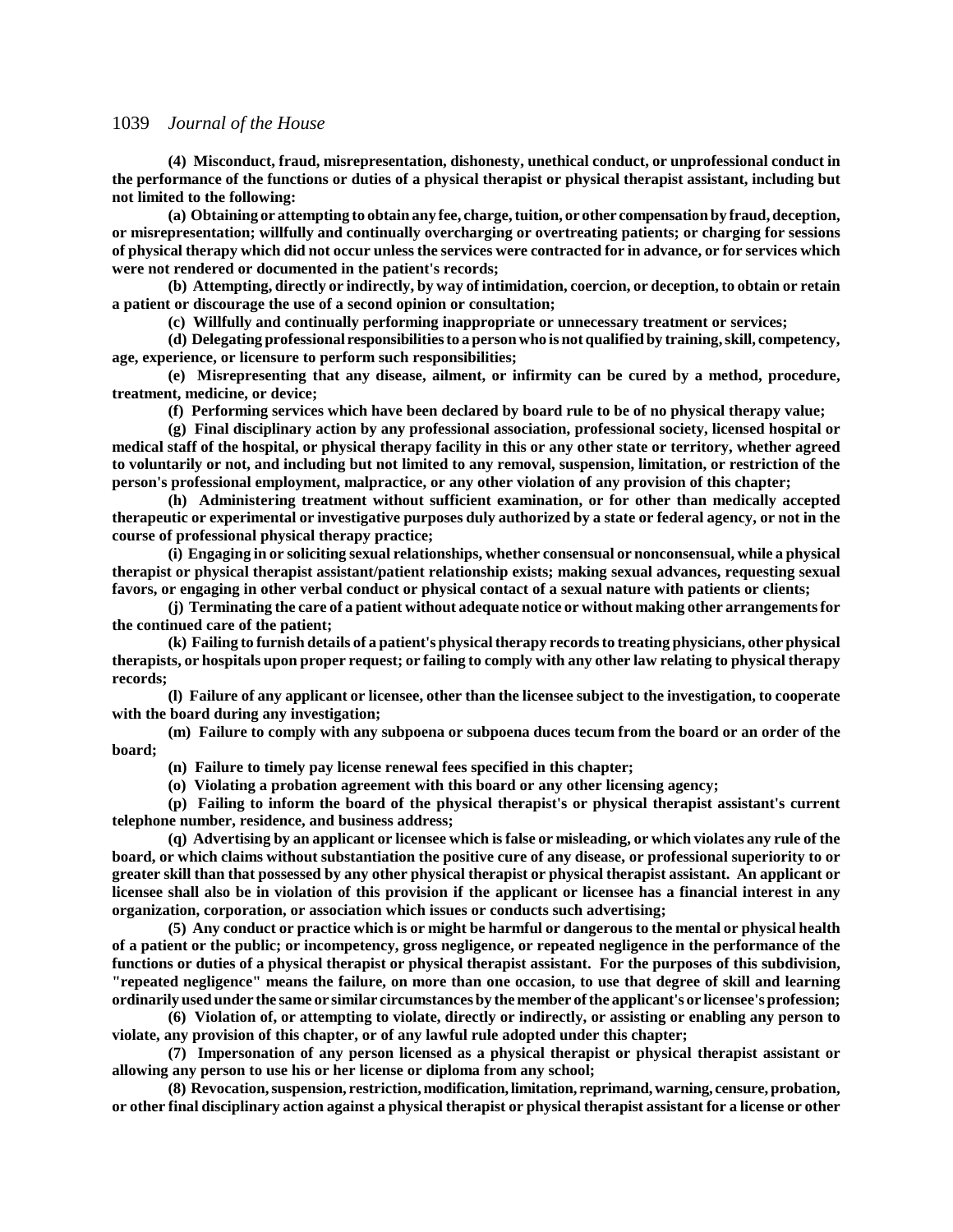**(4) Misconduct, fraud, misrepresentation, dishonesty, unethical conduct, or unprofessional conduct in the performance of the functions or duties of a physical therapist or physical therapist assistant, including but not limited to the following:**

**(a) Obtaining or attempting to obtain any fee, charge, tuition, or other compensation by fraud, deception, or misrepresentation; willfully and continually overcharging or overtreating patients; or charging for sessions of physical therapy which did not occur unless the services were contracted for in advance, or for services which were not rendered or documented in the patient's records;**

**(b) Attempting, directly or indirectly, by way of intimidation, coercion, or deception, to obtain or retain a patient or discourage the use of a second opinion or consultation;**

**(c) Willfully and continually performing inappropriate or unnecessary treatment or services;**

**(d) Delegating professional responsibilities to a person who is not qualified by training, skill, competency, age, experience, or licensure to perform such responsibilities;**

**(e) Misrepresenting that any disease, ailment, or infirmity can be cured by a method, procedure, treatment, medicine, or device;**

**(f) Performing services which have been declared by board rule to be of no physical therapy value;**

**(g) Final disciplinary action by any professional association, professional society, licensed hospital or medical staff of the hospital, or physical therapy facility in this or any other state or territory, whether agreed to voluntarily or not, and including but not limited to any removal, suspension, limitation, or restriction of the person's professional employment, malpractice, or any other violation of any provision of this chapter;**

**(h) Administering treatment without sufficient examination, or for other than medically accepted therapeutic or experimental or investigative purposes duly authorized by a state or federal agency, or not in the course of professional physical therapy practice;**

**(i) Engaging in or soliciting sexual relationships, whether consensual or nonconsensual, while a physical therapist or physical therapist assistant/patient relationship exists; making sexual advances, requesting sexual favors, or engaging in other verbal conduct or physical contact of a sexual nature with patients or clients;**

**(j) Terminating the care of a patient without adequate notice or without making other arrangements for the continued care of the patient;**

**(k) Failing to furnish details of a patient's physical therapy records to treating physicians, other physical therapists, or hospitals upon proper request; or failing to comply with any other law relating to physical therapy records;**

**(l) Failure of any applicant or licensee, other than the licensee subject to the investigation, to cooperate with the board during any investigation;**

**(m) Failure to comply with any subpoena or subpoena duces tecum from the board or an order of the board;**

**(n) Failure to timely pay license renewal fees specified in this chapter;**

**(o) Violating a probation agreement with this board or any other licensing agency;**

**(p) Failing to inform the board of the physical therapist's or physical therapist assistant's current telephone number, residence, and business address;**

**(q) Advertising by an applicant or licensee which is false or misleading, or which violates any rule of the board, or which claims without substantiation the positive cure of any disease, or professional superiority to or greater skill than that possessed by any other physical therapist or physical therapist assistant. An applicant or licensee shall also be in violation of this provision if the applicant or licensee has a financial interest in any organization, corporation, or association which issues or conducts such advertising;**

**(5) Any conduct or practice which is or might be harmful or dangerous to the mental or physical health of a patient or the public; or incompetency, gross negligence, or repeated negligence in the performance of the functions or duties of a physical therapist or physical therapist assistant. For the purposes of this subdivision, "repeated negligence" means the failure, on more than one occasion, to use that degree of skill and learning ordinarily used under the same or similar circumstances by the member of the applicant's or licensee's profession;**

**(6) Violation of, or attempting to violate, directly or indirectly, or assisting or enabling any person to violate, any provision of this chapter, or of any lawful rule adopted under this chapter;**

**(7) Impersonation of any person licensed as a physical therapist or physical therapist assistant or allowing any person to use his or her license or diploma from any school;**

**(8) Revocation, suspension, restriction, modification, limitation, reprimand, warning, censure, probation, or other final disciplinary action against a physical therapist or physical therapist assistant for a license or other**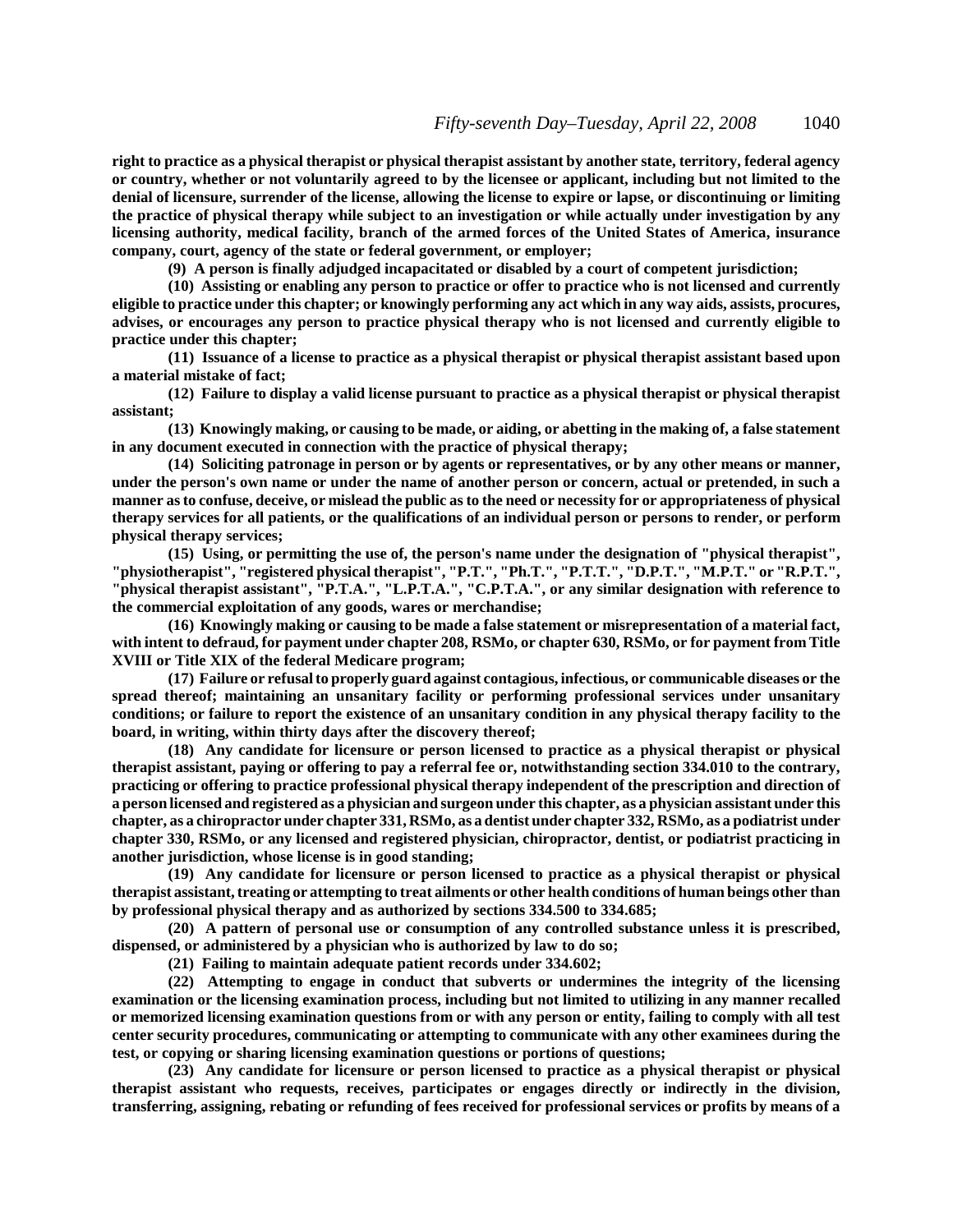**right to practice as a physical therapist or physical therapist assistant by another state, territory, federal agency or country, whether or not voluntarily agreed to by the licensee or applicant, including but not limited to the denial of licensure, surrender of the license, allowing the license to expire or lapse, or discontinuing or limiting the practice of physical therapy while subject to an investigation or while actually under investigation by any licensing authority, medical facility, branch of the armed forces of the United States of America, insurance company, court, agency of the state or federal government, or employer;**

**(9) A person is finally adjudged incapacitated or disabled by a court of competent jurisdiction;**

**(10) Assisting or enabling any person to practice or offer to practice who is not licensed and currently eligible to practice under this chapter; or knowingly performing any act which in any way aids, assists, procures, advises, or encourages any person to practice physical therapy who is not licensed and currently eligible to practice under this chapter;**

**(11) Issuance of a license to practice as a physical therapist or physical therapist assistant based upon a material mistake of fact;**

**(12) Failure to display a valid license pursuant to practice as a physical therapist or physical therapist assistant;**

**(13) Knowingly making, or causing to be made, or aiding, or abetting in the making of, a false statement in any document executed in connection with the practice of physical therapy;**

**(14) Soliciting patronage in person or by agents or representatives, or by any other means or manner, under the person's own name or under the name of another person or concern, actual or pretended, in such a manner as to confuse, deceive, or mislead the public as to the need or necessity for or appropriateness of physical therapy services for all patients, or the qualifications of an individual person or persons to render, or perform physical therapy services;**

**(15) Using, or permitting the use of, the person's name under the designation of "physical therapist", "physiotherapist", "registered physical therapist", "P.T.", "Ph.T.", "P.T.T.", "D.P.T.", "M.P.T." or "R.P.T.", "physical therapist assistant", "P.T.A.", "L.P.T.A.", "C.P.T.A.", or any similar designation with reference to the commercial exploitation of any goods, wares or merchandise;**

**(16) Knowingly making or causing to be made a false statement or misrepresentation of a material fact, with intent to defraud, for payment under chapter 208, RSMo, or chapter 630, RSMo, or for payment from Title XVIII or Title XIX of the federal Medicare program;**

**(17) Failure or refusal to properly guard against contagious, infectious, or communicable diseases or the spread thereof; maintaining an unsanitary facility or performing professional services under unsanitary conditions; or failure to report the existence of an unsanitary condition in any physical therapy facility to the board, in writing, within thirty days after the discovery thereof;**

**(18) Any candidate for licensure or person licensed to practice as a physical therapist or physical therapist assistant, paying or offering to pay a referral fee or, notwithstanding section 334.010 to the contrary, practicing or offering to practice professional physical therapy independent of the prescription and direction of a person licensed and registered as a physician and surgeon under this chapter, as a physician assistant under this chapter, as a chiropractor under chapter 331, RSMo, as a dentist under chapter 332, RSMo, as a podiatrist under chapter 330, RSMo, or any licensed and registered physician, chiropractor, dentist, or podiatrist practicing in another jurisdiction, whose license is in good standing;**

**(19) Any candidate for licensure or person licensed to practice as a physical therapist or physical therapist assistant, treating or attempting to treat ailments or other health conditions of human beings other than by professional physical therapy and as authorized by sections 334.500 to 334.685;**

**(20) A pattern of personal use or consumption of any controlled substance unless it is prescribed, dispensed, or administered by a physician who is authorized by law to do so;**

**(21) Failing to maintain adequate patient records under 334.602;**

**(22) Attempting to engage in conduct that subverts or undermines the integrity of the licensing examination or the licensing examination process, including but not limited to utilizing in any manner recalled or memorized licensing examination questions from or with any person or entity, failing to comply with all test center security procedures, communicating or attempting to communicate with any other examinees during the test, or copying or sharing licensing examination questions or portions of questions;**

**(23) Any candidate for licensure or person licensed to practice as a physical therapist or physical therapist assistant who requests, receives, participates or engages directly or indirectly in the division, transferring, assigning, rebating or refunding of fees received for professional services or profits by means of a**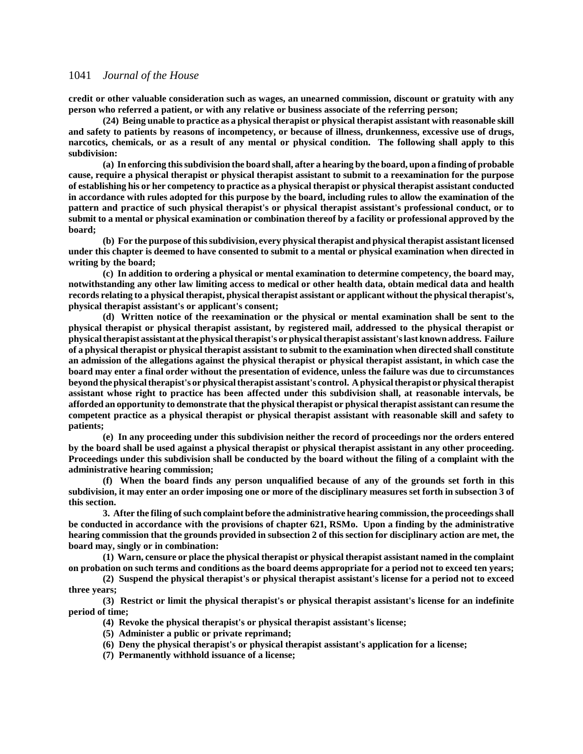**credit or other valuable consideration such as wages, an unearned commission, discount or gratuity with any person who referred a patient, or with any relative or business associate of the referring person;**

**(24) Being unable to practice as a physical therapist or physical therapist assistant with reasonable skill and safety to patients by reasons of incompetency, or because of illness, drunkenness, excessive use of drugs, narcotics, chemicals, or as a result of any mental or physical condition. The following shall apply to this subdivision:**

**(a) In enforcing this subdivision the board shall, after a hearing by the board, upon a finding of probable cause, require a physical therapist or physical therapist assistant to submit to a reexamination for the purpose of establishing his or her competency to practice as a physical therapist or physical therapist assistant conducted in accordance with rules adopted for this purpose by the board, including rules to allow the examination of the pattern and practice of such physical therapist's or physical therapist assistant's professional conduct, or to submit to a mental or physical examination or combination thereof by a facility or professional approved by the board;**

**(b) For the purpose of this subdivision, every physical therapist and physical therapist assistant licensed under this chapter is deemed to have consented to submit to a mental or physical examination when directed in writing by the board;**

**(c) In addition to ordering a physical or mental examination to determine competency, the board may, notwithstanding any other law limiting access to medical or other health data, obtain medical data and health records relating to a physical therapist, physical therapist assistant or applicant without the physical therapist's, physical therapist assistant's or applicant's consent;**

**(d) Written notice of the reexamination or the physical or mental examination shall be sent to the physical therapist or physical therapist assistant, by registered mail, addressed to the physical therapist or physical therapist assistant at the physical therapist's or physical therapist assistant's last known address. Failure of a physical therapist or physical therapist assistant to submit to the examination when directed shall constitute an admission of the allegations against the physical therapist or physical therapist assistant, in which case the board may enter a final order without the presentation of evidence, unless the failure was due to circumstances beyond the physical therapist's or physical therapist assistant's control. A physical therapist or physical therapist assistant whose right to practice has been affected under this subdivision shall, at reasonable intervals, be afforded an opportunity to demonstrate that the physical therapist or physical therapist assistant can resume the competent practice as a physical therapist or physical therapist assistant with reasonable skill and safety to patients;**

**(e) In any proceeding under this subdivision neither the record of proceedings nor the orders entered by the board shall be used against a physical therapist or physical therapist assistant in any other proceeding. Proceedings under this subdivision shall be conducted by the board without the filing of a complaint with the administrative hearing commission;**

**(f) When the board finds any person unqualified because of any of the grounds set forth in this subdivision, it may enter an order imposing one or more of the disciplinary measures set forth in subsection 3 of this section.**

**3. After the filing of such complaint before the administrative hearing commission, the proceedings shall be conducted in accordance with the provisions of chapter 621, RSMo. Upon a finding by the administrative hearing commission that the grounds provided in subsection 2 of this section for disciplinary action are met, the board may, singly or in combination:**

**(1) Warn, censure or place the physical therapist or physical therapist assistant named in the complaint on probation on such terms and conditions as the board deems appropriate for a period not to exceed ten years;**

**(2) Suspend the physical therapist's or physical therapist assistant's license for a period not to exceed three years;**

**(3) Restrict or limit the physical therapist's or physical therapist assistant's license for an indefinite period of time;**

**(4) Revoke the physical therapist's or physical therapist assistant's license;**

**(5) Administer a public or private reprimand;**

**(6) Deny the physical therapist's or physical therapist assistant's application for a license;**

**(7) Permanently withhold issuance of a license;**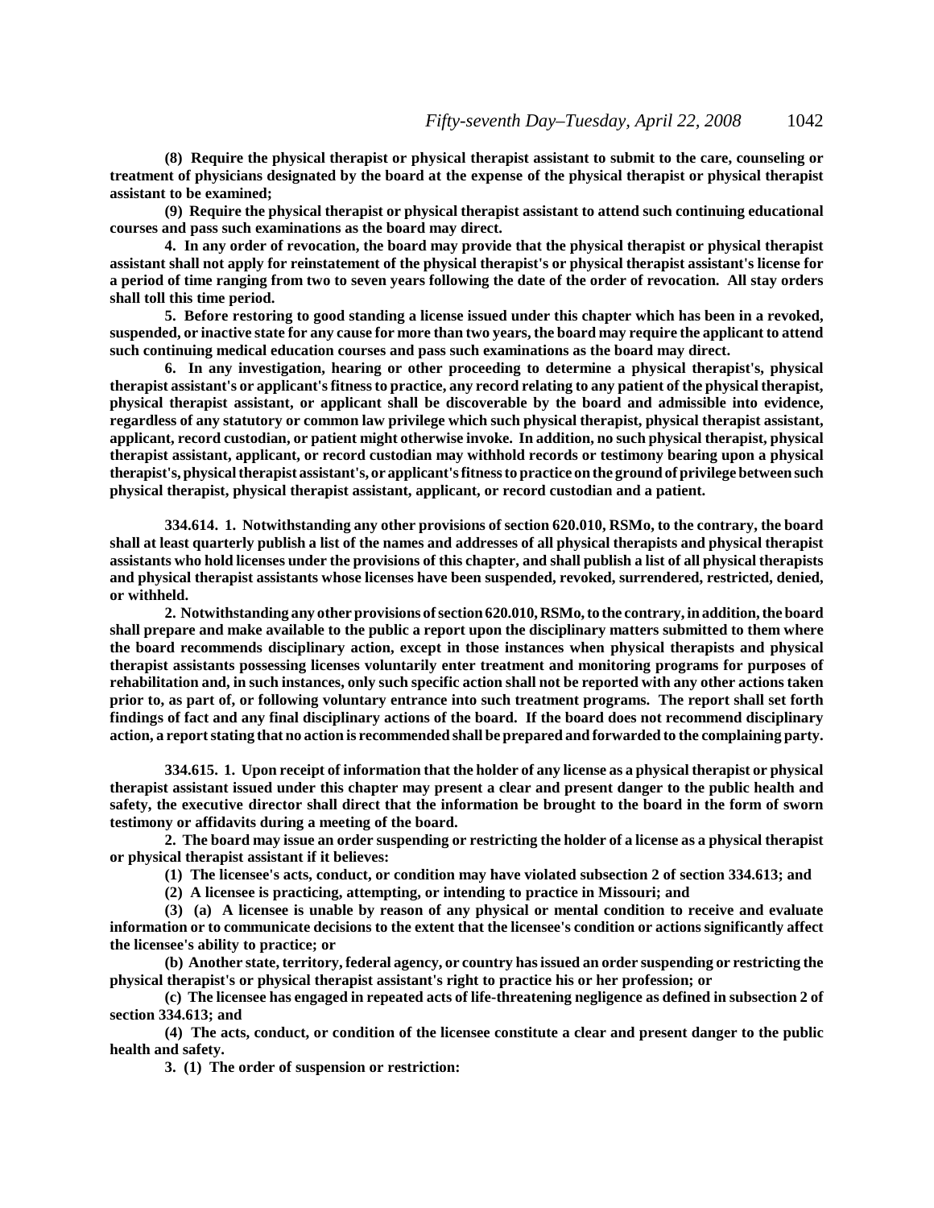**(8) Require the physical therapist or physical therapist assistant to submit to the care, counseling or treatment of physicians designated by the board at the expense of the physical therapist or physical therapist assistant to be examined;**

**(9) Require the physical therapist or physical therapist assistant to attend such continuing educational courses and pass such examinations as the board may direct.**

**4. In any order of revocation, the board may provide that the physical therapist or physical therapist assistant shall not apply for reinstatement of the physical therapist's or physical therapist assistant's license for a period of time ranging from two to seven years following the date of the order of revocation. All stay orders shall toll this time period.**

**5. Before restoring to good standing a license issued under this chapter which has been in a revoked, suspended, or inactive state for any cause for more than two years, the board may require the applicant to attend such continuing medical education courses and pass such examinations as the board may direct.**

**6. In any investigation, hearing or other proceeding to determine a physical therapist's, physical therapist assistant's or applicant's fitness to practice, any record relating to any patient of the physical therapist, physical therapist assistant, or applicant shall be discoverable by the board and admissible into evidence, regardless of any statutory or common law privilege which such physical therapist, physical therapist assistant, applicant, record custodian, or patient might otherwise invoke. In addition, no such physical therapist, physical therapist assistant, applicant, or record custodian may withhold records or testimony bearing upon a physical therapist's, physical therapist assistant's, or applicant's fitness to practice on the ground of privilege between such physical therapist, physical therapist assistant, applicant, or record custodian and a patient.**

**334.614. 1. Notwithstanding any other provisions of section 620.010, RSMo, to the contrary, the board shall at least quarterly publish a list of the names and addresses of all physical therapists and physical therapist assistants who hold licenses under the provisions of this chapter, and shall publish a list of all physical therapists and physical therapist assistants whose licenses have been suspended, revoked, surrendered, restricted, denied, or withheld.**

**2. Notwithstanding any other provisions of section 620.010, RSMo, to the contrary, in addition, the board shall prepare and make available to the public a report upon the disciplinary matters submitted to them where the board recommends disciplinary action, except in those instances when physical therapists and physical therapist assistants possessing licenses voluntarily enter treatment and monitoring programs for purposes of rehabilitation and, in such instances, only such specific action shall not be reported with any other actions taken prior to, as part of, or following voluntary entrance into such treatment programs. The report shall set forth findings of fact and any final disciplinary actions of the board. If the board does not recommend disciplinary action, a report stating that no action is recommended shall be prepared and forwarded to the complaining party.**

**334.615. 1. Upon receipt of information that the holder of any license as a physical therapist or physical therapist assistant issued under this chapter may present a clear and present danger to the public health and safety, the executive director shall direct that the information be brought to the board in the form of sworn testimony or affidavits during a meeting of the board.**

**2. The board may issue an order suspending or restricting the holder of a license as a physical therapist or physical therapist assistant if it believes:**

**(1) The licensee's acts, conduct, or condition may have violated subsection 2 of section 334.613; and**

**(2) A licensee is practicing, attempting, or intending to practice in Missouri; and**

**(3) (a) A licensee is unable by reason of any physical or mental condition to receive and evaluate information or to communicate decisions to the extent that the licensee's condition or actions significantly affect the licensee's ability to practice; or**

**(b) Another state, territory, federal agency, or country has issued an order suspending or restricting the physical therapist's or physical therapist assistant's right to practice his or her profession; or**

**(c) The licensee has engaged in repeated acts of life-threatening negligence as defined in subsection 2 of section 334.613; and**

**(4) The acts, conduct, or condition of the licensee constitute a clear and present danger to the public health and safety.**

**3. (1) The order of suspension or restriction:**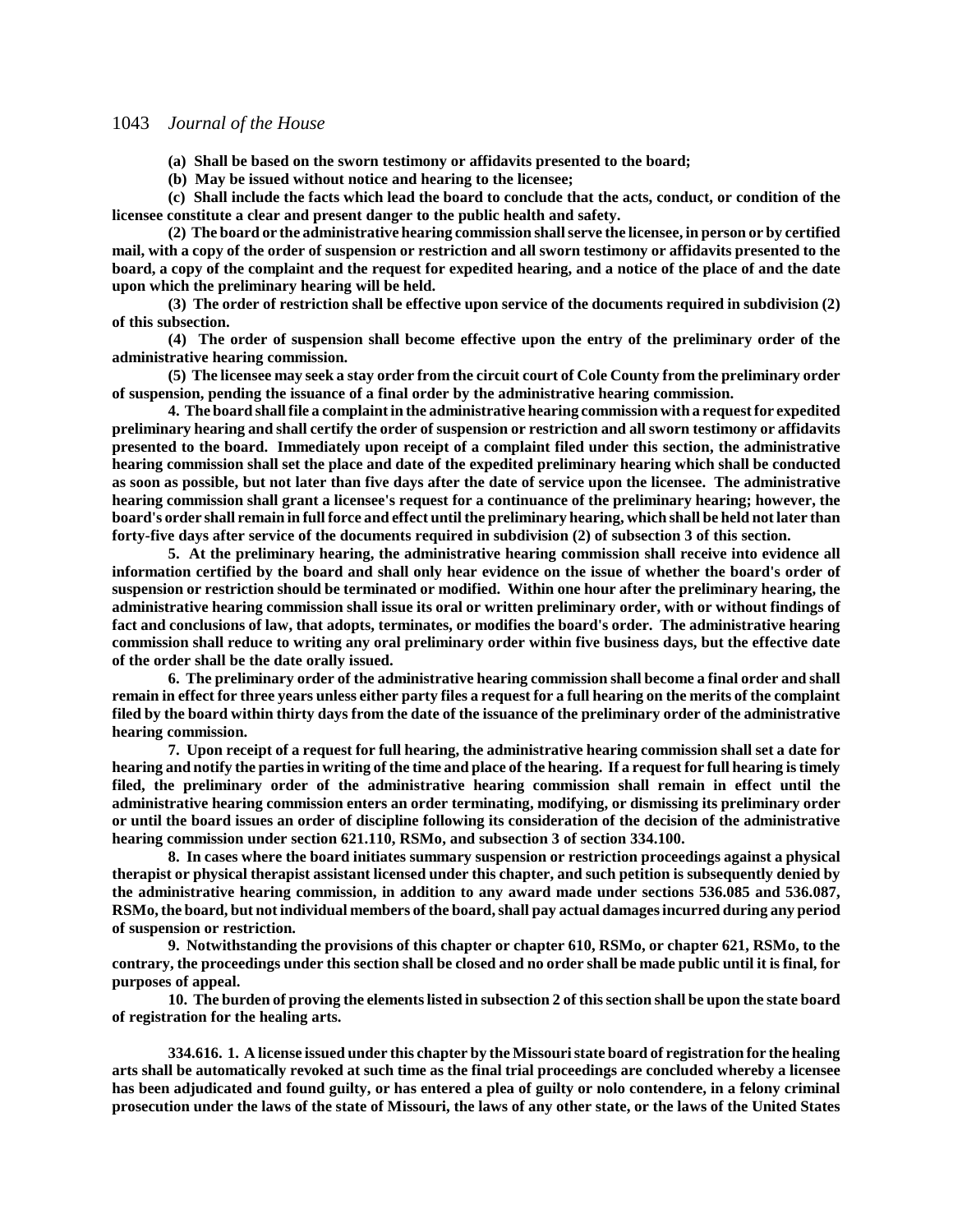**(a) Shall be based on the sworn testimony or affidavits presented to the board;**

**(b) May be issued without notice and hearing to the licensee;**

**(c) Shall include the facts which lead the board to conclude that the acts, conduct, or condition of the licensee constitute a clear and present danger to the public health and safety.**

**(2) The board or the administrative hearing commission shall serve the licensee, in person or by certified mail, with a copy of the order of suspension or restriction and all sworn testimony or affidavits presented to the board, a copy of the complaint and the request for expedited hearing, and a notice of the place of and the date upon which the preliminary hearing will be held.**

**(3) The order of restriction shall be effective upon service of the documents required in subdivision (2) of this subsection.**

**(4) The order of suspension shall become effective upon the entry of the preliminary order of the administrative hearing commission.**

**(5) The licensee may seek a stay order from the circuit court of Cole County from the preliminary order of suspension, pending the issuance of a final order by the administrative hearing commission.**

**4. The board shall file a complaint in the administrative hearing commission with a request for expedited preliminary hearing and shall certify the order of suspension or restriction and all sworn testimony or affidavits presented to the board. Immediately upon receipt of a complaint filed under this section, the administrative hearing commission shall set the place and date of the expedited preliminary hearing which shall be conducted as soon as possible, but not later than five days after the date of service upon the licensee. The administrative hearing commission shall grant a licensee's request for a continuance of the preliminary hearing; however, the board's order shall remain in full force and effect until the preliminary hearing, which shall be held not later than forty-five days after service of the documents required in subdivision (2) of subsection 3 of this section.**

**5. At the preliminary hearing, the administrative hearing commission shall receive into evidence all information certified by the board and shall only hear evidence on the issue of whether the board's order of suspension or restriction should be terminated or modified. Within one hour after the preliminary hearing, the administrative hearing commission shall issue its oral or written preliminary order, with or without findings of fact and conclusions of law, that adopts, terminates, or modifies the board's order. The administrative hearing commission shall reduce to writing any oral preliminary order within five business days, but the effective date of the order shall be the date orally issued.**

**6. The preliminary order of the administrative hearing commission shall become a final order and shall remain in effect for three years unless either party files a request for a full hearing on the merits of the complaint filed by the board within thirty days from the date of the issuance of the preliminary order of the administrative hearing commission.**

**7. Upon receipt of a request for full hearing, the administrative hearing commission shall set a date for hearing and notify the parties in writing of the time and place of the hearing. If a request for full hearing is timely filed, the preliminary order of the administrative hearing commission shall remain in effect until the administrative hearing commission enters an order terminating, modifying, or dismissing its preliminary order or until the board issues an order of discipline following its consideration of the decision of the administrative hearing commission under section 621.110, RSMo, and subsection 3 of section 334.100.**

**8. In cases where the board initiates summary suspension or restriction proceedings against a physical therapist or physical therapist assistant licensed under this chapter, and such petition is subsequently denied by the administrative hearing commission, in addition to any award made under sections 536.085 and 536.087, RSMo, the board, but not individual members of the board, shall pay actual damages incurred during any period of suspension or restriction.**

**9. Notwithstanding the provisions of this chapter or chapter 610, RSMo, or chapter 621, RSMo, to the contrary, the proceedings under this section shall be closed and no order shall be made public until it is final, for purposes of appeal.**

**10. The burden of proving the elements listed in subsection 2 of this section shall be upon the state board of registration for the healing arts.**

**334.616. 1. A license issued under this chapter by the Missouri state board of registration for the healing arts shall be automatically revoked at such time as the final trial proceedings are concluded whereby a licensee has been adjudicated and found guilty, or has entered a plea of guilty or nolo contendere, in a felony criminal prosecution under the laws of the state of Missouri, the laws of any other state, or the laws of the United States**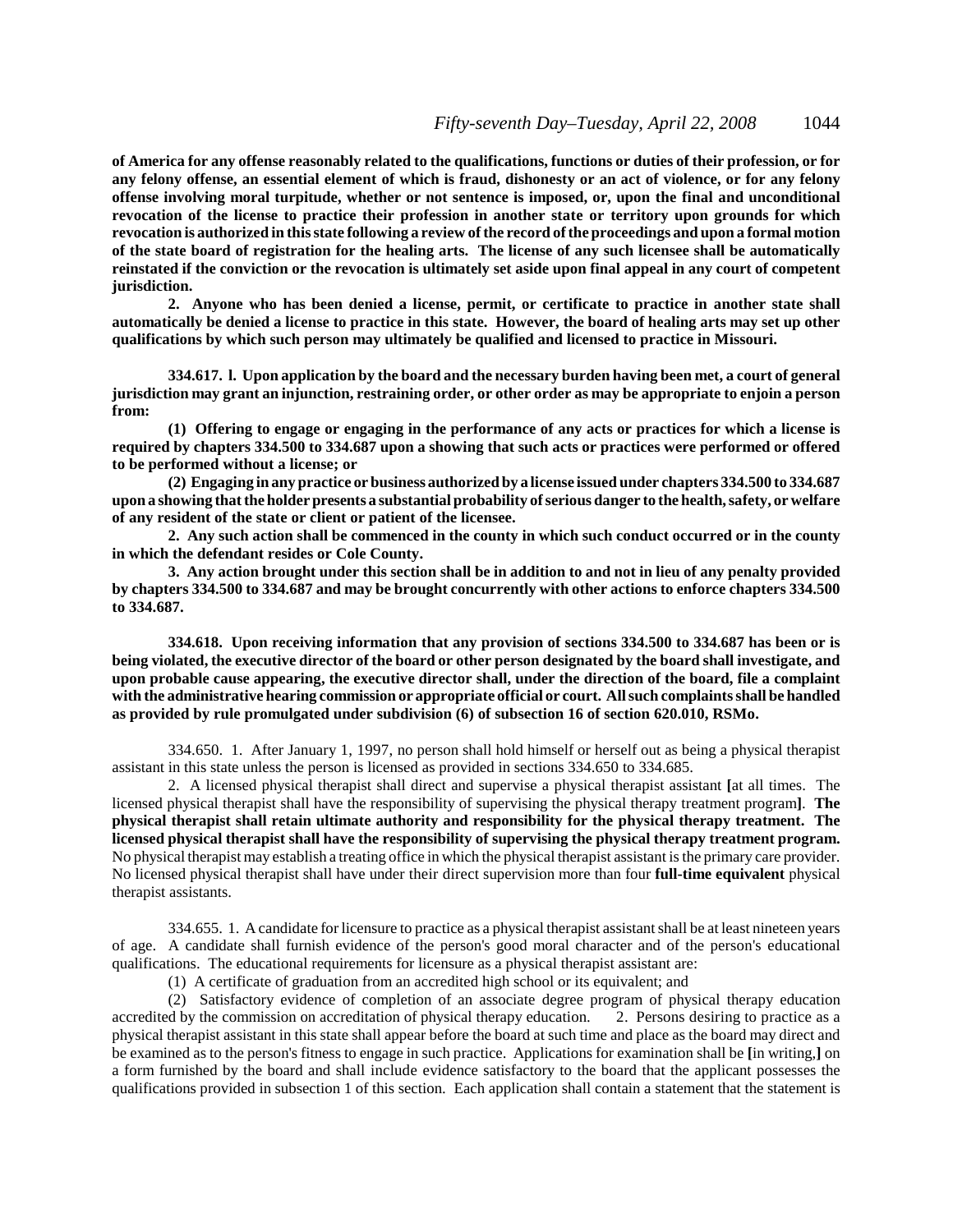**of America for any offense reasonably related to the qualifications, functions or duties of their profession, or for any felony offense, an essential element of which is fraud, dishonesty or an act of violence, or for any felony offense involving moral turpitude, whether or not sentence is imposed, or, upon the final and unconditional revocation of the license to practice their profession in another state or territory upon grounds for which revocation is authorized in this state following a review of the record of the proceedings and upon a formal motion of the state board of registration for the healing arts. The license of any such licensee shall be automatically reinstated if the conviction or the revocation is ultimately set aside upon final appeal in any court of competent jurisdiction.**

**2. Anyone who has been denied a license, permit, or certificate to practice in another state shall automatically be denied a license to practice in this state. However, the board of healing arts may set up other qualifications by which such person may ultimately be qualified and licensed to practice in Missouri.**

**334.617. l. Upon application by the board and the necessary burden having been met, a court of general jurisdiction may grant an injunction, restraining order, or other order as may be appropriate to enjoin a person from:**

**(1) Offering to engage or engaging in the performance of any acts or practices for which a license is required by chapters 334.500 to 334.687 upon a showing that such acts or practices were performed or offered to be performed without a license; or**

**(2) Engaging in any practice or business authorized by a license issued under chapters 334.500 to 334.687 upon a showing that the holder presents a substantial probability of serious danger to the health, safety, or welfare of any resident of the state or client or patient of the licensee.**

**2. Any such action shall be commenced in the county in which such conduct occurred or in the county in which the defendant resides or Cole County.**

**3. Any action brought under this section shall be in addition to and not in lieu of any penalty provided by chapters 334.500 to 334.687 and may be brought concurrently with other actions to enforce chapters 334.500 to 334.687.**

**334.618. Upon receiving information that any provision of sections 334.500 to 334.687 has been or is being violated, the executive director of the board or other person designated by the board shall investigate, and upon probable cause appearing, the executive director shall, under the direction of the board, file a complaint with the administrative hearing commission or appropriate official or court. All such complaints shall be handled as provided by rule promulgated under subdivision (6) of subsection 16 of section 620.010, RSMo.**

334.650. 1. After January 1, 1997, no person shall hold himself or herself out as being a physical therapist assistant in this state unless the person is licensed as provided in sections 334.650 to 334.685.

2. A licensed physical therapist shall direct and supervise a physical therapist assistant **[**at all times. The licensed physical therapist shall have the responsibility of supervising the physical therapy treatment program**]**. **The physical therapist shall retain ultimate authority and responsibility for the physical therapy treatment. The licensed physical therapist shall have the responsibility of supervising the physical therapy treatment program.** No physical therapist may establish a treating office in which the physical therapist assistant is the primary care provider. No licensed physical therapist shall have under their direct supervision more than four **full-time equivalent** physical therapist assistants.

334.655. 1. A candidate for licensure to practice as a physical therapist assistant shall be at least nineteen years of age. A candidate shall furnish evidence of the person's good moral character and of the person's educational qualifications. The educational requirements for licensure as a physical therapist assistant are:

(1) A certificate of graduation from an accredited high school or its equivalent; and

(2) Satisfactory evidence of completion of an associate degree program of physical therapy education accredited by the commission on accreditation of physical therapy education. 2. Persons desiring to practice as a physical therapist assistant in this state shall appear before the board at such time and place as the board may direct and be examined as to the person's fitness to engage in such practice. Applications for examination shall be **[**in writing,**]** on a form furnished by the board and shall include evidence satisfactory to the board that the applicant possesses the qualifications provided in subsection 1 of this section. Each application shall contain a statement that the statement is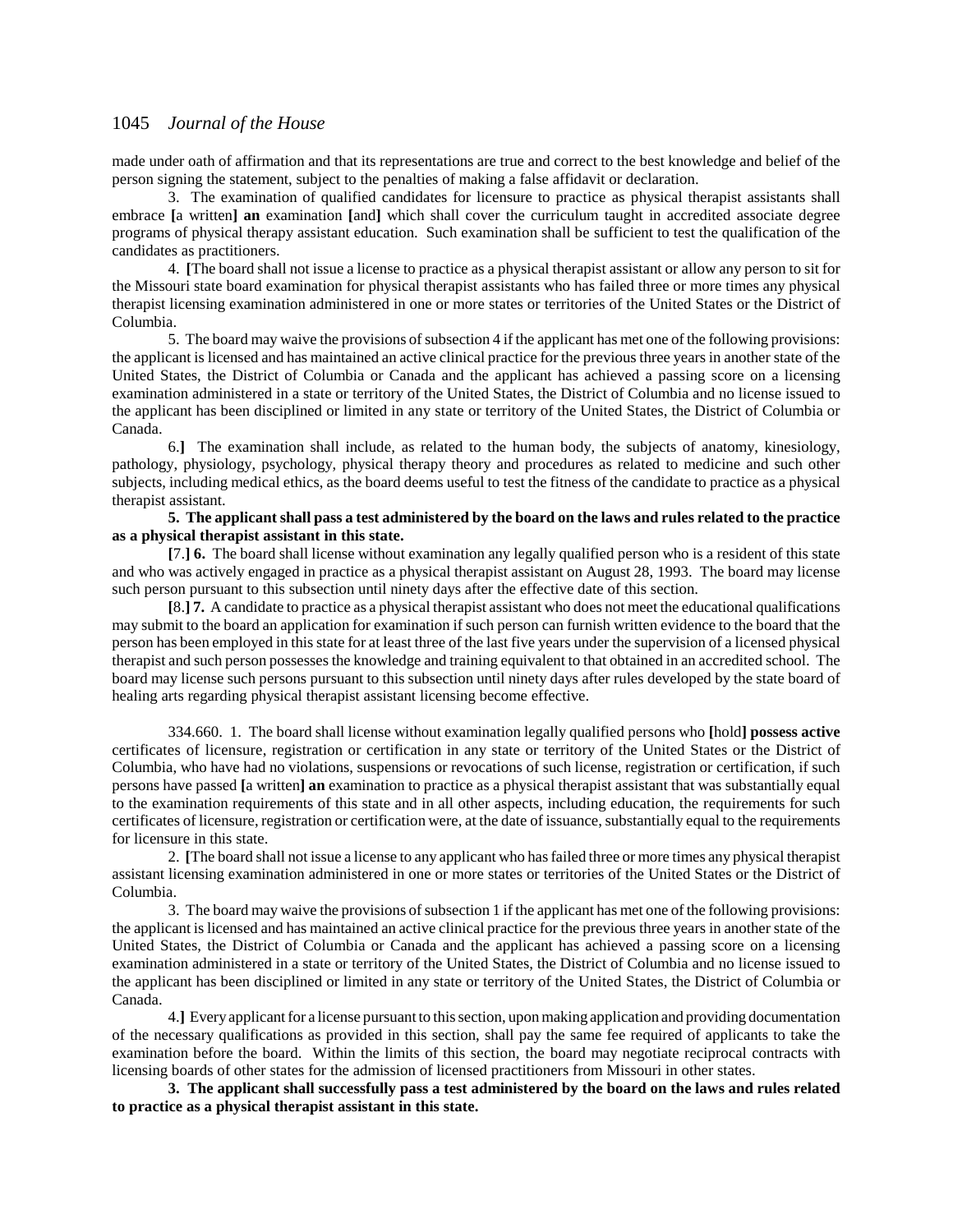made under oath of affirmation and that its representations are true and correct to the best knowledge and belief of the person signing the statement, subject to the penalties of making a false affidavit or declaration.

3. The examination of qualified candidates for licensure to practice as physical therapist assistants shall embrace **[**a written**]** **an** examination **[**and**]** which shall cover the curriculum taught in accredited associate degree programs of physical therapy assistant education. Such examination shall be sufficient to test the qualification of the candidates as practitioners.

4. **[**The board shall not issue a license to practice as a physical therapist assistant or allow any person to sit for the Missouri state board examination for physical therapist assistants who has failed three or more times any physical therapist licensing examination administered in one or more states or territories of the United States or the District of Columbia.

5. The board may waive the provisions of subsection 4 if the applicant has met one of the following provisions: the applicant is licensed and has maintained an active clinical practice for the previous three years in another state of the United States, the District of Columbia or Canada and the applicant has achieved a passing score on a licensing examination administered in a state or territory of the United States, the District of Columbia and no license issued to the applicant has been disciplined or limited in any state or territory of the United States, the District of Columbia or Canada.

6.**]** The examination shall include, as related to the human body, the subjects of anatomy, kinesiology, pathology, physiology, psychology, physical therapy theory and procedures as related to medicine and such other subjects, including medical ethics, as the board deems useful to test the fitness of the candidate to practice as a physical therapist assistant.

**5. The applicant shall pass a test administered by the board on the laws and rules related to the practice as a physical therapist assistant in this state.**

**[**7.**]** **6.** The board shall license without examination any legally qualified person who is a resident of this state and who was actively engaged in practice as a physical therapist assistant on August 28, 1993. The board may license such person pursuant to this subsection until ninety days after the effective date of this section.

**[**8.**]** **7.** A candidate to practice as a physical therapist assistant who does not meet the educational qualifications may submit to the board an application for examination if such person can furnish written evidence to the board that the person has been employed in this state for at least three of the last five years under the supervision of a licensed physical therapist and such person possesses the knowledge and training equivalent to that obtained in an accredited school. The board may license such persons pursuant to this subsection until ninety days after rules developed by the state board of healing arts regarding physical therapist assistant licensing become effective.

334.660. 1. The board shall license without examination legally qualified persons who **[**hold**]** **possess active** certificates of licensure, registration or certification in any state or territory of the United States or the District of Columbia, who have had no violations, suspensions or revocations of such license, registration or certification, if such persons have passed **[**a written**]** **an** examination to practice as a physical therapist assistant that was substantially equal to the examination requirements of this state and in all other aspects, including education, the requirements for such certificates of licensure, registration or certification were, at the date of issuance, substantially equal to the requirements for licensure in this state.

2. **[**The board shall not issue a license to any applicant who has failed three or more times any physical therapist assistant licensing examination administered in one or more states or territories of the United States or the District of Columbia.

3. The board may waive the provisions of subsection 1 if the applicant has met one of the following provisions: the applicant is licensed and has maintained an active clinical practice for the previous three years in another state of the United States, the District of Columbia or Canada and the applicant has achieved a passing score on a licensing examination administered in a state or territory of the United States, the District of Columbia and no license issued to the applicant has been disciplined or limited in any state or territory of the United States, the District of Columbia or Canada.

4.**]** Every applicant for a license pursuant to this section, upon making application and providing documentation of the necessary qualifications as provided in this section, shall pay the same fee required of applicants to take the examination before the board. Within the limits of this section, the board may negotiate reciprocal contracts with licensing boards of other states for the admission of licensed practitioners from Missouri in other states.

**3. The applicant shall successfully pass a test administered by the board on the laws and rules related to practice as a physical therapist assistant in this state.**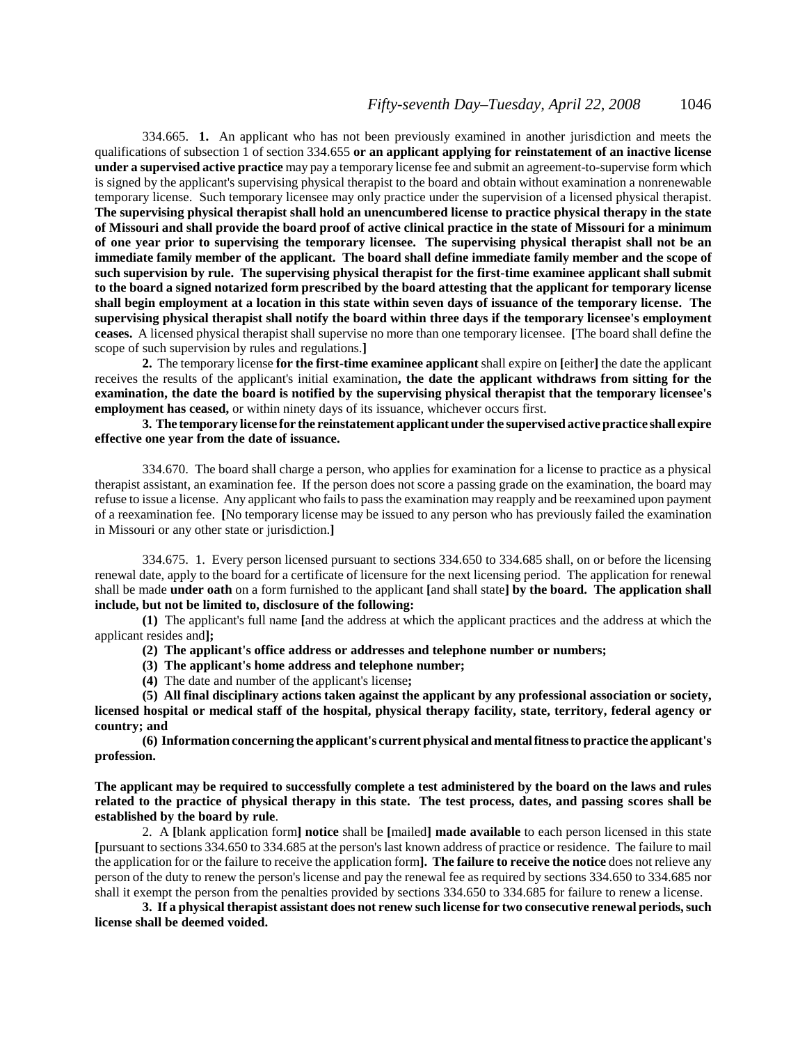334.665. **1.** An applicant who has not been previously examined in another jurisdiction and meets the qualifications of subsection 1 of section 334.655 **or an applicant applying for reinstatement of an inactive license under a supervised active practice** may pay a temporary license fee and submit an agreement-to-supervise form which is signed by the applicant's supervising physical therapist to the board and obtain without examination a nonrenewable temporary license. Such temporary licensee may only practice under the supervision of a licensed physical therapist. **The supervising physical therapist shall hold an unencumbered license to practice physical therapy in the state of Missouri and shall provide the board proof of active clinical practice in the state of Missouri for a minimum of one year prior to supervising the temporary licensee. The supervising physical therapist shall not be an immediate family member of the applicant. The board shall define immediate family member and the scope of such supervision by rule. The supervising physical therapist for the first-time examinee applicant shall submit to the board a signed notarized form prescribed by the board attesting that the applicant for temporary license shall begin employment at a location in this state within seven days of issuance of the temporary license. The supervising physical therapist shall notify the board within three days if the temporary licensee's employment ceases.** A licensed physical therapist shall supervise no more than one temporary licensee. **[**The board shall define the scope of such supervision by rules and regulations.**]**

**2.** The temporary license **for the first-time examinee applicant** shall expire on **[**either**]** the date the applicant receives the results of the applicant's initial examination**, the date the applicant withdraws from sitting for the examination, the date the board is notified by the supervising physical therapist that the temporary licensee's employment has ceased,** or within ninety days of its issuance, whichever occurs first.

**3. The temporary license for the reinstatement applicant under the supervised active practice shall expire effective one year from the date of issuance.**

334.670. The board shall charge a person, who applies for examination for a license to practice as a physical therapist assistant, an examination fee. If the person does not score a passing grade on the examination, the board may refuse to issue a license. Any applicant who fails to pass the examination may reapply and be reexamined upon payment of a reexamination fee. **[**No temporary license may be issued to any person who has previously failed the examination in Missouri or any other state or jurisdiction.**]**

334.675. 1. Every person licensed pursuant to sections 334.650 to 334.685 shall, on or before the licensing renewal date, apply to the board for a certificate of licensure for the next licensing period. The application for renewal shall be made **under oath** on a form furnished to the applicant **[**and shall state**] by the board. The application shall include, but not be limited to, disclosure of the following:**

**(1)** The applicant's full name **[**and the address at which the applicant practices and the address at which the applicant resides and**];**

**(2) The applicant's office address or addresses and telephone number or numbers;**

**(3) The applicant's home address and telephone number;**

**(4)** The date and number of the applicant's license**;**

**(5) All final disciplinary actions taken against the applicant by any professional association or society, licensed hospital or medical staff of the hospital, physical therapy facility, state, territory, federal agency or country; and**

**(6) Information concerning the applicant's current physical and mental fitness to practice the applicant's profession.**

**The applicant may be required to successfully complete a test administered by the board on the laws and rules related to the practice of physical therapy in this state. The test process, dates, and passing scores shall be established by the board by rule**.

2. A **[**blank application form**] notice** shall be **[**mailed**] made available** to each person licensed in this state **[**pursuant to sections 334.650 to 334.685 at the person's last known address of practice or residence. The failure to mail the application for or the failure to receive the application form**]. The failure to receive the notice** does not relieve any person of the duty to renew the person's license and pay the renewal fee as required by sections 334.650 to 334.685 nor shall it exempt the person from the penalties provided by sections 334.650 to 334.685 for failure to renew a license.

**3. If a physical therapist assistant does not renew such license for two consecutive renewal periods, such license shall be deemed voided.**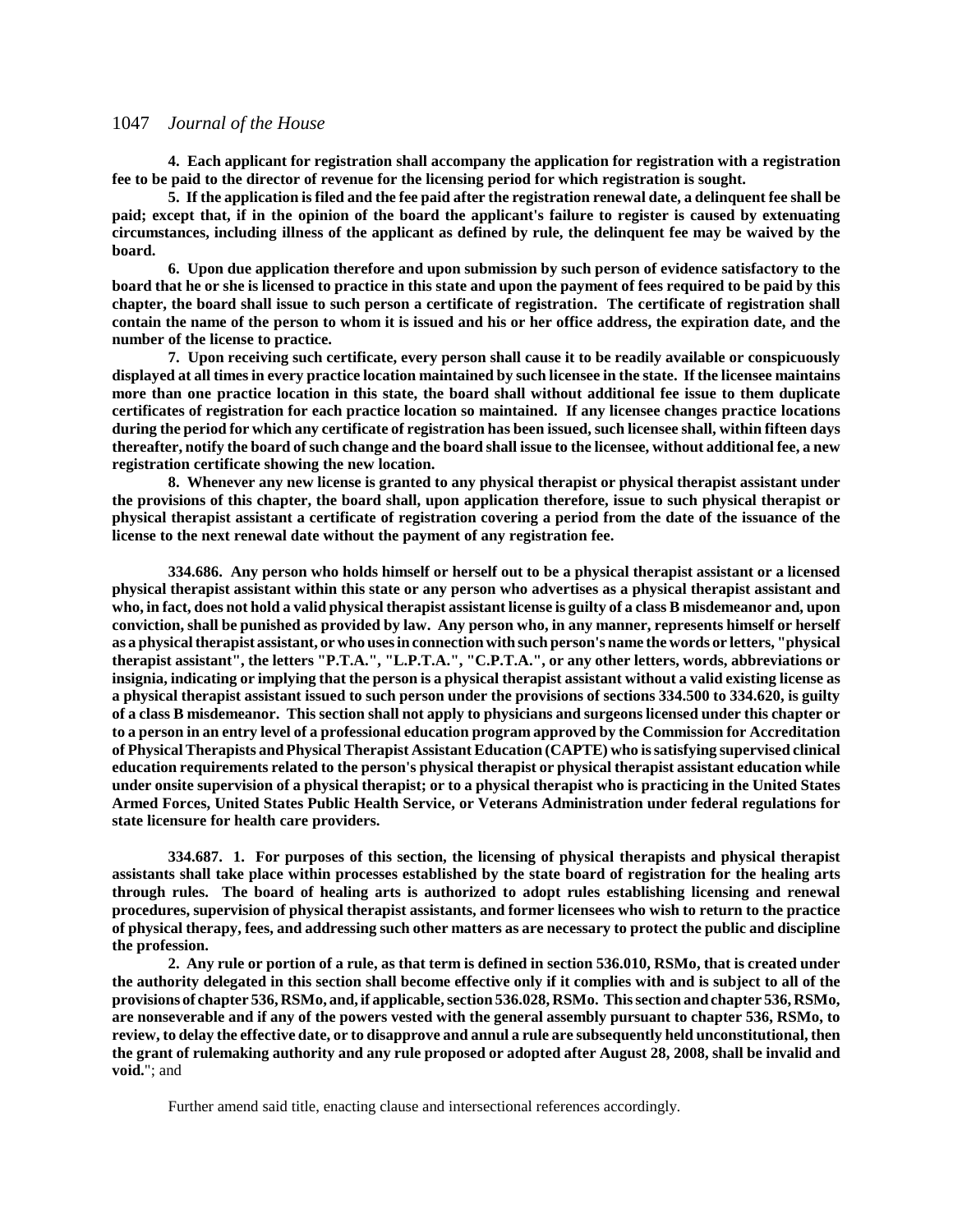**4. Each applicant for registration shall accompany the application for registration with a registration fee to be paid to the director of revenue for the licensing period for which registration is sought.**

**5. If the application is filed and the fee paid after the registration renewal date, a delinquent fee shall be paid; except that, if in the opinion of the board the applicant's failure to register is caused by extenuating circumstances, including illness of the applicant as defined by rule, the delinquent fee may be waived by the board.**

**6. Upon due application therefore and upon submission by such person of evidence satisfactory to the board that he or she is licensed to practice in this state and upon the payment of fees required to be paid by this chapter, the board shall issue to such person a certificate of registration. The certificate of registration shall contain the name of the person to whom it is issued and his or her office address, the expiration date, and the number of the license to practice.**

**7. Upon receiving such certificate, every person shall cause it to be readily available or conspicuously displayed at all times in every practice location maintained by such licensee in the state. If the licensee maintains more than one practice location in this state, the board shall without additional fee issue to them duplicate certificates of registration for each practice location so maintained. If any licensee changes practice locations during the period for which any certificate of registration has been issued, such licensee shall, within fifteen days thereafter, notify the board of such change and the board shall issue to the licensee, without additional fee, a new registration certificate showing the new location.**

**8. Whenever any new license is granted to any physical therapist or physical therapist assistant under the provisions of this chapter, the board shall, upon application therefore, issue to such physical therapist or physical therapist assistant a certificate of registration covering a period from the date of the issuance of the license to the next renewal date without the payment of any registration fee.**

**334.686. Any person who holds himself or herself out to be a physical therapist assistant or a licensed physical therapist assistant within this state or any person who advertises as a physical therapist assistant and who, in fact, does not hold a valid physical therapist assistant license is guilty of a class B misdemeanor and, upon conviction, shall be punished as provided by law. Any person who, in any manner, represents himself or herself as a physical therapist assistant, or who uses in connection with such person's name the words or letters, "physical therapist assistant", the letters "P.T.A.", "L.P.T.A.", "C.P.T.A.", or any other letters, words, abbreviations or insignia, indicating or implying that the person is a physical therapist assistant without a valid existing license as a physical therapist assistant issued to such person under the provisions of sections 334.500 to 334.620, is guilty of a class B misdemeanor. This section shall not apply to physicians and surgeons licensed under this chapter or to a person in an entry level of a professional education program approved by the Commission for Accreditation of Physical Therapists and Physical Therapist Assistant Education (CAPTE) who is satisfying supervised clinical education requirements related to the person's physical therapist or physical therapist assistant education while under onsite supervision of a physical therapist; or to a physical therapist who is practicing in the United States Armed Forces, United States Public Health Service, or Veterans Administration under federal regulations for state licensure for health care providers.**

**334.687. 1. For purposes of this section, the licensing of physical therapists and physical therapist assistants shall take place within processes established by the state board of registration for the healing arts through rules. The board of healing arts is authorized to adopt rules establishing licensing and renewal procedures, supervision of physical therapist assistants, and former licensees who wish to return to the practice of physical therapy, fees, and addressing such other matters as are necessary to protect the public and discipline the profession.**

**2. Any rule or portion of a rule, as that term is defined in section 536.010, RSMo, that is created under the authority delegated in this section shall become effective only if it complies with and is subject to all of the provisions of chapter 536, RSMo, and, if applicable, section 536.028, RSMo. This section and chapter 536, RSMo, are nonseverable and if any of the powers vested with the general assembly pursuant to chapter 536, RSMo, to review, to delay the effective date, or to disapprove and annul a rule are subsequently held unconstitutional, then the grant of rulemaking authority and any rule proposed or adopted after August 28, 2008, shall be invalid and void.**"; and

Further amend said title, enacting clause and intersectional references accordingly.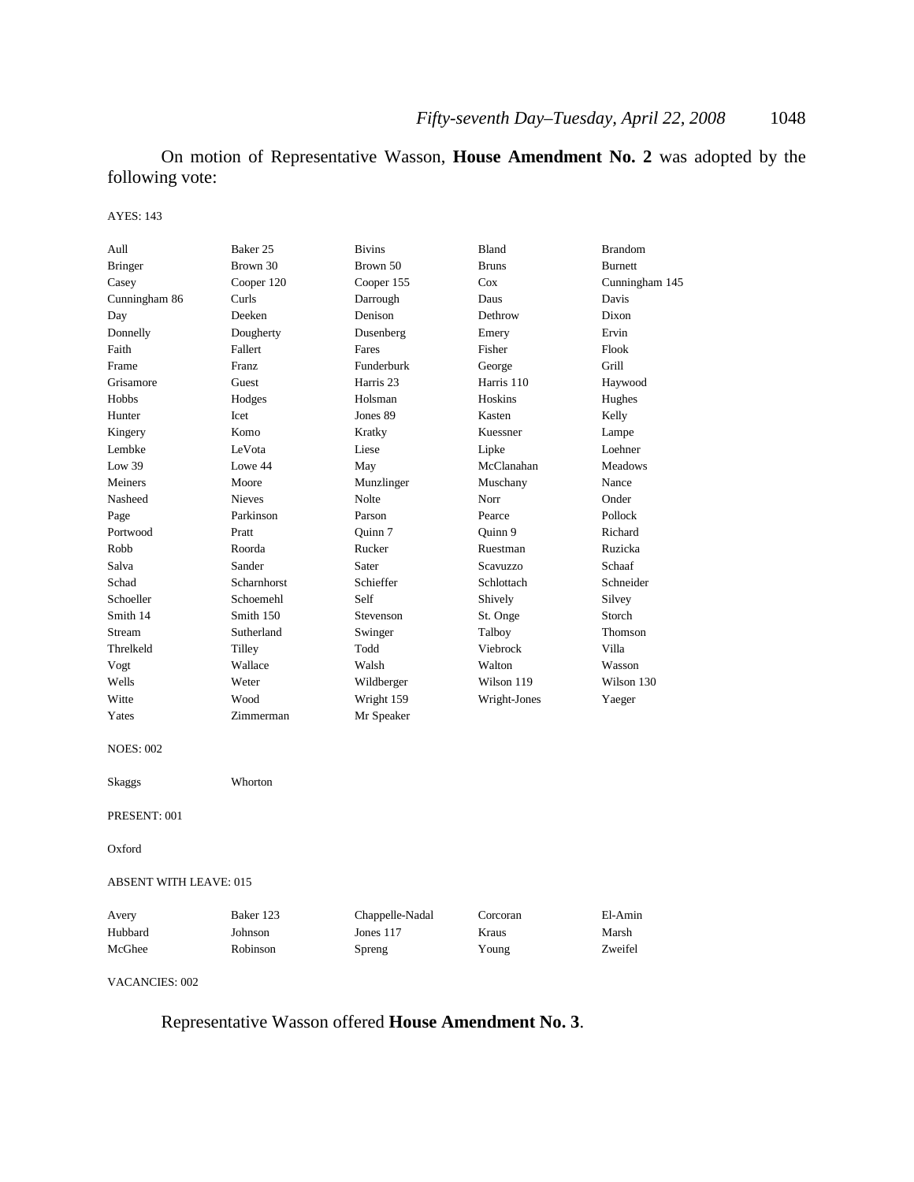On motion of Representative Wasson, **House Amendment No. 2** was adopted by the following vote:

AYES: 143

| | | | | |
|---|---|---|---|---|
| Aull | Baker 25 | Bivins | Bland | Brandom |
| Bringer | Brown 30 | Brown 50 | Bruns | Burnett |
| Casey | Cooper 120 | Cooper 155 | Cox | Cunningham 145 |
| Cunningham 86 | Curls | Darrough | Daus | Davis |
| Day | Deeken | Denison | Dethrow | Dixon |
| Donnelly | Dougherty | Dusenberg | Emery | Ervin |
| Faith | Fallert | Fares | Fisher | Flook |
| Frame | Franz | Funderburk | George | Grill |
| Grisamore | Guest | Harris 23 | Harris 110 | Haywood |
| Hobbs | Hodges | Holsman | Hoskins | Hughes |
| Hunter | Icet | Jones 89 | Kasten | Kelly |
| Kingery | Komo | Kratky | Kuessner | Lampe |
| Lembke | LeVota | Liese | Lipke | Loehner |
| Low 39 | Lowe 44 | May | McClanahan | Meadows |
| Meiners | Moore | Munzlinger | Muschany | Nance |
| Nasheed | Nieves | Nolte | Norr | Onder |
| Page | Parkinson | Parson | Pearce | Pollock |
| Portwood | Pratt | Quinn 7 | Quinn 9 | Richard |
| Robb | Roorda | Rucker | Ruestman | Ruzicka |
| Salva | Sander | Sater | Scavuzzo | Schaaf |
| Schad | Scharnhorst | Schieffer | Schlottach | Schneider |
| Schoeller | Schoemehl | Self | Shively | Silvey |
| Smith 14 | Smith 150 | Stevenson | St. Onge | Storch |
| Stream | Sutherland | Swinger | Talboy | Thomson |
| Threlkeld | Tilley | Todd | Viebrock | Villa |
| Vogt | Wallace | Walsh | Walton | Wasson |
| Wells | Weter | Wildberger | Wilson 119 | Wilson 130 |
| Witte | Wood | Wright 159 | Wright-Jones | Yaeger |
| Yates | Zimmerman | Mr Speaker | | |

NOES: 002

| | |
|---|---|
| Skaggs | Whorton |

PRESENT: 001

Oxford

ABSENT WITH LEAVE: 015

| | | | | |
|---|---|---|---|---|
| Avery | Baker 123 | Chappelle-Nadal | Corcoran | El-Amin |
| Hubbard | Johnson | Jones 117 | Kraus | Marsh |
| McGhee | Robinson | Spreng | Young | Zweifel |

VACANCIES: 002

Representative Wasson offered **House Amendment No. 3**.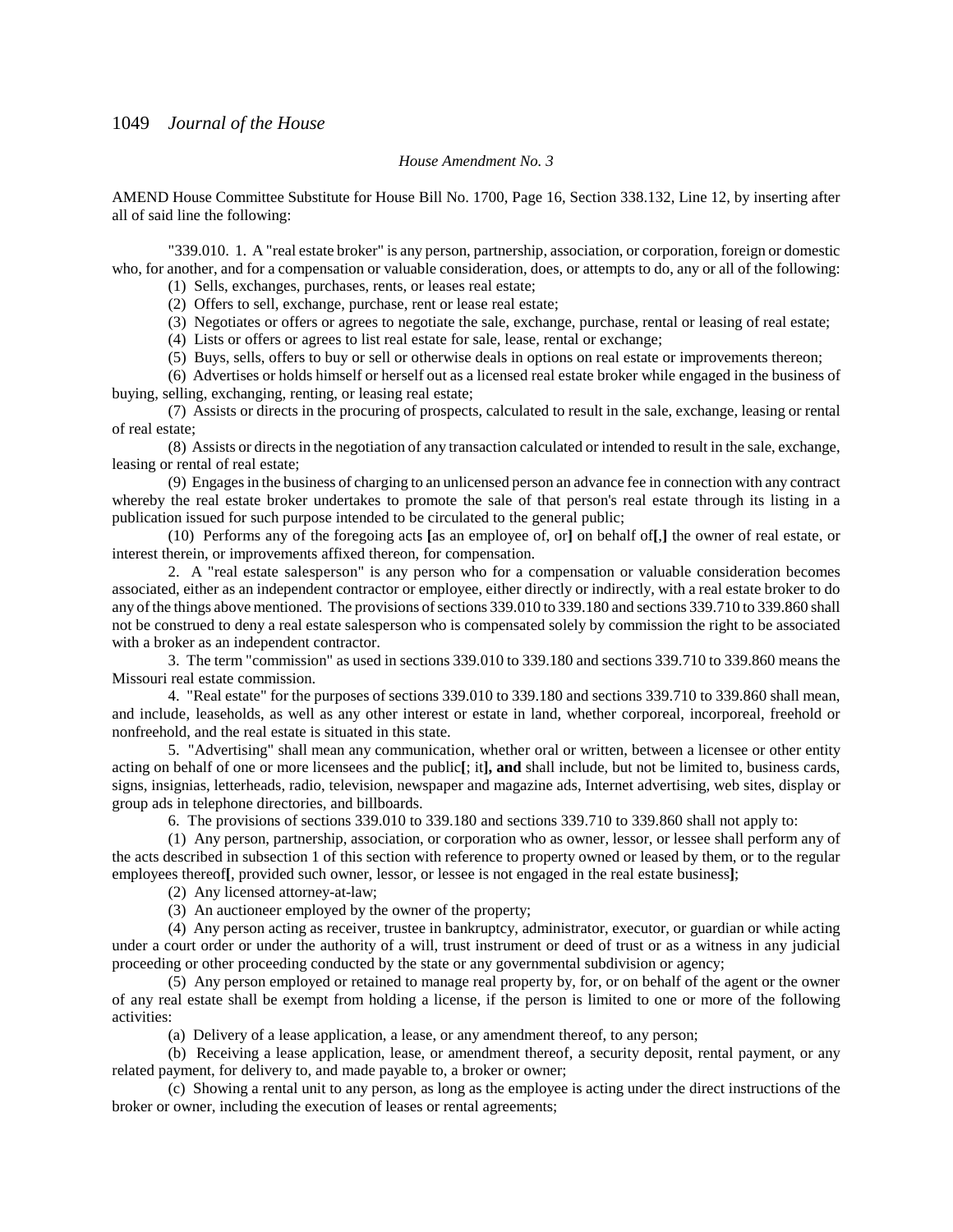*House Amendment No. 3*

AMEND House Committee Substitute for House Bill No. 1700, Page 16, Section 338.132, Line 12, by inserting after all of said line the following:

"339.010. 1. A "real estate broker" is any person, partnership, association, or corporation, foreign or domestic who, for another, and for a compensation or valuable consideration, does, or attempts to do, any or all of the following:

(1) Sells, exchanges, purchases, rents, or leases real estate;

(2) Offers to sell, exchange, purchase, rent or lease real estate;

(3) Negotiates or offers or agrees to negotiate the sale, exchange, purchase, rental or leasing of real estate;

(4) Lists or offers or agrees to list real estate for sale, lease, rental or exchange;

(5) Buys, sells, offers to buy or sell or otherwise deals in options on real estate or improvements thereon;

(6) Advertises or holds himself or herself out as a licensed real estate broker while engaged in the business of buying, selling, exchanging, renting, or leasing real estate;

(7) Assists or directs in the procuring of prospects, calculated to result in the sale, exchange, leasing or rental of real estate;

(8) Assists or directs in the negotiation of any transaction calculated or intended to result in the sale, exchange, leasing or rental of real estate;

(9) Engages in the business of charging to an unlicensed person an advance fee in connection with any contract whereby the real estate broker undertakes to promote the sale of that person's real estate through its listing in a publication issued for such purpose intended to be circulated to the general public;

(10) Performs any of the foregoing acts **[**as an employee of, or**]** on behalf of**[**,**]** the owner of real estate, or interest therein, or improvements affixed thereon, for compensation.

2. A "real estate salesperson" is any person who for a compensation or valuable consideration becomes associated, either as an independent contractor or employee, either directly or indirectly, with a real estate broker to do any of the things above mentioned. The provisions of sections 339.010 to 339.180 and sections 339.710 to 339.860 shall not be construed to deny a real estate salesperson who is compensated solely by commission the right to be associated with a broker as an independent contractor.

3. The term "commission" as used in sections 339.010 to 339.180 and sections 339.710 to 339.860 means the Missouri real estate commission.

4. "Real estate" for the purposes of sections 339.010 to 339.180 and sections 339.710 to 339.860 shall mean, and include, leaseholds, as well as any other interest or estate in land, whether corporeal, incorporeal, freehold or nonfreehold, and the real estate is situated in this state.

5. "Advertising" shall mean any communication, whether oral or written, between a licensee or other entity acting on behalf of one or more licensees and the public**[**; it**], and** shall include, but not be limited to, business cards, signs, insignias, letterheads, radio, television, newspaper and magazine ads, Internet advertising, web sites, display or group ads in telephone directories, and billboards.

6. The provisions of sections 339.010 to 339.180 and sections 339.710 to 339.860 shall not apply to:

(1) Any person, partnership, association, or corporation who as owner, lessor, or lessee shall perform any of the acts described in subsection 1 of this section with reference to property owned or leased by them, or to the regular employees thereof**[**, provided such owner, lessor, or lessee is not engaged in the real estate business**]**;

(2) Any licensed attorney-at-law;

(3) An auctioneer employed by the owner of the property;

(4) Any person acting as receiver, trustee in bankruptcy, administrator, executor, or guardian or while acting under a court order or under the authority of a will, trust instrument or deed of trust or as a witness in any judicial proceeding or other proceeding conducted by the state or any governmental subdivision or agency;

(5) Any person employed or retained to manage real property by, for, or on behalf of the agent or the owner of any real estate shall be exempt from holding a license, if the person is limited to one or more of the following activities:

(a) Delivery of a lease application, a lease, or any amendment thereof, to any person;

(b) Receiving a lease application, lease, or amendment thereof, a security deposit, rental payment, or any related payment, for delivery to, and made payable to, a broker or owner;

(c) Showing a rental unit to any person, as long as the employee is acting under the direct instructions of the broker or owner, including the execution of leases or rental agreements;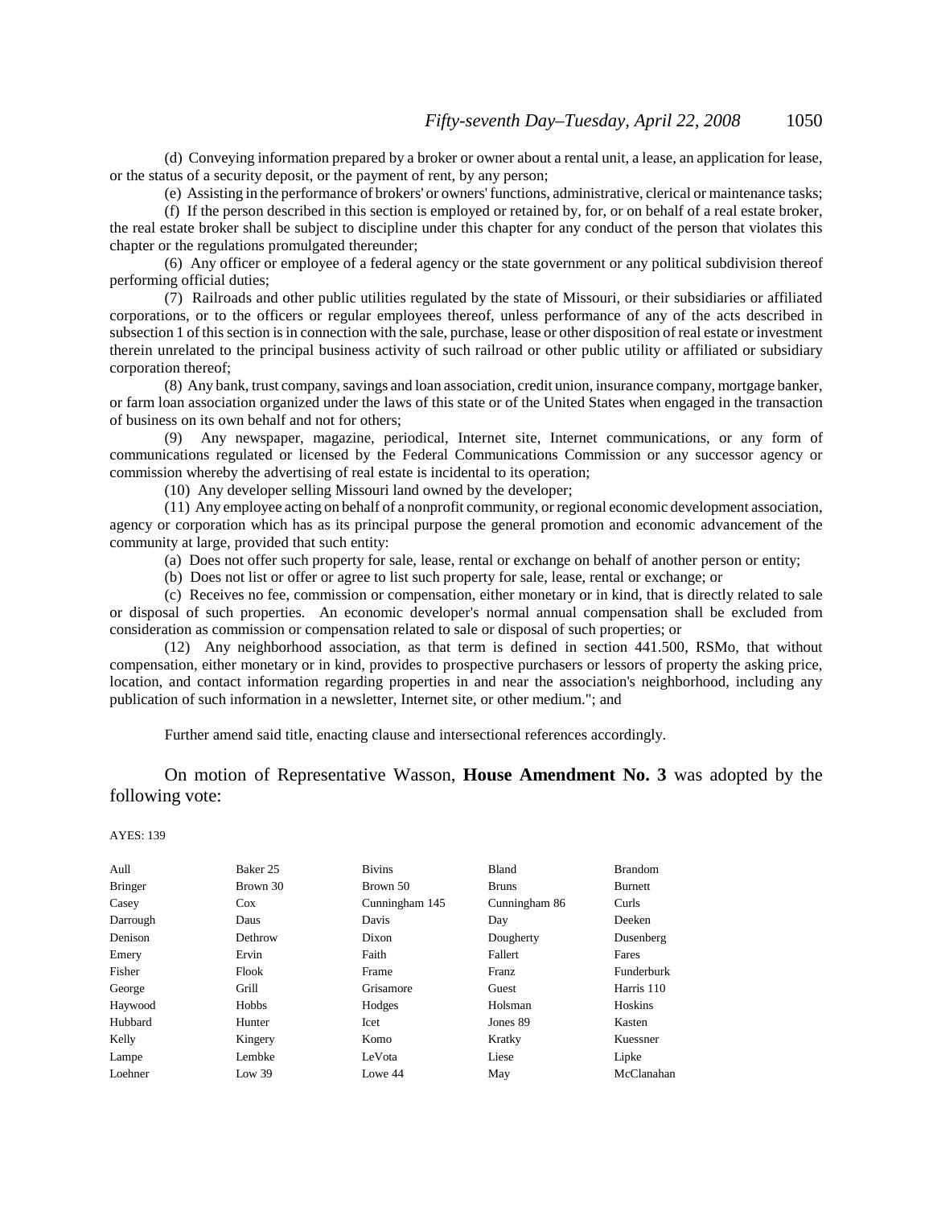(d) Conveying information prepared by a broker or owner about a rental unit, a lease, an application for lease, or the status of a security deposit, or the payment of rent, by any person;

(e) Assisting in the performance of brokers' or owners' functions, administrative, clerical or maintenance tasks;

(f) If the person described in this section is employed or retained by, for, or on behalf of a real estate broker, the real estate broker shall be subject to discipline under this chapter for any conduct of the person that violates this chapter or the regulations promulgated thereunder;

(6) Any officer or employee of a federal agency or the state government or any political subdivision thereof performing official duties;

(7) Railroads and other public utilities regulated by the state of Missouri, or their subsidiaries or affiliated corporations, or to the officers or regular employees thereof, unless performance of any of the acts described in subsection 1 of this section is in connection with the sale, purchase, lease or other disposition of real estate or investment therein unrelated to the principal business activity of such railroad or other public utility or affiliated or subsidiary corporation thereof;

(8) Any bank, trust company, savings and loan association, credit union, insurance company, mortgage banker, or farm loan association organized under the laws of this state or of the United States when engaged in the transaction of business on its own behalf and not for others;

(9) Any newspaper, magazine, periodical, Internet site, Internet communications, or any form of communications regulated or licensed by the Federal Communications Commission or any successor agency or commission whereby the advertising of real estate is incidental to its operation;

(10) Any developer selling Missouri land owned by the developer;

(11) Any employee acting on behalf of a nonprofit community, or regional economic development association, agency or corporation which has as its principal purpose the general promotion and economic advancement of the community at large, provided that such entity:

(a) Does not offer such property for sale, lease, rental or exchange on behalf of another person or entity;

(b) Does not list or offer or agree to list such property for sale, lease, rental or exchange; or

(c) Receives no fee, commission or compensation, either monetary or in kind, that is directly related to sale or disposal of such properties. An economic developer's normal annual compensation shall be excluded from consideration as commission or compensation related to sale or disposal of such properties; or

(12) Any neighborhood association, as that term is defined in section 441.500, RSMo, that without compensation, either monetary or in kind, provides to prospective purchasers or lessors of property the asking price, location, and contact information regarding properties in and near the association's neighborhood, including any publication of such information in a newsletter, Internet site, or other medium."; and

Further amend said title, enacting clause and intersectional references accordingly.

On motion of Representative Wasson, **House Amendment No. 3** was adopted by the following vote:

AYES: 139

| | | | | |
|---|---|---|---|---|
| Aull | Baker 25 | Bivins | Bland | Brandom |
| Bringer | Brown 30 | Brown 50 | Bruns | Burnett |
| Casey | Cox | Cunningham 145 | Cunningham 86 | Curls |
| Darrough | Daus | Davis | Day | Deeken |
| Denison | Dethrow | Dixon | Dougherty | Dusenberg |
| Emery | Ervin | Faith | Fallert | Fares |
| Fisher | Flook | Frame | Franz | Funderburk |
| George | Grill | Grisamore | Guest | Harris 110 |
| Haywood | Hobbs | Hodges | Holsman | Hoskins |
| Hubbard | Hunter | Icet | Jones 89 | Kasten |
| Kelly | Kingery | Komo | Kratky | Kuessner |
| Lampe | Lembke | LeVota | Liese | Lipke |
| Loehner | Low 39 | Lowe 44 | May | McClanahan |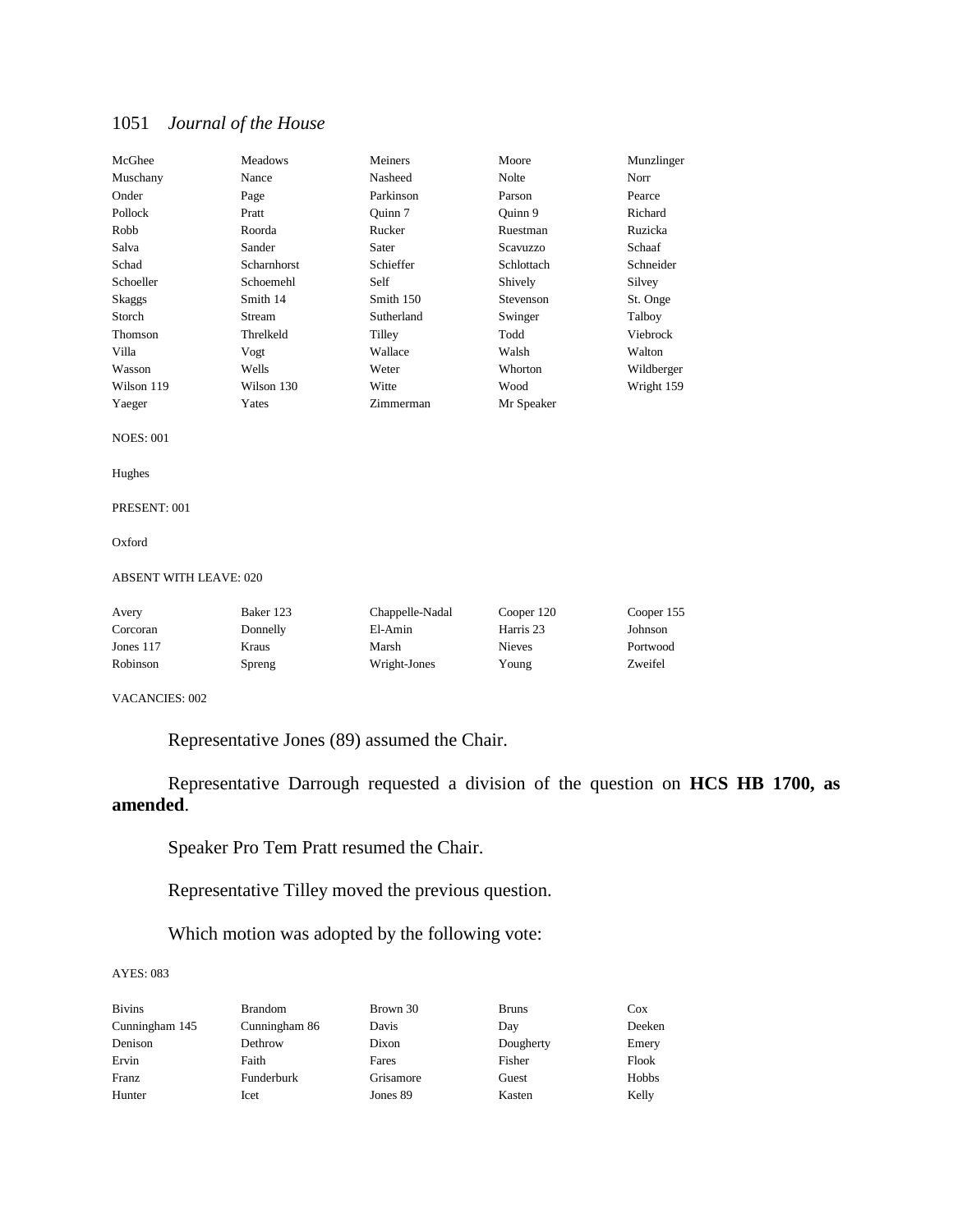| | | | | |
|---|---|---|---|---|
| McGhee | Meadows | Meiners | Moore | Munzlinger |
| Muschany | Nance | Nasheed | Nolte | Norr |
| Onder | Page | Parkinson | Parson | Pearce |
| Pollock | Pratt | Quinn 7 | Quinn 9 | Richard |
| Robb | Roorda | Rucker | Ruestman | Ruzicka |
| Salva | Sander | Sater | Scavuzzo | Schaaf |
| Schad | Scharnhorst | Schieffer | Schlottach | Schneider |
| Schoeller | Schoemehl | Self | Shively | Silvey |
| Skaggs | Smith 14 | Smith 150 | Stevenson | St. Onge |
| Storch | Stream | Sutherland | Swinger | Talboy |
| Thomson | Threlkeld | Tilley | Todd | Viebrock |
| Villa | Vogt | Wallace | Walsh | Walton |
| Wasson | Wells | Weter | Whorton | Wildberger |
| Wilson 119 | Wilson 130 | Witte | Wood | Wright 159 |
| Yaeger | Yates | Zimmerman | Mr Speaker | |

NOES: 001

Hughes

PRESENT: 001

Oxford

ABSENT WITH LEAVE: 020

| | | | | |
|---|---|---|---|---|
| Avery | Baker 123 | Chappelle-Nadal | Cooper 120 | Cooper 155 |
| Corcoran | Donnelly | El-Amin | Harris 23 | Johnson |
| Jones 117 | Kraus | Marsh | Nieves | Portwood |
| Robinson | Spreng | Wright-Jones | Young | Zweifel |

VACANCIES: 002

Representative Jones (89) assumed the Chair.

Representative Darrough requested a division of the question on **HCS HB 1700, as amended**.

Speaker Pro Tem Pratt resumed the Chair.

Representative Tilley moved the previous question.

Which motion was adopted by the following vote:

AYES: 083

| | | | | |
|---|---|---|---|---|
| Bivins | Brandom | Brown 30 | Bruns | Cox |
| Cunningham 145 | Cunningham 86 | Davis | Day | Deeken |
| Denison | Dethrow | Dixon | Dougherty | Emery |
| Ervin | Faith | Fares | Fisher | Flook |
| Franz | Funderburk | Grisamore | Guest | Hobbs |
| Hunter | Icet | Jones 89 | Kasten | Kelly |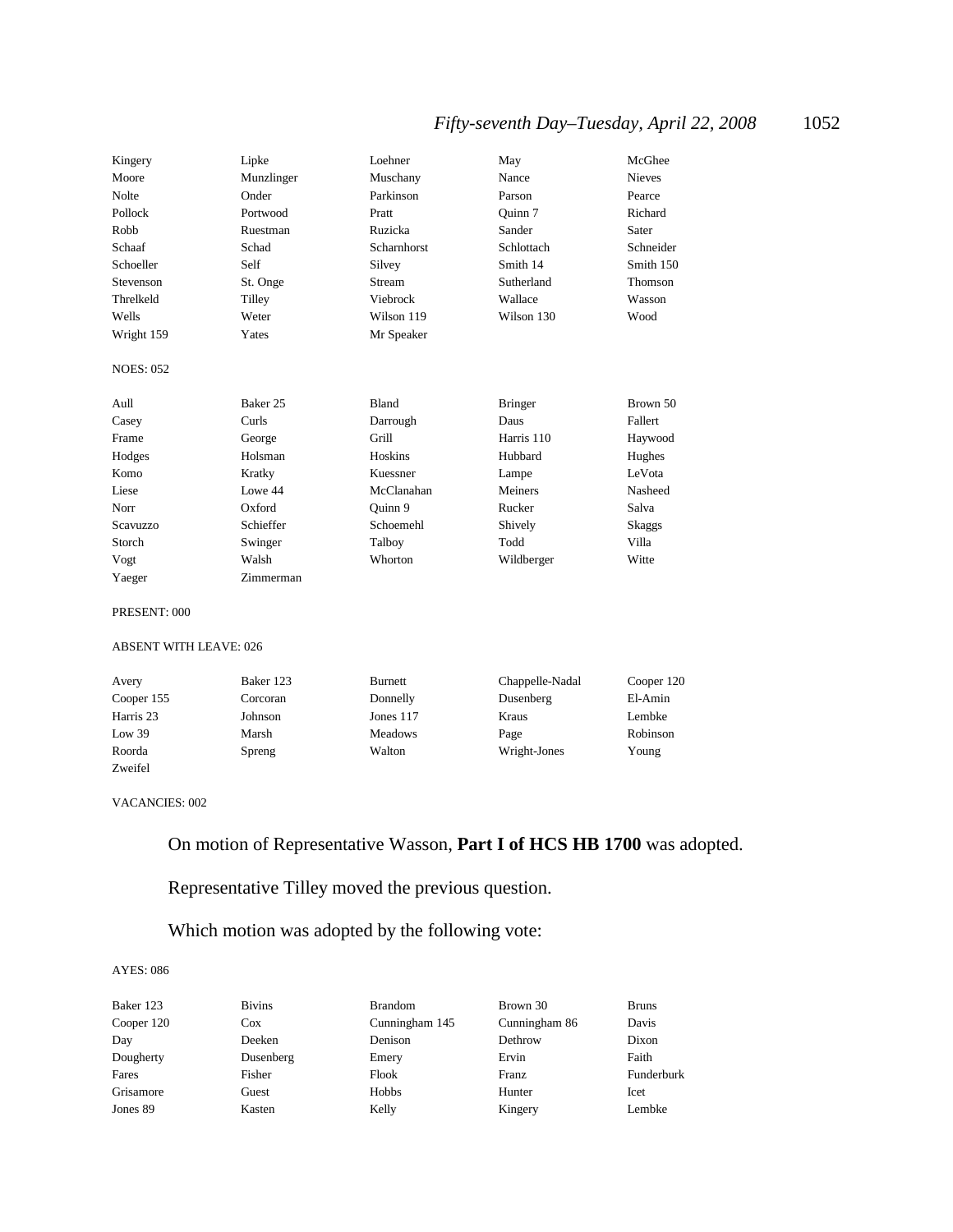| | | | | |
|---|---|---|---|---|
| Kingery | Lipke | Loehner | May | McGhee |
| Moore | Munzlinger | Muschany | Nance | Nieves |
| Nolte | Onder | Parkinson | Parson | Pearce |
| Pollock | Portwood | Pratt | Quinn 7 | Richard |
| Robb | Ruestman | Ruzicka | Sander | Sater |
| Schaaf | Schad | Scharnhorst | Schlottach | Schneider |
| Schoeller | Self | Silvey | Smith 14 | Smith 150 |
| Stevenson | St. Onge | Stream | Sutherland | Thomson |
| Threlkeld | Tilley | Viebrock | Wallace | Wasson |
| Wells | Weter | Wilson 119 | Wilson 130 | Wood |
| Wright 159 | Yates | Mr Speaker | | |

NOES: 052

| | | | | |
|---|---|---|---|---|
| Aull | Baker 25 | Bland | Bringer | Brown 50 |
| Casey | Curls | Darrough | Daus | Fallert |
| Frame | George | Grill | Harris 110 | Haywood |
| Hodges | Holsman | Hoskins | Hubbard | Hughes |
| Komo | Kratky | Kuessner | Lampe | LeVota |
| Liese | Lowe 44 | McClanahan | Meiners | Nasheed |
| Norr | Oxford | Quinn 9 | Rucker | Salva |
| Scavuzzo | Schieffer | Schoemehl | Shively | Skaggs |
| Storch | Swinger | Talboy | Todd | Villa |
| Vogt | Walsh | Whorton | Wildberger | Witte |
| Yaeger | Zimmerman | | | |

PRESENT: 000

ABSENT WITH LEAVE: 026

| | | | | |
|---|---|---|---|---|
| Avery | Baker 123 | Burnett | Chappelle-Nadal | Cooper 120 |
| Cooper 155 | Corcoran | Donnelly | Dusenberg | El-Amin |
| Harris 23 | Johnson | Jones 117 | Kraus | Lembke |
| Low 39 | Marsh | Meadows | Page | Robinson |
| Roorda | Spreng | Walton | Wright-Jones | Young |
| Zweifel | | | | |

VACANCIES: 002

On motion of Representative Wasson, **Part I of HCS HB 1700** was adopted.

Representative Tilley moved the previous question.

Which motion was adopted by the following vote:

AYES: 086

| | | | | |
|---|---|---|---|---|
| Baker 123 | Bivins | Brandom | Brown 30 | Bruns |
| Cooper 120 | Cox | Cunningham 145 | Cunningham 86 | Davis |
| Day | Deeken | Denison | Dethrow | Dixon |
| Dougherty | Dusenberg | Emery | Ervin | Faith |
| Fares | Fisher | Flook | Franz | Funderburk |
| Grisamore | Guest | Hobbs | Hunter | Icet |
| Jones 89 | Kasten | Kelly | Kingery | Lembke |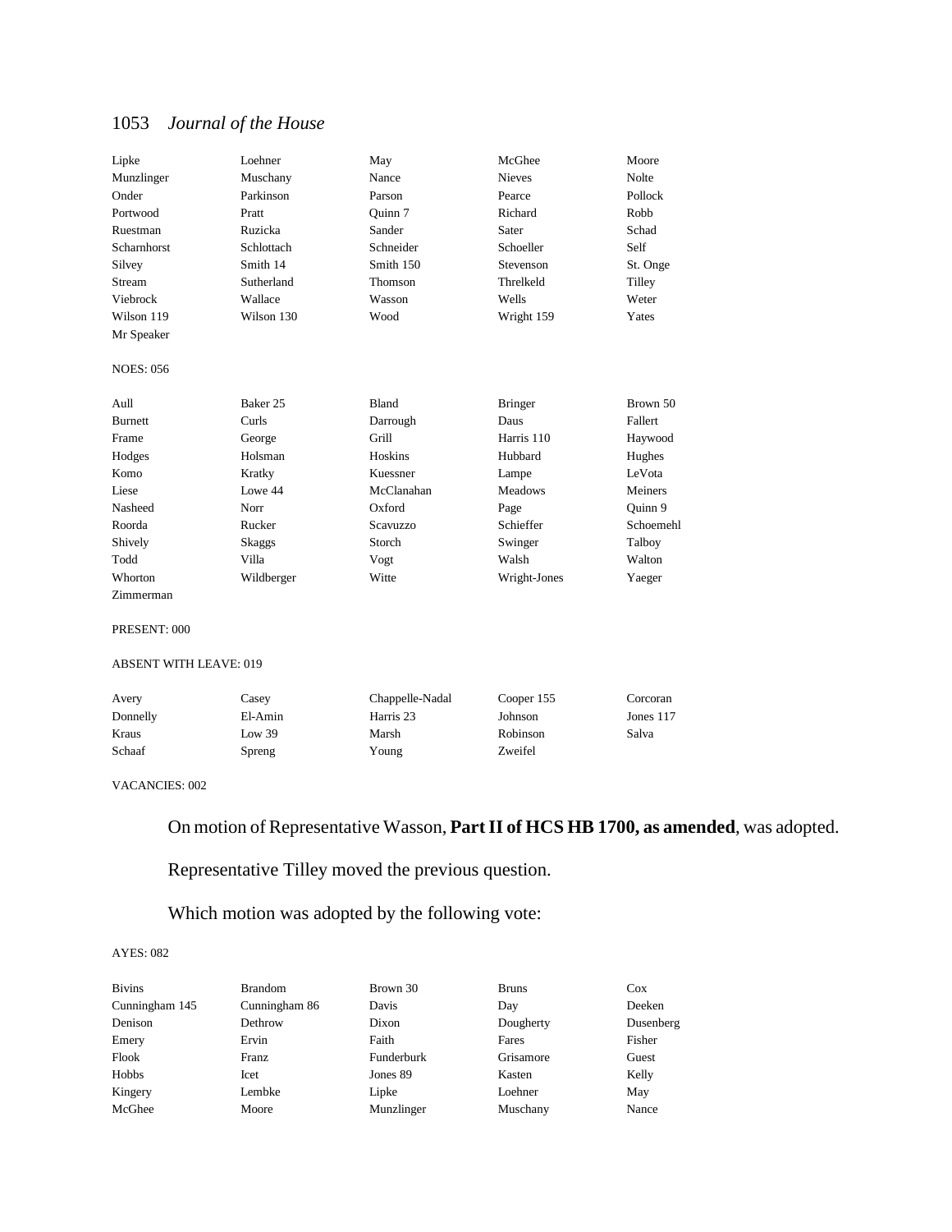| Lipke | Loehner | May | McGhee | Moore |
|---|---|---|---|---|
| Munzlinger | Muschany | Nance | Nieves | Nolte |
| Onder | Parkinson | Parson | Pearce | Pollock |
| Portwood | Pratt | Quinn 7 | Richard | Robb |
| Ruestman | Ruzicka | Sander | Sater | Schad |
| Scharnhorst | Schlottach | Schneider | Schoeller | Self |
| Silvey | Smith 14 | Smith 150 | Stevenson | St. Onge |
| Stream | Sutherland | Thomson | Threlkeld | Tilley |
| Viebrock | Wallace | Wasson | Wells | Weter |
| Wilson 119 | Wilson 130 | Wood | Wright 159 | Yates |
| Mr Speaker | | | | |

NOES: 056

| Aull | Baker 25 | Bland | Bringer | Brown 50 |
|---|---|---|---|---|
| Burnett | Curls | Darrough | Daus | Fallert |
| Frame | George | Grill | Harris 110 | Haywood |
| Hodges | Holsman | Hoskins | Hubbard | Hughes |
| Komo | Kratky | Kuessner | Lampe | LeVota |
| Liese | Lowe 44 | McClanahan | Meadows | Meiners |
| Nasheed | Norr | Oxford | Page | Quinn 9 |
| Roorda | Rucker | Scavuzzo | Schieffer | Schoemehl |
| Shively | Skaggs | Storch | Swinger | Talboy |
| Todd | Villa | Vogt | Walsh | Walton |
| Whorton | Wildberger | Witte | Wright-Jones | Yaeger |
| Zimmerman | | | | |

PRESENT: 000

ABSENT WITH LEAVE: 019

| Avery | Casey | Chappelle-Nadal | Cooper 155 | Corcoran |
|---|---|---|---|---|
| Donnelly | El-Amin | Harris 23 | Johnson | Jones 117 |
| Kraus | Low 39 | Marsh | Robinson | Salva |
| Schaaf | Spreng | Young | Zweifel | |

VACANCIES: 002

On motion of Representative Wasson, **Part II of HCS HB 1700, as amended**, was adopted.

Representative Tilley moved the previous question.

Which motion was adopted by the following vote:

AYES: 082

| Bivins | Brandom | Brown 30 | Bruns | Cox |
|---|---|---|---|---|
| Cunningham 145 | Cunningham 86 | Davis | Day | Deeken |
| Denison | Dethrow | Dixon | Dougherty | Dusenberg |
| Emery | Ervin | Faith | Fares | Fisher |
| Flook | Franz | Funderburk | Grisamore | Guest |
| Hobbs | Icet | Jones 89 | Kasten | Kelly |
| Kingery | Lembke | Lipke | Loehner | May |
| McGhee | Moore | Munzlinger | Muschany | Nance |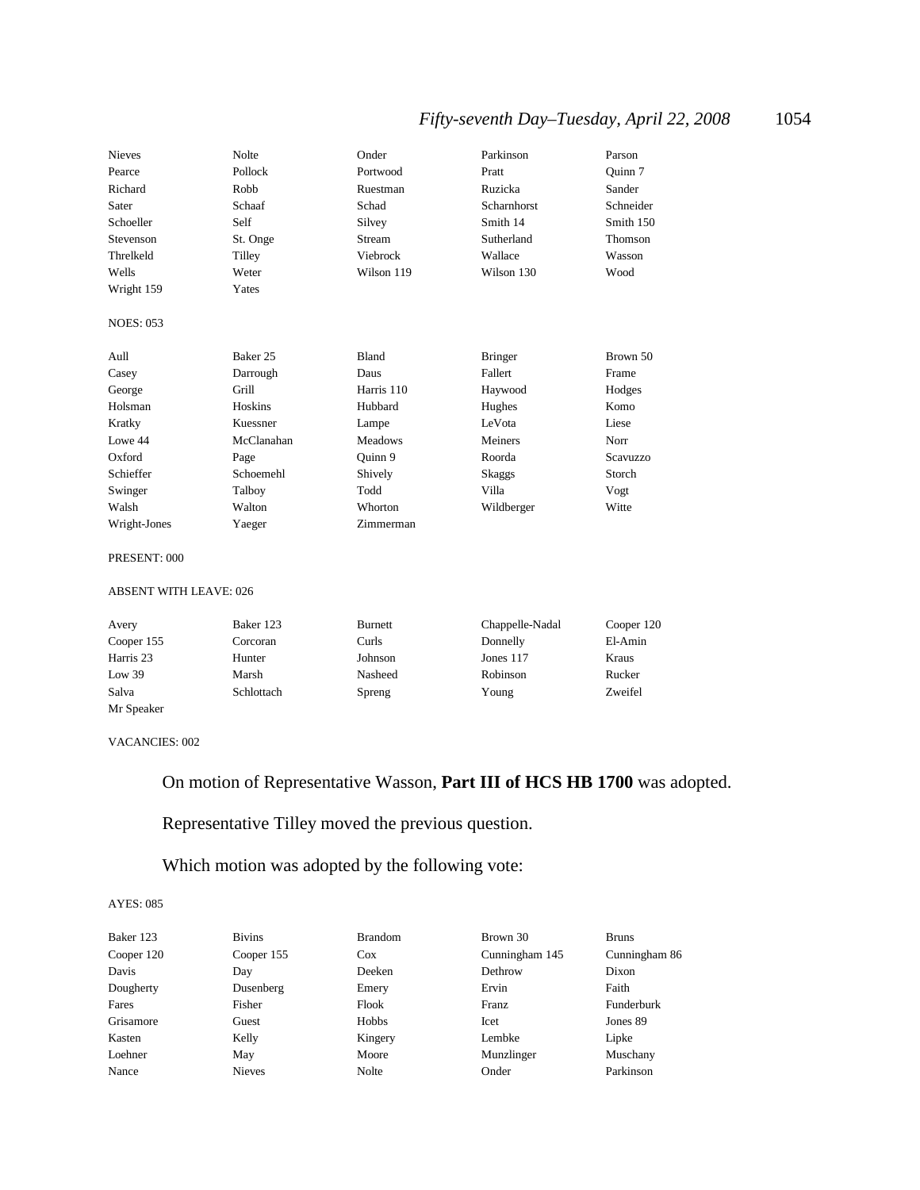| | | | | |
|---|---|---|---|---|
| Nieves | Nolte | Onder | Parkinson | Parson |
| Pearce | Pollock | Portwood | Pratt | Quinn 7 |
| Richard | Robb | Ruestman | Ruzicka | Sander |
| Sater | Schaaf | Schad | Scharnhorst | Schneider |
| Schoeller | Self | Silvey | Smith 14 | Smith 150 |
| Stevenson | St. Onge | Stream | Sutherland | Thomson |
| Threlkeld | Tilley | Viebrock | Wallace | Wasson |
| Wells | Weter | Wilson 119 | Wilson 130 | Wood |
| Wright 159 | Yates | | | |

NOES: 053

| | | | | |
|---|---|---|---|---|
| Aull | Baker 25 | Bland | Bringer | Brown 50 |
| Casey | Darrough | Daus | Fallert | Frame |
| George | Grill | Harris 110 | Haywood | Hodges |
| Holsman | Hoskins | Hubbard | Hughes | Komo |
| Kratky | Kuessner | Lampe | LeVota | Liese |
| Lowe 44 | McClanahan | Meadows | Meiners | Norr |
| Oxford | Page | Quinn 9 | Roorda | Scavuzzo |
| Schieffer | Schoemehl | Shively | Skaggs | Storch |
| Swinger | Talboy | Todd | Villa | Vogt |
| Walsh | Walton | Whorton | Wildberger | Witte |
| Wright-Jones | Yaeger | Zimmerman | | |

PRESENT: 000

ABSENT WITH LEAVE: 026

| | | | | |
|---|---|---|---|---|
| Avery | Baker 123 | Burnett | Chappelle-Nadal | Cooper 120 |
| Cooper 155 | Corcoran | Curls | Donnelly | El-Amin |
| Harris 23 | Hunter | Johnson | Jones 117 | Kraus |
| Low 39 | Marsh | Nasheed | Robinson | Rucker |
| Salva | Schlottach | Spreng | Young | Zweifel |
| Mr Speaker | | | | |

VACANCIES: 002

On motion of Representative Wasson, **Part III of HCS HB 1700** was adopted.

Representative Tilley moved the previous question.

Which motion was adopted by the following vote:

AYES: 085

| | | | | |
|---|---|---|---|---|
| Baker 123 | Bivins | Brandom | Brown 30 | Bruns |
| Cooper 120 | Cooper 155 | Cox | Cunningham 145 | Cunningham 86 |
| Davis | Day | Deeken | Dethrow | Dixon |
| Dougherty | Dusenberg | Emery | Ervin | Faith |
| Fares | Fisher | Flook | Franz | Funderburk |
| Grisamore | Guest | Hobbs | Icet | Jones 89 |
| Kasten | Kelly | Kingery | Lembke | Lipke |
| Loehner | May | Moore | Munzlinger | Muschany |
| Nance | Nieves | Nolte | Onder | Parkinson |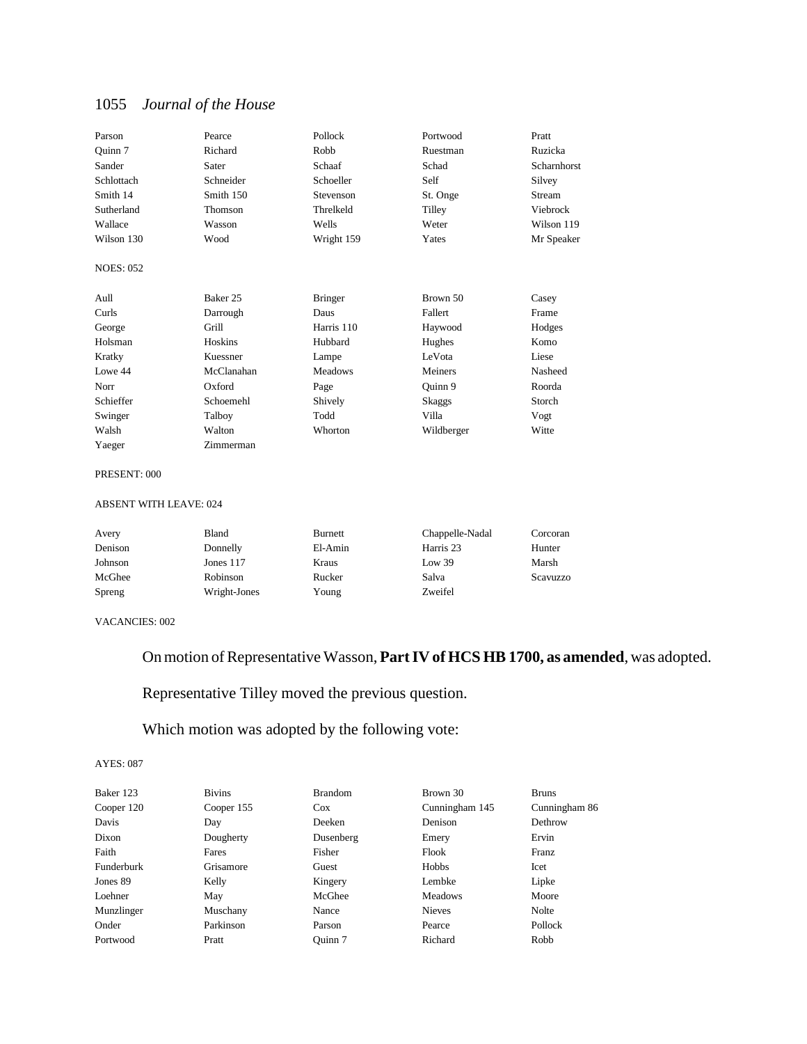| | | | | |
|---|---|---|---|---|
| Parson | Pearce | Pollock | Portwood | Pratt |
| Quinn 7 | Richard | Robb | Ruestman | Ruzicka |
| Sander | Sater | Schaaf | Schad | Scharnhorst |
| Schlottach | Schneider | Schoeller | Self | Silvey |
| Smith 14 | Smith 150 | Stevenson | St. Onge | Stream |
| Sutherland | Thomson | Threlkeld | Tilley | Viebrock |
| Wallace | Wasson | Wells | Weter | Wilson 119 |
| Wilson 130 | Wood | Wright 159 | Yates | Mr Speaker |

NOES: 052

| | | | | |
|---|---|---|---|---|
| Aull | Baker 25 | Bringer | Brown 50 | Casey |
| Curls | Darrough | Daus | Fallert | Frame |
| George | Grill | Harris 110 | Haywood | Hodges |
| Holsman | Hoskins | Hubbard | Hughes | Komo |
| Kratky | Kuessner | Lampe | LeVota | Liese |
| Lowe 44 | McClanahan | Meadows | Meiners | Nasheed |
| Norr | Oxford | Page | Quinn 9 | Roorda |
| Schieffer | Schoemehl | Shively | Skaggs | Storch |
| Swinger | Talboy | Todd | Villa | Vogt |
| Walsh | Walton | Whorton | Wildberger | Witte |
| Yaeger | Zimmerman | | | |

PRESENT: 000

ABSENT WITH LEAVE: 024

| | | | | |
|---|---|---|---|---|
| Avery | Bland | Burnett | Chappelle-Nadal | Corcoran |
| Denison | Donnelly | El-Amin | Harris 23 | Hunter |
| Johnson | Jones 117 | Kraus | Low 39 | Marsh |
| McGhee | Robinson | Rucker | Salva | Scavuzzo |
| Spreng | Wright-Jones | Young | Zweifel | |

VACANCIES: 002

On motion of Representative Wasson, **Part IV of HCS HB 1700, as amended**, was adopted.

Representative Tilley moved the previous question.

Which motion was adopted by the following vote:

AYES: 087

| | | | | |
|---|---|---|---|---|
| Baker 123 | Bivins | Brandom | Brown 30 | Bruns |
| Cooper 120 | Cooper 155 | Cox | Cunningham 145 | Cunningham 86 |
| Davis | Day | Deeken | Denison | Dethrow |
| Dixon | Dougherty | Dusenberg | Emery | Ervin |
| Faith | Fares | Fisher | Flook | Franz |
| Funderburk | Grisamore | Guest | Hobbs | Icet |
| Jones 89 | Kelly | Kingery | Lembke | Lipke |
| Loehner | May | McGhee | Meadows | Moore |
| Munzlinger | Muschany | Nance | Nieves | Nolte |
| Onder | Parkinson | Parson | Pearce | Pollock |
| Portwood | Pratt | Quinn 7 | Richard | Robb |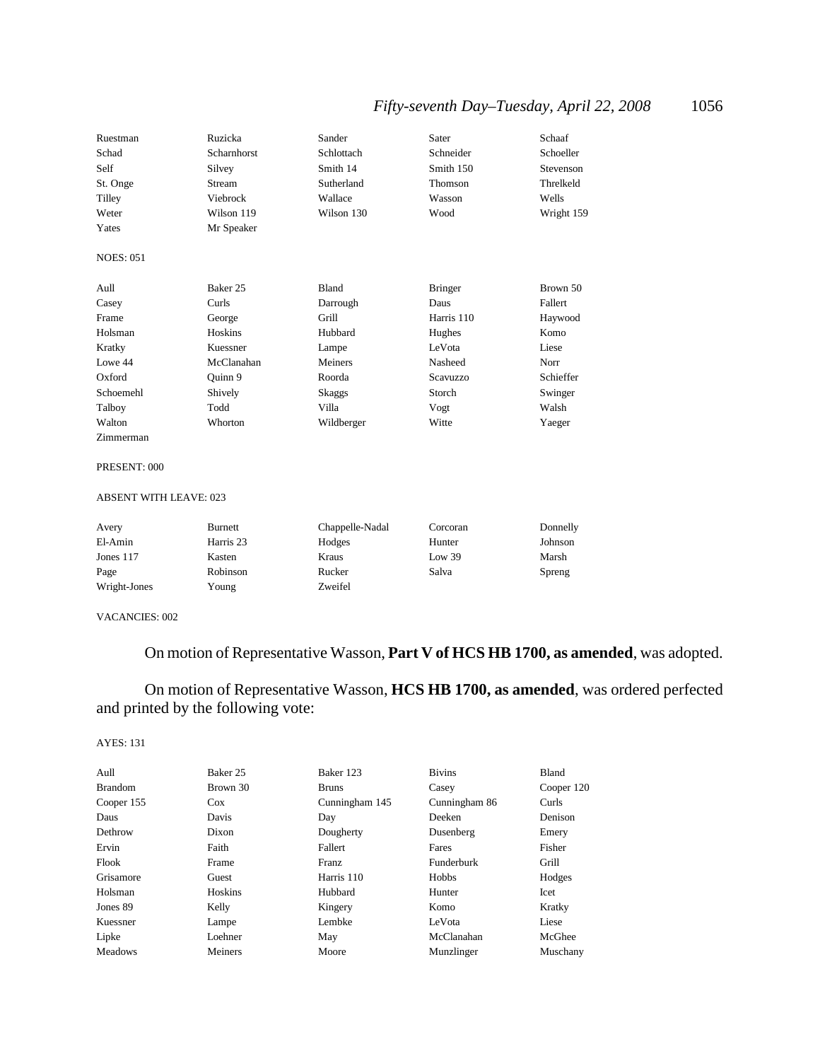| | | | | |
|---|---|---|---|---|
| Ruestman | Ruzicka | Sander | Sater | Schaaf |
| Schad | Scharnhorst | Schlottach | Schneider | Schoeller |
| Self | Silvey | Smith 14 | Smith 150 | Stevenson |
| St. Onge | Stream | Sutherland | Thomson | Threlkeld |
| Tilley | Viebrock | Wallace | Wasson | Wells |
| Weter | Wilson 119 | Wilson 130 | Wood | Wright 159 |
| Yates | Mr Speaker | | | |

NOES: 051

| | | | | |
|---|---|---|---|---|
| Aull | Baker 25 | Bland | Bringer | Brown 50 |
| Casey | Curls | Darrough | Daus | Fallert |
| Frame | George | Grill | Harris 110 | Haywood |
| Holsman | Hoskins | Hubbard | Hughes | Komo |
| Kratky | Kuessner | Lampe | LeVota | Liese |
| Lowe 44 | McClanahan | Meiners | Nasheed | Norr |
| Oxford | Quinn 9 | Roorda | Scavuzzo | Schieffer |
| Schoemehl | Shively | Skaggs | Storch | Swinger |
| Talboy | Todd | Villa | Vogt | Walsh |
| Walton | Whorton | Wildberger | Witte | Yaeger |
| Zimmerman | | | | |

PRESENT: 000

ABSENT WITH LEAVE: 023

| | | | | |
|---|---|---|---|---|
| Avery | Burnett | Chappelle-Nadal | Corcoran | Donnelly |
| El-Amin | Harris 23 | Hodges | Hunter | Johnson |
| Jones 117 | Kasten | Kraus | Low 39 | Marsh |
| Page | Robinson | Rucker | Salva | Spreng |
| Wright-Jones | Young | Zweifel | | |

VACANCIES: 002

On motion of Representative Wasson, **Part V of HCS HB 1700, as amended**, was adopted.

On motion of Representative Wasson, **HCS HB 1700, as amended**, was ordered perfected and printed by the following vote:

AYES: 131

| | | | | |
|---|---|---|---|---|
| Aull | Baker 25 | Baker 123 | Bivins | Bland |
| Brandom | Brown 30 | Bruns | Casey | Cooper 120 |
| Cooper 155 | Cox | Cunningham 145 | Cunningham 86 | Curls |
| Daus | Davis | Day | Deeken | Denison |
| Dethrow | Dixon | Dougherty | Dusenberg | Emery |
| Ervin | Faith | Fallert | Fares | Fisher |
| Flook | Frame | Franz | Funderburk | Grill |
| Grisamore | Guest | Harris 110 | Hobbs | Hodges |
| Holsman | Hoskins | Hubbard | Hunter | Icet |
| Jones 89 | Kelly | Kingery | Komo | Kratky |
| Kuessner | Lampe | Lembke | LeVota | Liese |
| Lipke | Loehner | May | McClanahan | McGhee |
| Meadows | Meiners | Moore | Munzlinger | Muschany |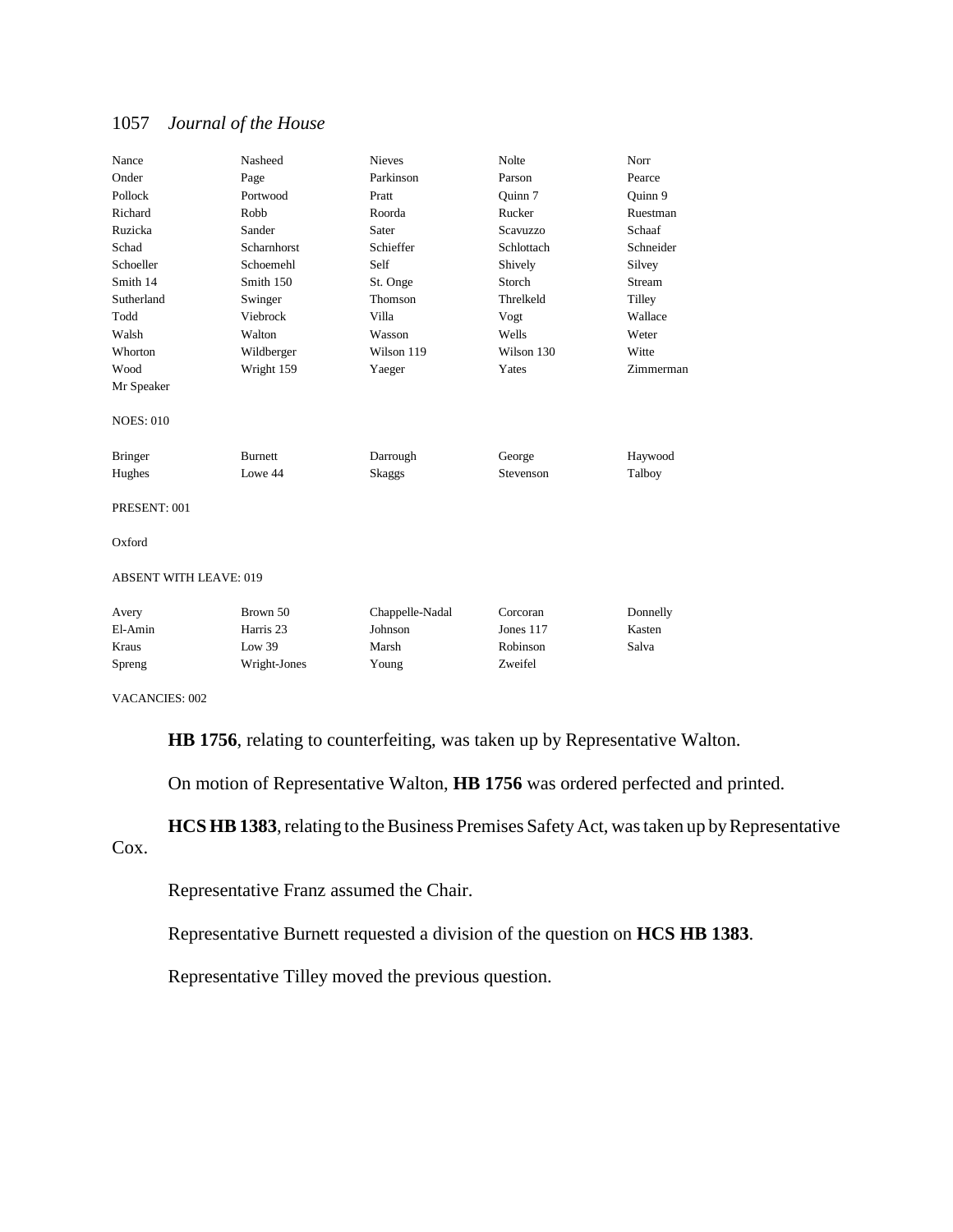| | | | | |
|---|---|---|---|---|
| Nance | Nasheed | Nieves | Nolte | Norr |
| Onder | Page | Parkinson | Parson | Pearce |
| Pollock | Portwood | Pratt | Quinn 7 | Quinn 9 |
| Richard | Robb | Roorda | Rucker | Ruestman |
| Ruzicka | Sander | Sater | Scavuzzo | Schaaf |
| Schad | Scharnhorst | Schieffer | Schlottach | Schneider |
| Schoeller | Schoemehl | Self | Shively | Silvey |
| Smith 14 | Smith 150 | St. Onge | Storch | Stream |
| Sutherland | Swinger | Thomson | Threlkeld | Tilley |
| Todd | Viebrock | Villa | Vogt | Wallace |
| Walsh | Walton | Wasson | Wells | Weter |
| Whorton | Wildberger | Wilson 119 | Wilson 130 | Witte |
| Wood | Wright 159 | Yaeger | Yates | Zimmerman |
| Mr Speaker | | | | |

NOES: 010

| | | | | |
|---|---|---|---|---|
| Bringer | Burnett | Darrough | George | Haywood |
| Hughes | Lowe 44 | Skaggs | Stevenson | Talboy |

PRESENT: 001

Oxford

ABSENT WITH LEAVE: 019

| | | | | |
|---|---|---|---|---|
| Avery | Brown 50 | Chappelle-Nadal | Corcoran | Donnelly |
| El-Amin | Harris 23 | Johnson | Jones 117 | Kasten |
| Kraus | Low 39 | Marsh | Robinson | Salva |
| Spreng | Wright-Jones | Young | Zweifel | |

VACANCIES: 002

**HB 1756**, relating to counterfeiting, was taken up by Representative Walton.

On motion of Representative Walton, **HB 1756** was ordered perfected and printed.

**HCS HB 1383**, relating to the Business Premises Safety Act, was taken up by Representative Cox.

Representative Franz assumed the Chair.

Representative Burnett requested a division of the question on **HCS HB 1383**.

Representative Tilley moved the previous question.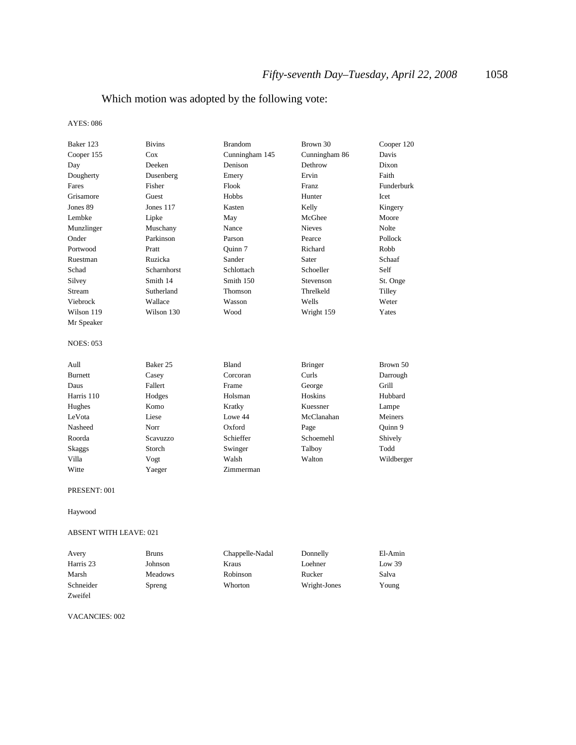Which motion was adopted by the following vote:

AYES: 086

| | | | | |
|---|---|---|---|---|
| Baker 123 | Bivins | Brandom | Brown 30 | Cooper 120 |
| Cooper 155 | Cox | Cunningham 145 | Cunningham 86 | Davis |
| Day | Deeken | Denison | Dethrow | Dixon |
| Dougherty | Dusenberg | Emery | Ervin | Faith |
| Fares | Fisher | Flook | Franz | Funderburk |
| Grisamore | Guest | Hobbs | Hunter | Icet |
| Jones 89 | Jones 117 | Kasten | Kelly | Kingery |
| Lembke | Lipke | May | McGhee | Moore |
| Munzlinger | Muschany | Nance | Nieves | Nolte |
| Onder | Parkinson | Parson | Pearce | Pollock |
| Portwood | Pratt | Quinn 7 | Richard | Robb |
| Ruestman | Ruzicka | Sander | Sater | Schaaf |
| Schad | Scharnhorst | Schlottach | Schoeller | Self |
| Silvey | Smith 14 | Smith 150 | Stevenson | St. Onge |
| Stream | Sutherland | Thomson | Threlkeld | Tilley |
| Viebrock | Wallace | Wasson | Wells | Weter |
| Wilson 119 | Wilson 130 | Wood | Wright 159 | Yates |
| Mr Speaker | | | | |

NOES: 053

| | | | | |
|---|---|---|---|---|
| Aull | Baker 25 | Bland | Bringer | Brown 50 |
| Burnett | Casey | Corcoran | Curls | Darrough |
| Daus | Fallert | Frame | George | Grill |
| Harris 110 | Hodges | Holsman | Hoskins | Hubbard |
| Hughes | Komo | Kratky | Kuessner | Lampe |
| LeVota | Liese | Lowe 44 | McClanahan | Meiners |
| Nasheed | Norr | Oxford | Page | Quinn 9 |
| Roorda | Scavuzzo | Schieffer | Schoemehl | Shively |
| Skaggs | Storch | Swinger | Talboy | Todd |
| Villa | Vogt | Walsh | Walton | Wildberger |
| Witte | Yaeger | Zimmerman | | |

PRESENT: 001

Haywood

ABSENT WITH LEAVE: 021

| | | | | |
|---|---|---|---|---|
| Avery | Bruns | Chappelle-Nadal | Donnelly | El-Amin |
| Harris 23 | Johnson | Kraus | Loehner | Low 39 |
| Marsh | Meadows | Robinson | Rucker | Salva |
| Schneider | Spreng | Whorton | Wright-Jones | Young |
| Zweifel | | | | |

VACANCIES: 002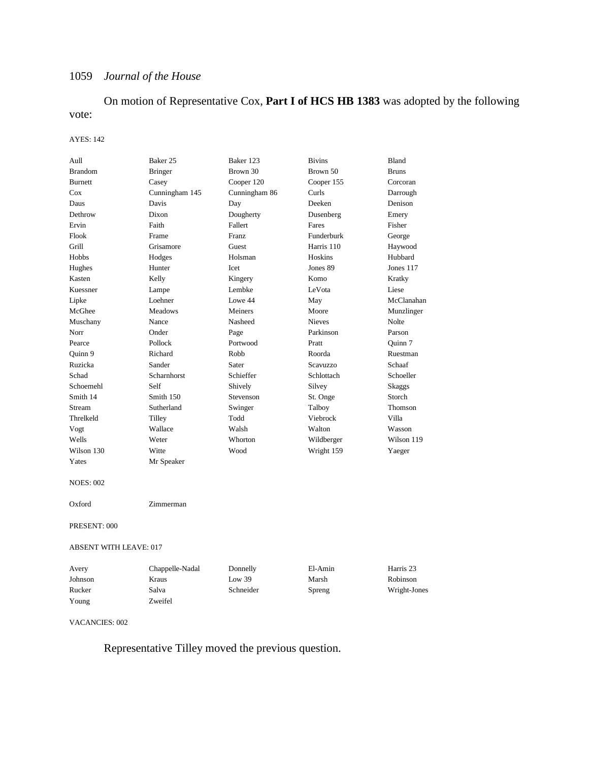On motion of Representative Cox, **Part I of HCS HB 1383** was adopted by the following vote:

AYES: 142

| | | | | |
|---|---|---|---|---|
| Aull | Baker 25 | Baker 123 | Bivins | Bland |
| Brandom | Bringer | Brown 30 | Brown 50 | Bruns |
| Burnett | Casey | Cooper 120 | Cooper 155 | Corcoran |
| Cox | Cunningham 145 | Cunningham 86 | Curls | Darrough |
| Daus | Davis | Day | Deeken | Denison |
| Dethrow | Dixon | Dougherty | Dusenberg | Emery |
| Ervin | Faith | Fallert | Fares | Fisher |
| Flook | Frame | Franz | Funderburk | George |
| Grill | Grisamore | Guest | Harris 110 | Haywood |
| Hobbs | Hodges | Holsman | Hoskins | Hubbard |
| Hughes | Hunter | Icet | Jones 89 | Jones 117 |
| Kasten | Kelly | Kingery | Komo | Kratky |
| Kuessner | Lampe | Lembke | LeVota | Liese |
| Lipke | Loehner | Lowe 44 | May | McClanahan |
| McGhee | Meadows | Meiners | Moore | Munzlinger |
| Muschany | Nance | Nasheed | Nieves | Nolte |
| Norr | Onder | Page | Parkinson | Parson |
| Pearce | Pollock | Portwood | Pratt | Quinn 7 |
| Quinn 9 | Richard | Robb | Roorda | Ruestman |
| Ruzicka | Sander | Sater | Scavuzzo | Schaaf |
| Schad | Scharnhorst | Schieffer | Schlottach | Schoeller |
| Schoemehl | Self | Shively | Silvey | Skaggs |
| Smith 14 | Smith 150 | Stevenson | St. Onge | Storch |
| Stream | Sutherland | Swinger | Talboy | Thomson |
| Threlkeld | Tilley | Todd | Viebrock | Villa |
| Vogt | Wallace | Walsh | Walton | Wasson |
| Wells | Weter | Whorton | Wildberger | Wilson 119 |
| Wilson 130 | Witte | Wood | Wright 159 | Yaeger |
| Yates | Mr Speaker | | | |

NOES: 002

| | |
|---|---|
| Oxford | Zimmerman |

PRESENT: 000

ABSENT WITH LEAVE: 017

| | | | | |
|---|---|---|---|---|
| Avery | Chappelle-Nadal | Donnelly | El-Amin | Harris 23 |
| Johnson | Kraus | Low 39 | Marsh | Robinson |
| Rucker | Salva | Schneider | Spreng | Wright-Jones |
| Young | Zweifel | | | |

VACANCIES: 002

Representative Tilley moved the previous question.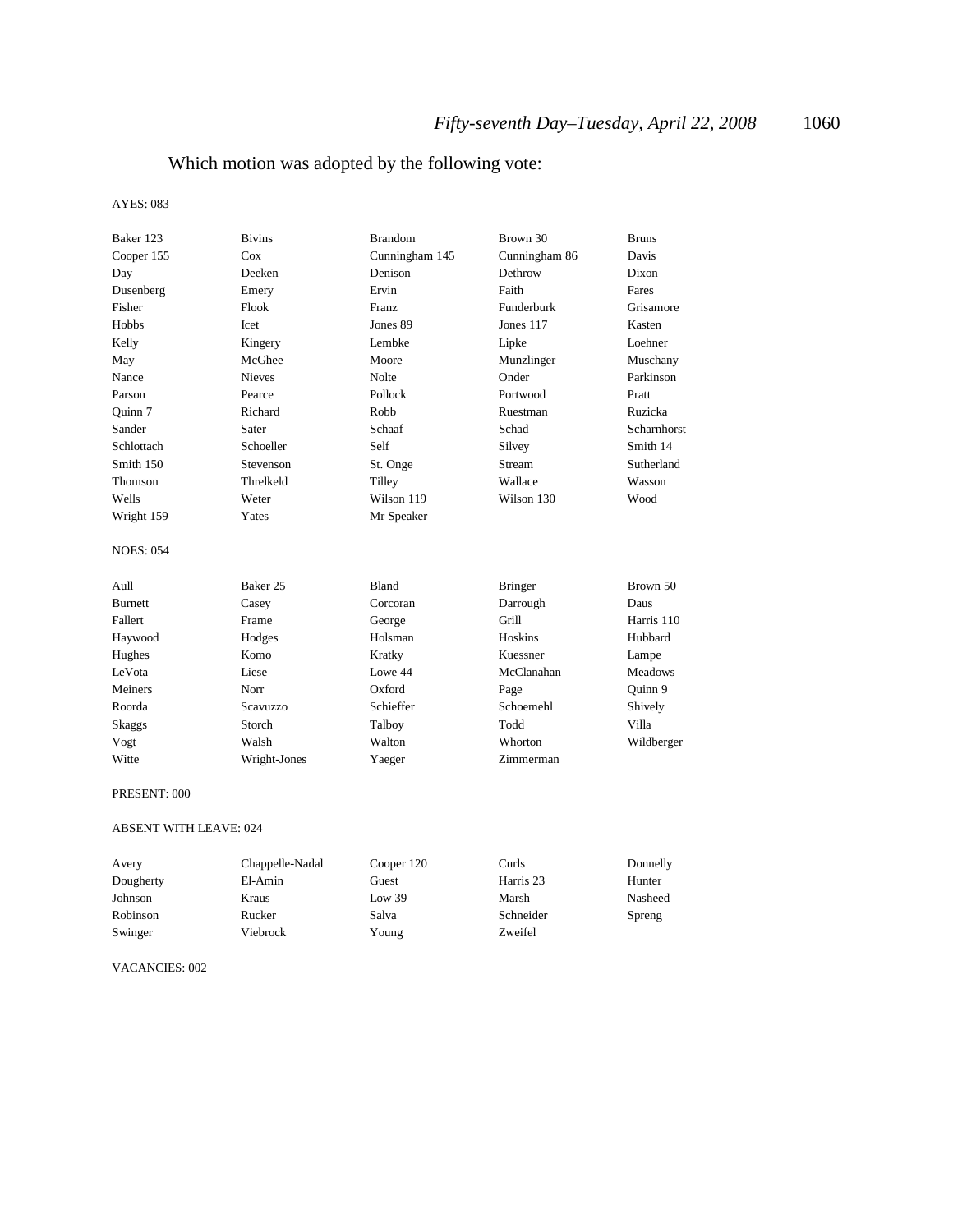Which motion was adopted by the following vote:

AYES: 083

| | | | | |
|---|---|---|---|---|
| Baker 123 | Bivins | Brandom | Brown 30 | Bruns |
| Cooper 155 | Cox | Cunningham 145 | Cunningham 86 | Davis |
| Day | Deeken | Denison | Dethrow | Dixon |
| Dusenberg | Emery | Ervin | Faith | Fares |
| Fisher | Flook | Franz | Funderburk | Grisamore |
| Hobbs | Icet | Jones 89 | Jones 117 | Kasten |
| Kelly | Kingery | Lembke | Lipke | Loehner |
| May | McGhee | Moore | Munzlinger | Muschany |
| Nance | Nieves | Nolte | Onder | Parkinson |
| Parson | Pearce | Pollock | Portwood | Pratt |
| Quinn 7 | Richard | Robb | Ruestman | Ruzicka |
| Sander | Sater | Schaaf | Schad | Scharnhorst |
| Schlottach | Schoeller | Self | Silvey | Smith 14 |
| Smith 150 | Stevenson | St. Onge | Stream | Sutherland |
| Thomson | Threlkeld | Tilley | Wallace | Wasson |
| Wells | Weter | Wilson 119 | Wilson 130 | Wood |
| Wright 159 | Yates | Mr Speaker | | |

NOES: 054

| | | | | |
|---|---|---|---|---|
| Aull | Baker 25 | Bland | Bringer | Brown 50 |
| Burnett | Casey | Corcoran | Darrough | Daus |
| Fallert | Frame | George | Grill | Harris 110 |
| Haywood | Hodges | Holsman | Hoskins | Hubbard |
| Hughes | Komo | Kratky | Kuessner | Lampe |
| LeVota | Liese | Lowe 44 | McClanahan | Meadows |
| Meiners | Norr | Oxford | Page | Quinn 9 |
| Roorda | Scavuzzo | Schieffer | Schoemehl | Shively |
| Skaggs | Storch | Talboy | Todd | Villa |
| Vogt | Walsh | Walton | Whorton | Wildberger |
| Witte | Wright-Jones | Yaeger | Zimmerman | |

PRESENT: 000

ABSENT WITH LEAVE: 024

| | | | | |
|---|---|---|---|---|
| Avery | Chappelle-Nadal | Cooper 120 | Curls | Donnelly |
| Dougherty | El-Amin | Guest | Harris 23 | Hunter |
| Johnson | Kraus | Low 39 | Marsh | Nasheed |
| Robinson | Rucker | Salva | Schneider | Spreng |
| Swinger | Viebrock | Young | Zweifel | |

VACANCIES: 002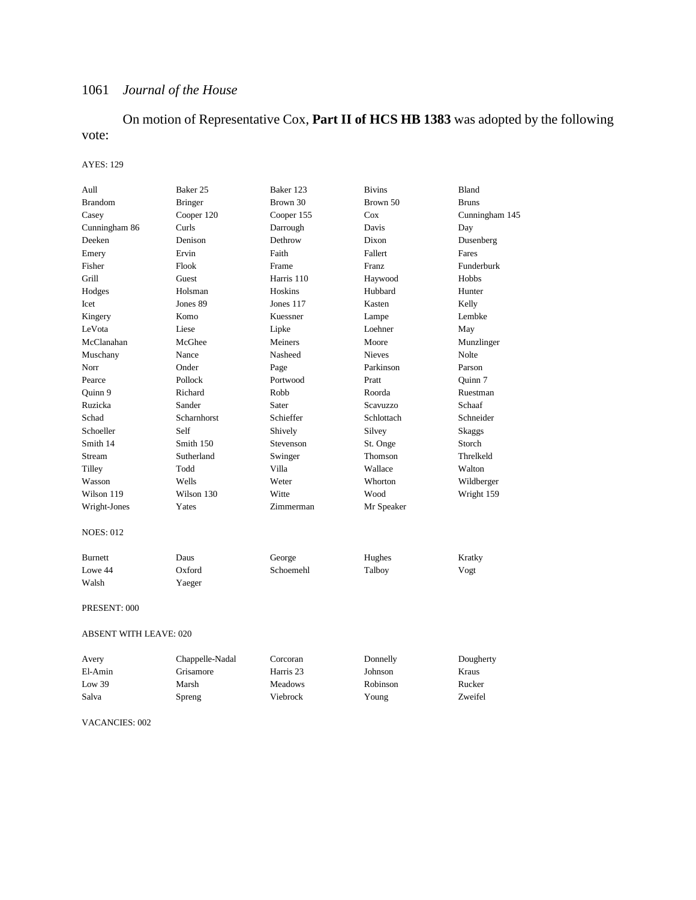On motion of Representative Cox, **Part II of HCS HB 1383** was adopted by the following vote:

AYES: 129

| | | | | |
|---|---|---|---|---|
| Aull | Baker 25 | Baker 123 | Bivins | Bland |
| Brandom | Bringer | Brown 30 | Brown 50 | Bruns |
| Casey | Cooper 120 | Cooper 155 | Cox | Cunningham 145 |
| Cunningham 86 | Curls | Darrough | Davis | Day |
| Deeken | Denison | Dethrow | Dixon | Dusenberg |
| Emery | Ervin | Faith | Fallert | Fares |
| Fisher | Flook | Frame | Franz | Funderburk |
| Grill | Guest | Harris 110 | Haywood | Hobbs |
| Hodges | Holsman | Hoskins | Hubbard | Hunter |
| Icet | Jones 89 | Jones 117 | Kasten | Kelly |
| Kingery | Komo | Kuessner | Lampe | Lembke |
| LeVota | Liese | Lipke | Loehner | May |
| McClanahan | McGhee | Meiners | Moore | Munzlinger |
| Muschany | Nance | Nasheed | Nieves | Nolte |
| Norr | Onder | Page | Parkinson | Parson |
| Pearce | Pollock | Portwood | Pratt | Quinn 7 |
| Quinn 9 | Richard | Robb | Roorda | Ruestman |
| Ruzicka | Sander | Sater | Scavuzzo | Schaaf |
| Schad | Scharnhorst | Schieffer | Schlottach | Schneider |
| Schoeller | Self | Shively | Silvey | Skaggs |
| Smith 14 | Smith 150 | Stevenson | St. Onge | Storch |
| Stream | Sutherland | Swinger | Thomson | Threlkeld |
| Tilley | Todd | Villa | Wallace | Walton |
| Wasson | Wells | Weter | Whorton | Wildberger |
| Wilson 119 | Wilson 130 | Witte | Wood | Wright 159 |
| Wright-Jones | Yates | Zimmerman | Mr Speaker | |

NOES: 012

| | | | | |
|---|---|---|---|---|
| Burnett | Daus | George | Hughes | Kratky |
| Lowe 44 | Oxford | Schoemehl | Talboy | Vogt |
| Walsh | Yaeger | | | |

PRESENT: 000

ABSENT WITH LEAVE: 020

| | | | | |
|---|---|---|---|---|
| Avery | Chappelle-Nadal | Corcoran | Donnelly | Dougherty |
| El-Amin | Grisamore | Harris 23 | Johnson | Kraus |
| Low 39 | Marsh | Meadows | Robinson | Rucker |
| Salva | Spreng | Viebrock | Young | Zweifel |

VACANCIES: 002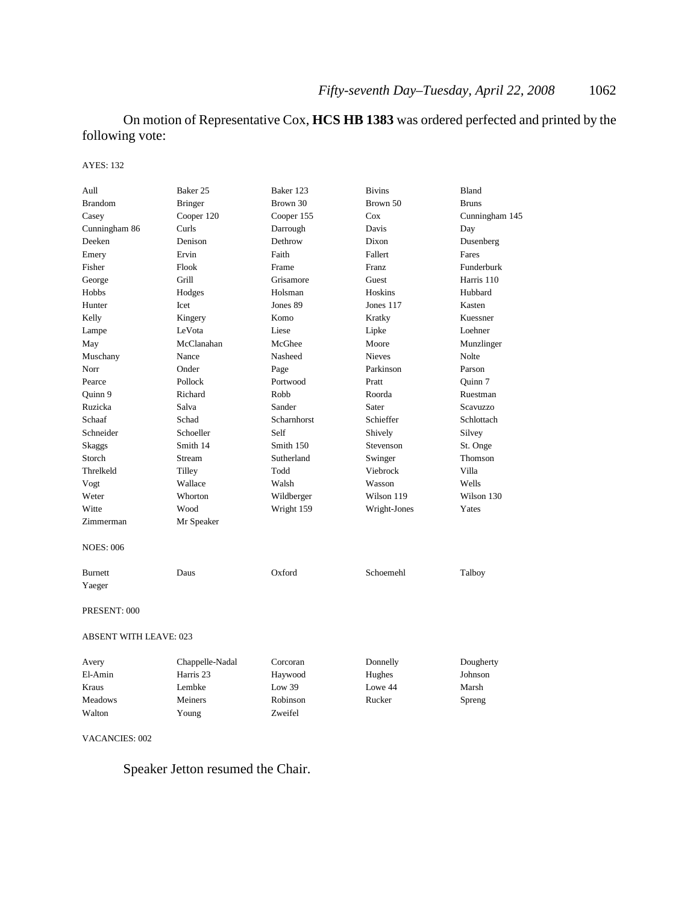On motion of Representative Cox, **HCS HB 1383** was ordered perfected and printed by the following vote:

AYES: 132

| | | | | |
|---|---|---|---|---|
| Aull | Baker 25 | Baker 123 | Bivins | Bland |
| Brandom | Bringer | Brown 30 | Brown 50 | Bruns |
| Casey | Cooper 120 | Cooper 155 | Cox | Cunningham 145 |
| Cunningham 86 | Curls | Darrough | Davis | Day |
| Deeken | Denison | Dethrow | Dixon | Dusenberg |
| Emery | Ervin | Faith | Fallert | Fares |
| Fisher | Flook | Frame | Franz | Funderburk |
| George | Grill | Grisamore | Guest | Harris 110 |
| Hobbs | Hodges | Holsman | Hoskins | Hubbard |
| Hunter | Icet | Jones 89 | Jones 117 | Kasten |
| Kelly | Kingery | Komo | Kratky | Kuessner |
| Lampe | LeVota | Liese | Lipke | Loehner |
| May | McClanahan | McGhee | Moore | Munzlinger |
| Muschany | Nance | Nasheed | Nieves | Nolte |
| Norr | Onder | Page | Parkinson | Parson |
| Pearce | Pollock | Portwood | Pratt | Quinn 7 |
| Quinn 9 | Richard | Robb | Roorda | Ruestman |
| Ruzicka | Salva | Sander | Sater | Scavuzzo |
| Schaaf | Schad | Scharnhorst | Schieffer | Schlottach |
| Schneider | Schoeller | Self | Shively | Silvey |
| Skaggs | Smith 14 | Smith 150 | Stevenson | St. Onge |
| Storch | Stream | Sutherland | Swinger | Thomson |
| Threlkeld | Tilley | Todd | Viebrock | Villa |
| Vogt | Wallace | Walsh | Wasson | Wells |
| Weter | Whorton | Wildberger | Wilson 119 | Wilson 130 |
| Witte | Wood | Wright 159 | Wright-Jones | Yates |
| Zimmerman | Mr Speaker | | | |

NOES: 006

| | | | | |
|---|---|---|---|---|
| Burnett | Daus | Oxford | Schoemehl | Talboy |
| Yaeger | | | | |

PRESENT: 000

ABSENT WITH LEAVE: 023

| | | | | |
|---|---|---|---|---|
| Avery | Chappelle-Nadal | Corcoran | Donnelly | Dougherty |
| El-Amin | Harris 23 | Haywood | Hughes | Johnson |
| Kraus | Lembke | Low 39 | Lowe 44 | Marsh |
| Meadows | Meiners | Robinson | Rucker | Spreng |
| Walton | Young | Zweifel | | |

VACANCIES: 002

Speaker Jetton resumed the Chair.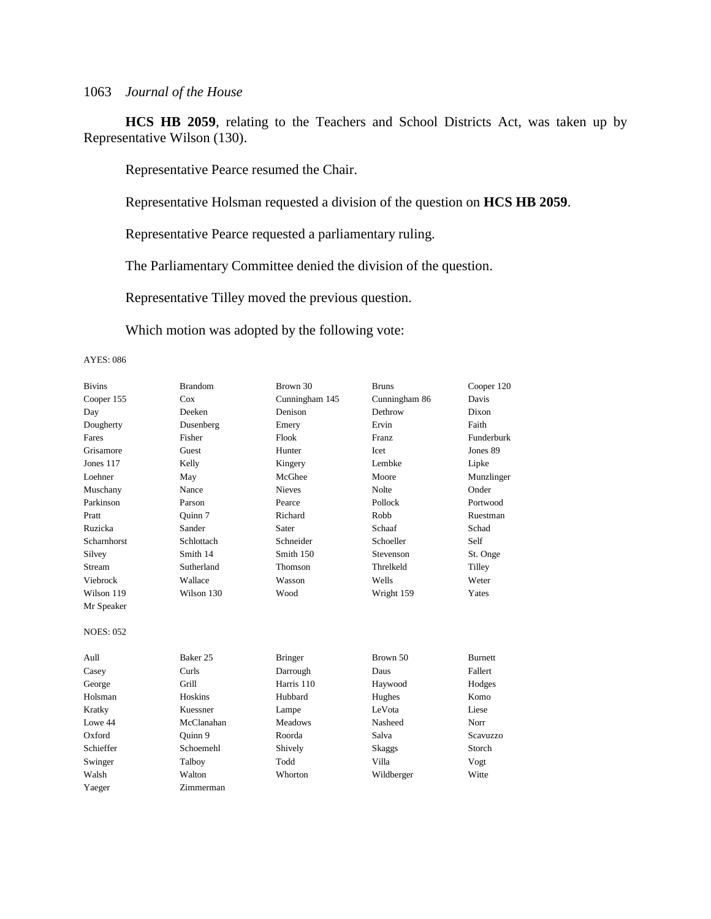**HCS HB 2059**, relating to the Teachers and School Districts Act, was taken up by Representative Wilson (130).

Representative Pearce resumed the Chair.

Representative Holsman requested a division of the question on **HCS HB 2059**.

Representative Pearce requested a parliamentary ruling.

The Parliamentary Committee denied the division of the question.

Representative Tilley moved the previous question.

Which motion was adopted by the following vote:

AYES: 086

| | | | | |
|---|---|---|---|---|
| Bivins | Brandom | Brown 30 | Bruns | Cooper 120 |
| Cooper 155 | Cox | Cunningham 145 | Cunningham 86 | Davis |
| Day | Deeken | Denison | Dethrow | Dixon |
| Dougherty | Dusenberg | Emery | Ervin | Faith |
| Fares | Fisher | Flook | Franz | Funderburk |
| Grisamore | Guest | Hunter | Icet | Jones 89 |
| Jones 117 | Kelly | Kingery | Lembke | Lipke |
| Loehner | May | McGhee | Moore | Munzlinger |
| Muschany | Nance | Nieves | Nolte | Onder |
| Parkinson | Parson | Pearce | Pollock | Portwood |
| Pratt | Quinn 7 | Richard | Robb | Ruestman |
| Ruzicka | Sander | Sater | Schaaf | Schad |
| Scharnhorst | Schlottach | Schneider | Schoeller | Self |
| Silvey | Smith 14 | Smith 150 | Stevenson | St. Onge |
| Stream | Sutherland | Thomson | Threlkeld | Tilley |
| Viebrock | Wallace | Wasson | Wells | Weter |
| Wilson 119 | Wilson 130 | Wood | Wright 159 | Yates |
| Mr Speaker | | | | |

NOES: 052

| | | | | |
|---|---|---|---|---|
| Aull | Baker 25 | Bringer | Brown 50 | Burnett |
| Casey | Curls | Darrough | Daus | Fallert |
| George | Grill | Harris 110 | Haywood | Hodges |
| Holsman | Hoskins | Hubbard | Hughes | Komo |
| Kratky | Kuessner | Lampe | LeVota | Liese |
| Lowe 44 | McClanahan | Meadows | Nasheed | Norr |
| Oxford | Quinn 9 | Roorda | Salva | Scavuzzo |
| Schieffer | Schoemehl | Shively | Skaggs | Storch |
| Swinger | Talboy | Todd | Villa | Vogt |
| Walsh | Walton | Whorton | Wildberger | Witte |
| Yaeger | Zimmerman | | | |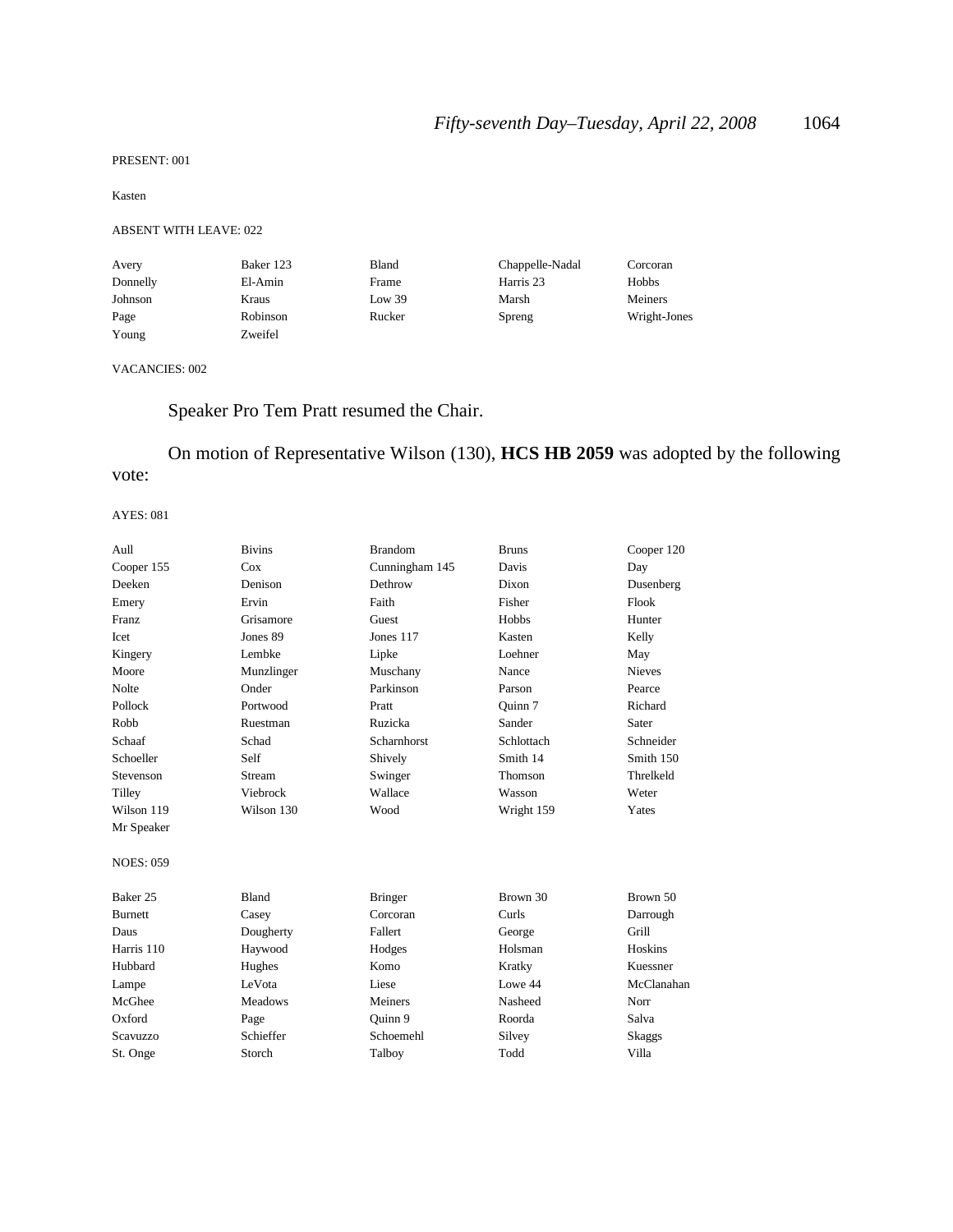PRESENT: 001

Kasten

ABSENT WITH LEAVE: 022

| | | | | |
|---|---|---|---|---|
| Avery | Baker 123 | Bland | Chappelle-Nadal | Corcoran |
| Donnelly | El-Amin | Frame | Harris 23 | Hobbs |
| Johnson | Kraus | Low 39 | Marsh | Meiners |
| Page | Robinson | Rucker | Spreng | Wright-Jones |
| Young | Zweifel | | | |

VACANCIES: 002

Speaker Pro Tem Pratt resumed the Chair.

On motion of Representative Wilson (130), **HCS HB 2059** was adopted by the following vote:

AYES: 081

| | | | | |
|---|---|---|---|---|
| Aull | Bivins | Brandom | Bruns | Cooper 120 |
| Cooper 155 | Cox | Cunningham 145 | Davis | Day |
| Deeken | Denison | Dethrow | Dixon | Dusenberg |
| Emery | Ervin | Faith | Fisher | Flook |
| Franz | Grisamore | Guest | Hobbs | Hunter |
| Icet | Jones 89 | Jones 117 | Kasten | Kelly |
| Kingery | Lembke | Lipke | Loehner | May |
| Moore | Munzlinger | Muschany | Nance | Nieves |
| Nolte | Onder | Parkinson | Parson | Pearce |
| Pollock | Portwood | Pratt | Quinn 7 | Richard |
| Robb | Ruestman | Ruzicka | Sander | Sater |
| Schaaf | Schad | Scharnhorst | Schlottach | Schneider |
| Schoeller | Self | Shively | Smith 14 | Smith 150 |
| Stevenson | Stream | Swinger | Thomson | Threlkeld |
| Tilley | Viebrock | Wallace | Wasson | Weter |
| Wilson 119 | Wilson 130 | Wood | Wright 159 | Yates |
| Mr Speaker | | | | |

NOES: 059

| | | | | |
|---|---|---|---|---|
| Baker 25 | Bland | Bringer | Brown 30 | Brown 50 |
| Burnett | Casey | Corcoran | Curls | Darrough |
| Daus | Dougherty | Fallert | George | Grill |
| Harris 110 | Haywood | Hodges | Holsman | Hoskins |
| Hubbard | Hughes | Komo | Kratky | Kuessner |
| Lampe | LeVota | Liese | Lowe 44 | McClanahan |
| McGhee | Meadows | Meiners | Nasheed | Norr |
| Oxford | Page | Quinn 9 | Roorda | Salva |
| Scavuzzo | Schieffer | Schoemehl | Silvey | Skaggs |
| St. Onge | Storch | Talboy | Todd | Villa |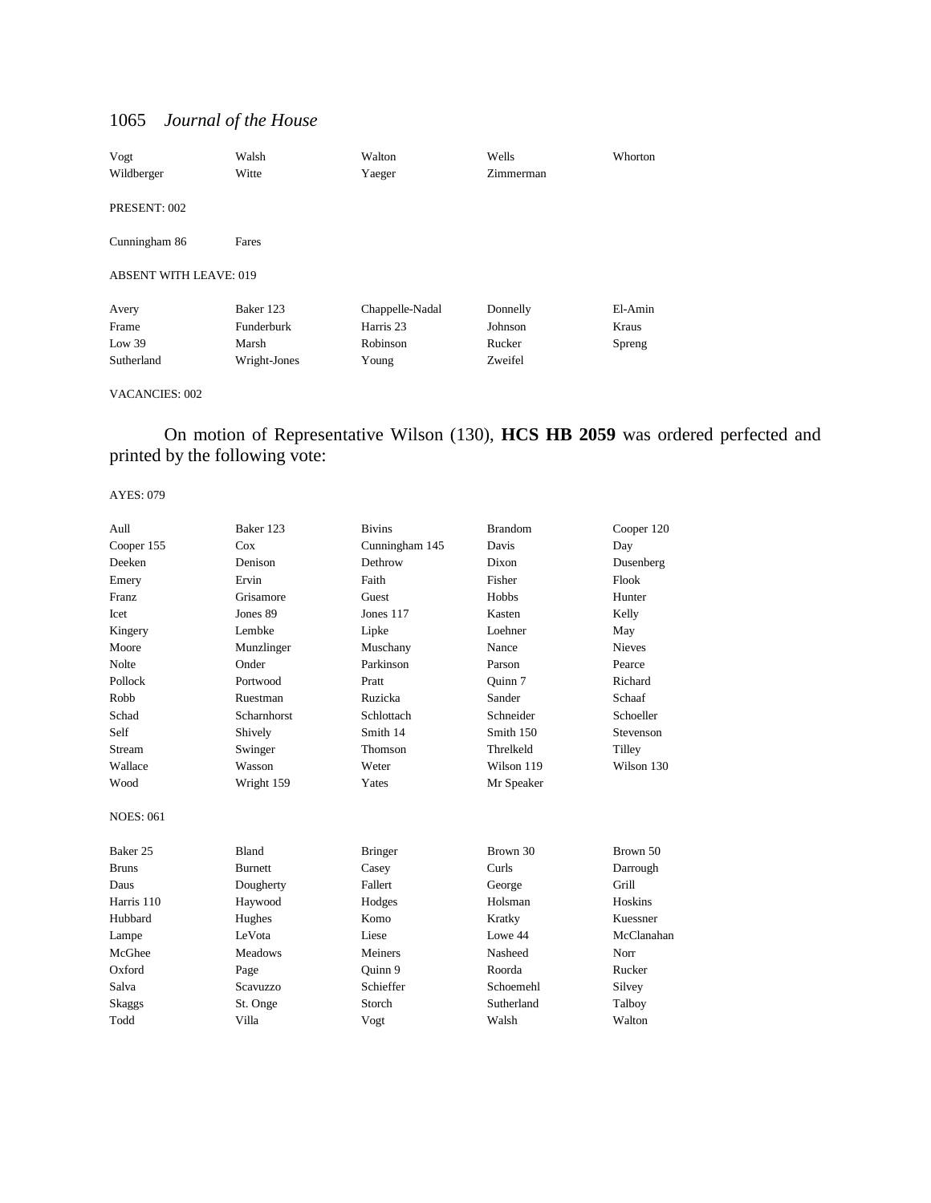| | | | | |
|---|---|---|---|---|
| Vogt | Walsh | Walton | Wells | Whorton |
| Wildberger | Witte | Yaeger | Zimmerman | |

PRESENT: 002

| | |
|---|---|
| Cunningham 86 | Fares |

ABSENT WITH LEAVE: 019

| | | | | |
|---|---|---|---|---|
| Avery | Baker 123 | Chappelle-Nadal | Donnelly | El-Amin |
| Frame | Funderburk | Harris 23 | Johnson | Kraus |
| Low 39 | Marsh | Robinson | Rucker | Spreng |
| Sutherland | Wright-Jones | Young | Zweifel | |

VACANCIES: 002

On motion of Representative Wilson (130), **HCS HB 2059** was ordered perfected and printed by the following vote:

AYES: 079

| | | | | |
|---|---|---|---|---|
| Aull | Baker 123 | Bivins | Brandom | Cooper 120 |
| Cooper 155 | Cox | Cunningham 145 | Davis | Day |
| Deeken | Denison | Dethrow | Dixon | Dusenberg |
| Emery | Ervin | Faith | Fisher | Flook |
| Franz | Grisamore | Guest | Hobbs | Hunter |
| Icet | Jones 89 | Jones 117 | Kasten | Kelly |
| Kingery | Lembke | Lipke | Loehner | May |
| Moore | Munzlinger | Muschany | Nance | Nieves |
| Nolte | Onder | Parkinson | Parson | Pearce |
| Pollock | Portwood | Pratt | Quinn 7 | Richard |
| Robb | Ruestman | Ruzicka | Sander | Schaaf |
| Schad | Scharnhorst | Schlottach | Schneider | Schoeller |
| Self | Shively | Smith 14 | Smith 150 | Stevenson |
| Stream | Swinger | Thomson | Threlkeld | Tilley |
| Wallace | Wasson | Weter | Wilson 119 | Wilson 130 |
| Wood | Wright 159 | Yates | Mr Speaker | |

NOES: 061

| | | | | |
|---|---|---|---|---|
| Baker 25 | Bland | Bringer | Brown 30 | Brown 50 |
| Bruns | Burnett | Casey | Curls | Darrough |
| Daus | Dougherty | Fallert | George | Grill |
| Harris 110 | Haywood | Hodges | Holsman | Hoskins |
| Hubbard | Hughes | Komo | Kratky | Kuessner |
| Lampe | LeVota | Liese | Lowe 44 | McClanahan |
| McGhee | Meadows | Meiners | Nasheed | Norr |
| Oxford | Page | Quinn 9 | Roorda | Rucker |
| Salva | Scavuzzo | Schieffer | Schoemehl | Silvey |
| Skaggs | St. Onge | Storch | Sutherland | Talboy |
| Todd | Villa | Vogt | Walsh | Walton |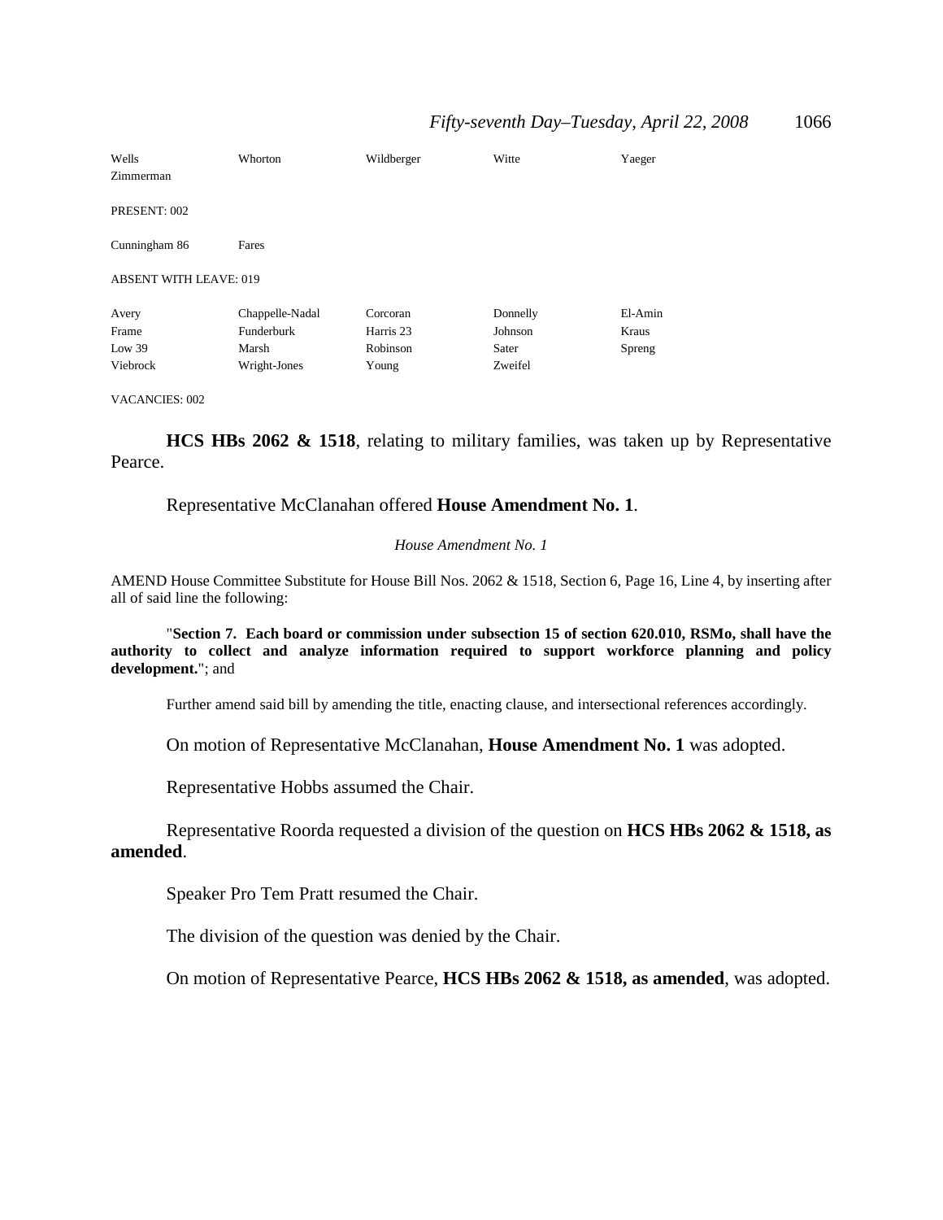| | | | | |
|---|---|---|---|---|
| Wells | Whorton | Wildberger | Witte | Yaeger |
| Zimmerman | | | | |

PRESENT: 002

| | |
|---|---|
| Cunningham 86 | Fares |

ABSENT WITH LEAVE: 019

| | | | | |
|---|---|---|---|---|
| Avery | Chappelle-Nadal | Corcoran | Donnelly | El-Amin |
| Frame | Funderburk | Harris 23 | Johnson | Kraus |
| Low 39 | Marsh | Robinson | Sater | Spreng |
| Viebrock | Wright-Jones | Young | Zweifel | |

VACANCIES: 002

**HCS HBs 2062 & 1518**, relating to military families, was taken up by Representative Pearce.

Representative McClanahan offered **House Amendment No. 1**.

*House Amendment No. 1*

AMEND House Committee Substitute for House Bill Nos. 2062 & 1518, Section 6, Page 16, Line 4, by inserting after all of said line the following:

"**Section 7. Each board or commission under subsection 15 of section 620.010, RSMo, shall have the authority to collect and analyze information required to support workforce planning and policy development.**"; and

Further amend said bill by amending the title, enacting clause, and intersectional references accordingly.

On motion of Representative McClanahan, **House Amendment No. 1** was adopted.

Representative Hobbs assumed the Chair.

Representative Roorda requested a division of the question on **HCS HBs 2062 & 1518, as amended**.

Speaker Pro Tem Pratt resumed the Chair.

The division of the question was denied by the Chair.

On motion of Representative Pearce, **HCS HBs 2062 & 1518, as amended**, was adopted.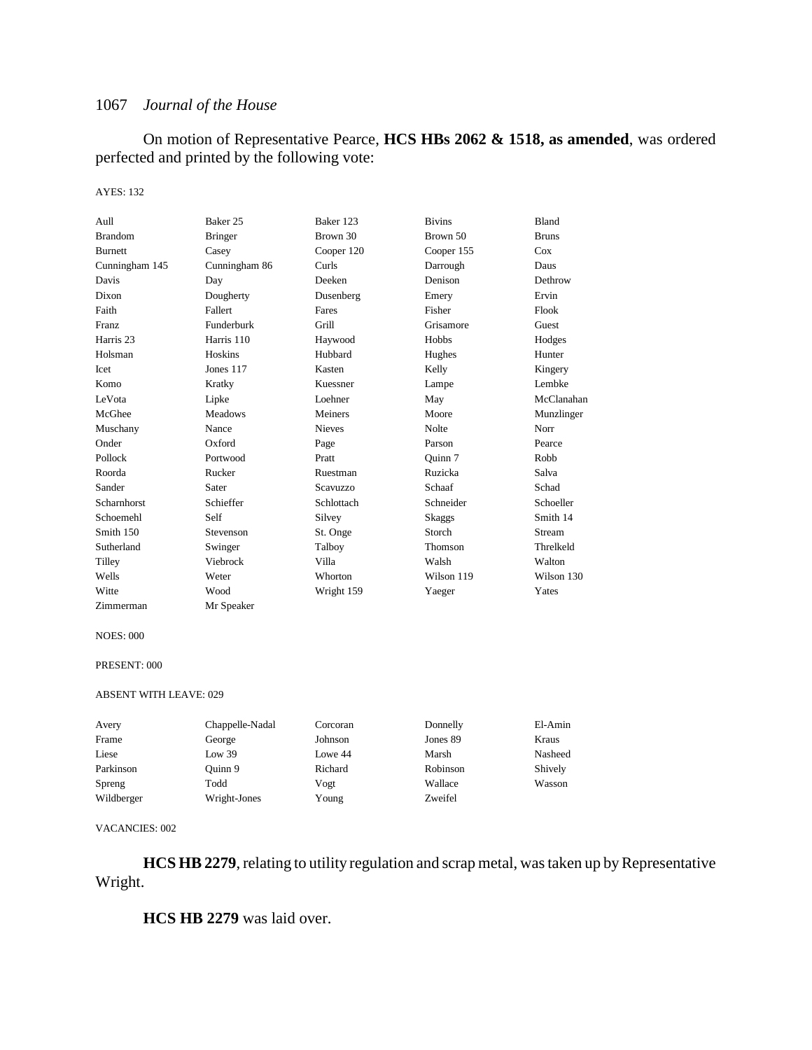On motion of Representative Pearce, **HCS HBs 2062 & 1518, as amended**, was ordered perfected and printed by the following vote:

AYES: 132

| | | | | |
|---|---|---|---|---|
| Aull | Baker 25 | Baker 123 | Bivins | Bland |
| Brandom | Bringer | Brown 30 | Brown 50 | Bruns |
| Burnett | Casey | Cooper 120 | Cooper 155 | Cox |
| Cunningham 145 | Cunningham 86 | Curls | Darrough | Daus |
| Davis | Day | Deeken | Denison | Dethrow |
| Dixon | Dougherty | Dusenberg | Emery | Ervin |
| Faith | Fallert | Fares | Fisher | Flook |
| Franz | Funderburk | Grill | Grisamore | Guest |
| Harris 23 | Harris 110 | Haywood | Hobbs | Hodges |
| Holsman | Hoskins | Hubbard | Hughes | Hunter |
| Icet | Jones 117 | Kasten | Kelly | Kingery |
| Komo | Kratky | Kuessner | Lampe | Lembke |
| LeVota | Lipke | Loehner | May | McClanahan |
| McGhee | Meadows | Meiners | Moore | Munzlinger |
| Muschany | Nance | Nieves | Nolte | Norr |
| Onder | Oxford | Page | Parson | Pearce |
| Pollock | Portwood | Pratt | Quinn 7 | Robb |
| Roorda | Rucker | Ruestman | Ruzicka | Salva |
| Sander | Sater | Scavuzzo | Schaaf | Schad |
| Scharnhorst | Schieffer | Schlottach | Schneider | Schoeller |
| Schoemehl | Self | Silvey | Skaggs | Smith 14 |
| Smith 150 | Stevenson | St. Onge | Storch | Stream |
| Sutherland | Swinger | Talboy | Thomson | Threlkeld |
| Tilley | Viebrock | Villa | Walsh | Walton |
| Wells | Weter | Whorton | Wilson 119 | Wilson 130 |
| Witte | Wood | Wright 159 | Yaeger | Yates |
| Zimmerman | Mr Speaker | | | |

NOES: 000

PRESENT: 000

ABSENT WITH LEAVE: 029

| | | | | |
|---|---|---|---|---|
| Avery | Chappelle-Nadal | Corcoran | Donnelly | El-Amin |
| Frame | George | Johnson | Jones 89 | Kraus |
| Liese | Low 39 | Lowe 44 | Marsh | Nasheed |
| Parkinson | Quinn 9 | Richard | Robinson | Shively |
| Spreng | Todd | Vogt | Wallace | Wasson |
| Wildberger | Wright-Jones | Young | Zweifel | |

VACANCIES: 002

**HCS HB 2279**, relating to utility regulation and scrap metal, was taken up by Representative Wright.

**HCS HB 2279** was laid over.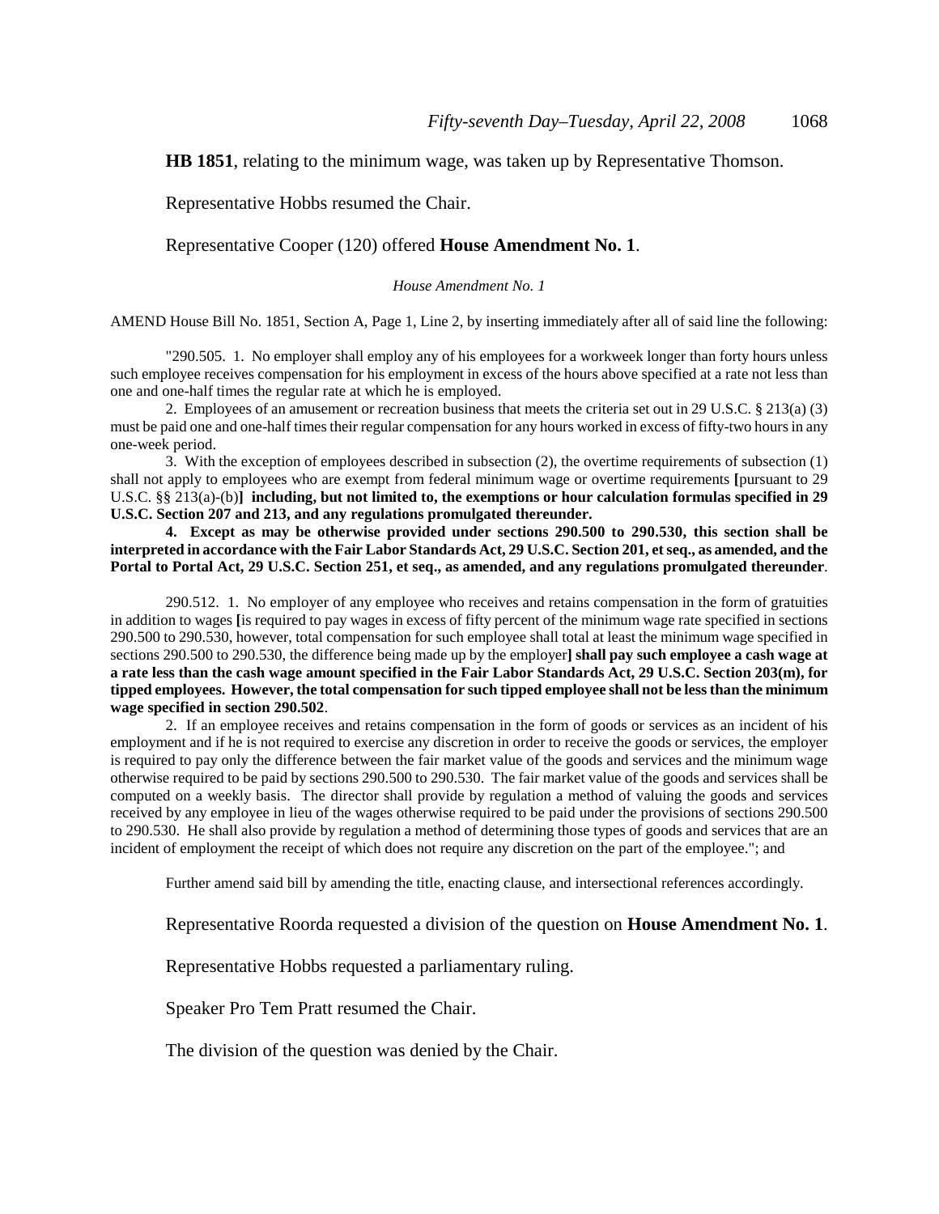**HB 1851**, relating to the minimum wage, was taken up by Representative Thomson.

Representative Hobbs resumed the Chair.

Representative Cooper (120) offered **House Amendment No. 1**.

*House Amendment No. 1*

AMEND House Bill No. 1851, Section A, Page 1, Line 2, by inserting immediately after all of said line the following:

"290.505. 1. No employer shall employ any of his employees for a workweek longer than forty hours unless such employee receives compensation for his employment in excess of the hours above specified at a rate not less than one and one-half times the regular rate at which he is employed.

2. Employees of an amusement or recreation business that meets the criteria set out in 29 U.S.C. § 213(a) (3) must be paid one and one-half times their regular compensation for any hours worked in excess of fifty-two hours in any one-week period.

3. With the exception of employees described in subsection (2), the overtime requirements of subsection (1) shall not apply to employees who are exempt from federal minimum wage or overtime requirements [pursuant to 29 U.S.C. §§ 213(a)-(b)] **including, but not limited to, the exemptions or hour calculation formulas specified in 29 U.S.C. Section 207 and 213, and any regulations promulgated thereunder.**

**4. Except as may be otherwise provided under sections 290.500 to 290.530, this section shall be interpreted in accordance with the Fair Labor Standards Act, 29 U.S.C. Section 201, et seq., as amended, and the Portal to Portal Act, 29 U.S.C. Section 251, et seq., as amended, and any regulations promulgated thereunder**.

290.512. 1. No employer of any employee who receives and retains compensation in the form of gratuities in addition to wages [is required to pay wages in excess of fifty percent of the minimum wage rate specified in sections 290.500 to 290.530, however, total compensation for such employee shall total at least the minimum wage specified in sections 290.500 to 290.530, the difference being made up by the employer] **shall pay such employee a cash wage at a rate less than the cash wage amount specified in the Fair Labor Standards Act, 29 U.S.C. Section 203(m), for tipped employees. However, the total compensation for such tipped employee shall not be less than the minimum wage specified in section 290.502**.

2. If an employee receives and retains compensation in the form of goods or services as an incident of his employment and if he is not required to exercise any discretion in order to receive the goods or services, the employer is required to pay only the difference between the fair market value of the goods and services and the minimum wage otherwise required to be paid by sections 290.500 to 290.530. The fair market value of the goods and services shall be computed on a weekly basis. The director shall provide by regulation a method of valuing the goods and services received by any employee in lieu of the wages otherwise required to be paid under the provisions of sections 290.500 to 290.530. He shall also provide by regulation a method of determining those types of goods and services that are an incident of employment the receipt of which does not require any discretion on the part of the employee."; and

Further amend said bill by amending the title, enacting clause, and intersectional references accordingly.

Representative Roorda requested a division of the question on **House Amendment No. 1**.

Representative Hobbs requested a parliamentary ruling.

Speaker Pro Tem Pratt resumed the Chair.

The division of the question was denied by the Chair.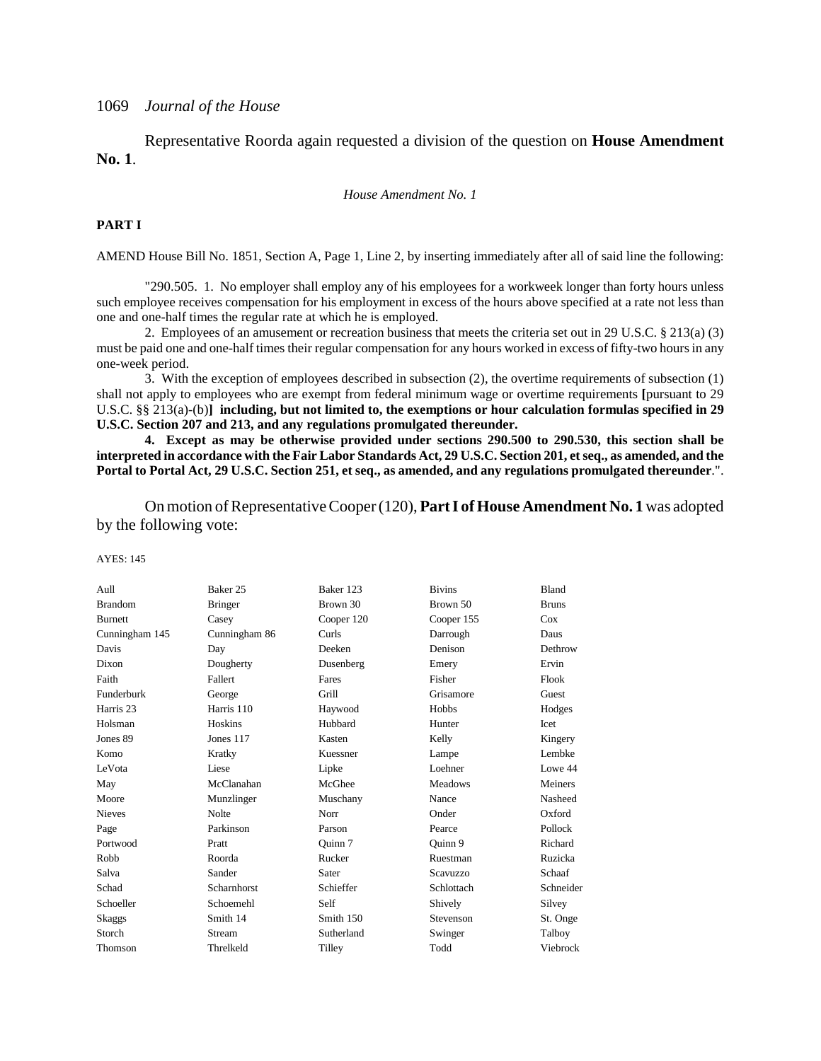Representative Roorda again requested a division of the question on **House Amendment No. 1**.

*House Amendment No. 1*

**PART I**

AMEND House Bill No. 1851, Section A, Page 1, Line 2, by inserting immediately after all of said line the following:

"290.505. 1. No employer shall employ any of his employees for a workweek longer than forty hours unless such employee receives compensation for his employment in excess of the hours above specified at a rate not less than one and one-half times the regular rate at which he is employed.

2. Employees of an amusement or recreation business that meets the criteria set out in 29 U.S.C. § 213(a) (3) must be paid one and one-half times their regular compensation for any hours worked in excess of fifty-two hours in any one-week period.

3. With the exception of employees described in subsection (2), the overtime requirements of subsection (1) shall not apply to employees who are exempt from federal minimum wage or overtime requirements **[**pursuant to 29 U.S.C. §§ 213(a)-(b)**] including, but not limited to, the exemptions or hour calculation formulas specified in 29 U.S.C. Section 207 and 213, and any regulations promulgated thereunder.**

**4. Except as may be otherwise provided under sections 290.500 to 290.530, this section shall be interpreted in accordance with the Fair Labor Standards Act, 29 U.S.C. Section 201, et seq., as amended, and the Portal to Portal Act, 29 U.S.C. Section 251, et seq., as amended, and any regulations promulgated thereunder**.".

On motion of Representative Cooper (120), **Part I of House Amendment No. 1** was adopted by the following vote:

AYES: 145

| | | | | |
|---|---|---|---|---|
| Aull | Baker 25 | Baker 123 | Bivins | Bland |
| Brandom | Bringer | Brown 30 | Brown 50 | Bruns |
| Burnett | Casey | Cooper 120 | Cooper 155 | Cox |
| Cunningham 145 | Cunningham 86 | Curls | Darrough | Daus |
| Davis | Day | Deeken | Denison | Dethrow |
| Dixon | Dougherty | Dusenberg | Emery | Ervin |
| Faith | Fallert | Fares | Fisher | Flook |
| Funderburk | George | Grill | Grisamore | Guest |
| Harris 23 | Harris 110 | Haywood | Hobbs | Hodges |
| Holsman | Hoskins | Hubbard | Hunter | Icet |
| Jones 89 | Jones 117 | Kasten | Kelly | Kingery |
| Komo | Kratky | Kuessner | Lampe | Lembke |
| LeVota | Liese | Lipke | Loehner | Lowe 44 |
| May | McClanahan | McGhee | Meadows | Meiners |
| Moore | Munzlinger | Muschany | Nance | Nasheed |
| Nieves | Nolte | Norr | Onder | Oxford |
| Page | Parkinson | Parson | Pearce | Pollock |
| Portwood | Pratt | Quinn 7 | Quinn 9 | Richard |
| Robb | Roorda | Rucker | Ruestman | Ruzicka |
| Salva | Sander | Sater | Scavuzzo | Schaaf |
| Schad | Scharnhorst | Schieffer | Schlottach | Schneider |
| Schoeller | Schoemehl | Self | Shively | Silvey |
| Skaggs | Smith 14 | Smith 150 | Stevenson | St. Onge |
| Storch | Stream | Sutherland | Swinger | Talboy |
| Thomson | Threlkeld | Tilley | Todd | Viebrock |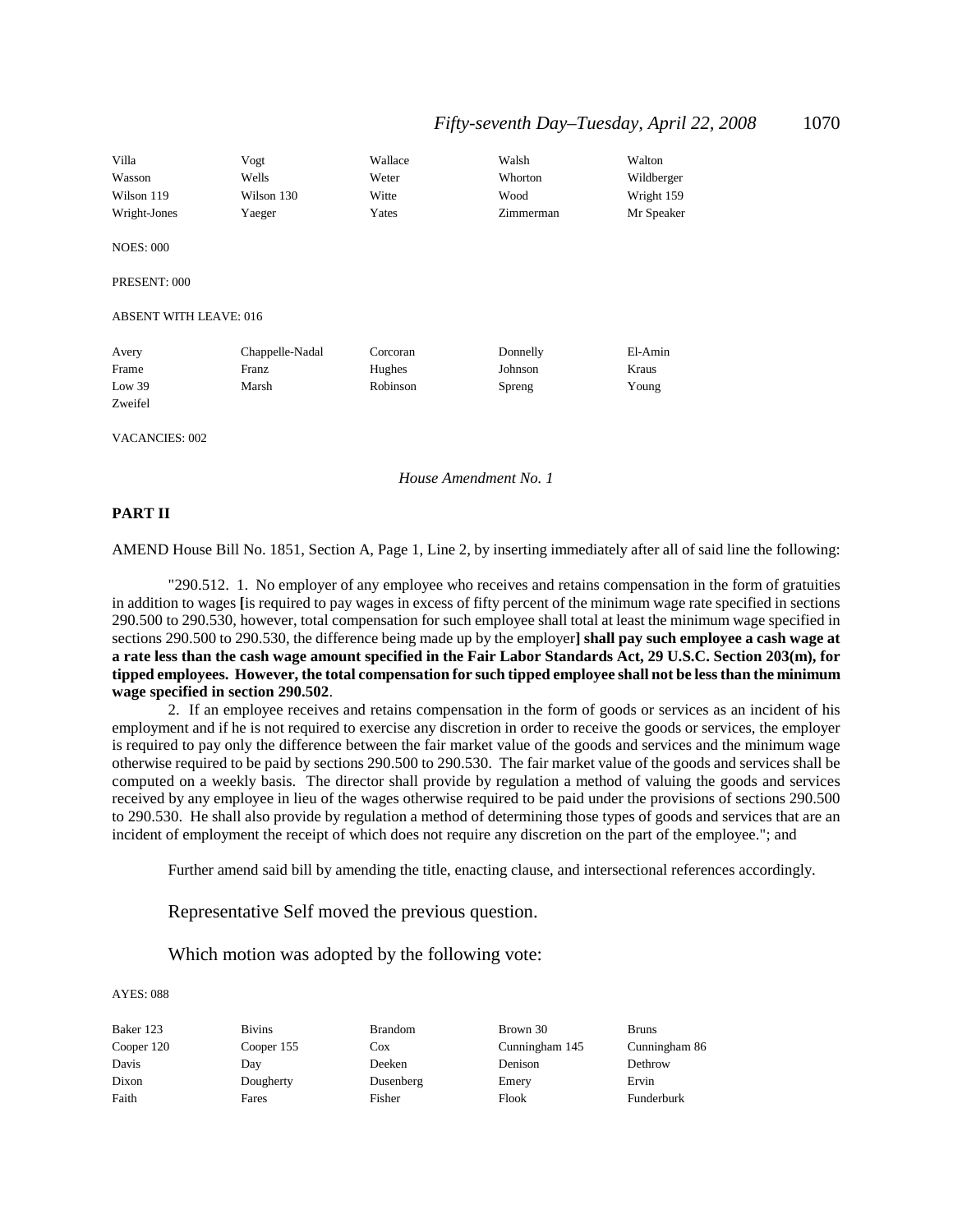| Villa | Vogt | Wallace | Walsh | Walton |
|---|---|---|---|---|
| Wasson | Wells | Weter | Whorton | Wildberger |
| Wilson 119 | Wilson 130 | Witte | Wood | Wright 159 |
| Wright-Jones | Yaeger | Yates | Zimmerman | Mr Speaker |

NOES: 000

PRESENT: 000

ABSENT WITH LEAVE: 016

| Avery | Chappelle-Nadal | Corcoran | Donnelly | El-Amin |
|---|---|---|---|---|
| Frame | Franz | Hughes | Johnson | Kraus |
| Low 39 | Marsh | Robinson | Spreng | Young |
| Zweifel | | | | |

VACANCIES: 002

*House Amendment No. 1*

**PART II**

AMEND House Bill No. 1851, Section A, Page 1, Line 2, by inserting immediately after all of said line the following:

"290.512. 1. No employer of any employee who receives and retains compensation in the form of gratuities in addition to wages **[**is required to pay wages in excess of fifty percent of the minimum wage rate specified in sections 290.500 to 290.530, however, total compensation for such employee shall total at least the minimum wage specified in sections 290.500 to 290.530, the difference being made up by the employer**] shall pay such employee a cash wage at a rate less than the cash wage amount specified in the Fair Labor Standards Act, 29 U.S.C. Section 203(m), for tipped employees. However, the total compensation for such tipped employee shall not be less than the minimum wage specified in section 290.502**.

2. If an employee receives and retains compensation in the form of goods or services as an incident of his employment and if he is not required to exercise any discretion in order to receive the goods or services, the employer is required to pay only the difference between the fair market value of the goods and services and the minimum wage otherwise required to be paid by sections 290.500 to 290.530. The fair market value of the goods and services shall be computed on a weekly basis. The director shall provide by regulation a method of valuing the goods and services received by any employee in lieu of the wages otherwise required to be paid under the provisions of sections 290.500 to 290.530. He shall also provide by regulation a method of determining those types of goods and services that are an incident of employment the receipt of which does not require any discretion on the part of the employee."; and

Further amend said bill by amending the title, enacting clause, and intersectional references accordingly.

Representative Self moved the previous question.

Which motion was adopted by the following vote:

AYES: 088

| Baker 123 | Bivins | Brandom | Brown 30 | Bruns |
|---|---|---|---|---|
| Cooper 120 | Cooper 155 | Cox | Cunningham 145 | Cunningham 86 |
| Davis | Day | Deeken | Denison | Dethrow |
| Dixon | Dougherty | Dusenberg | Emery | Ervin |
| Faith | Fares | Fisher | Flook | Funderburk |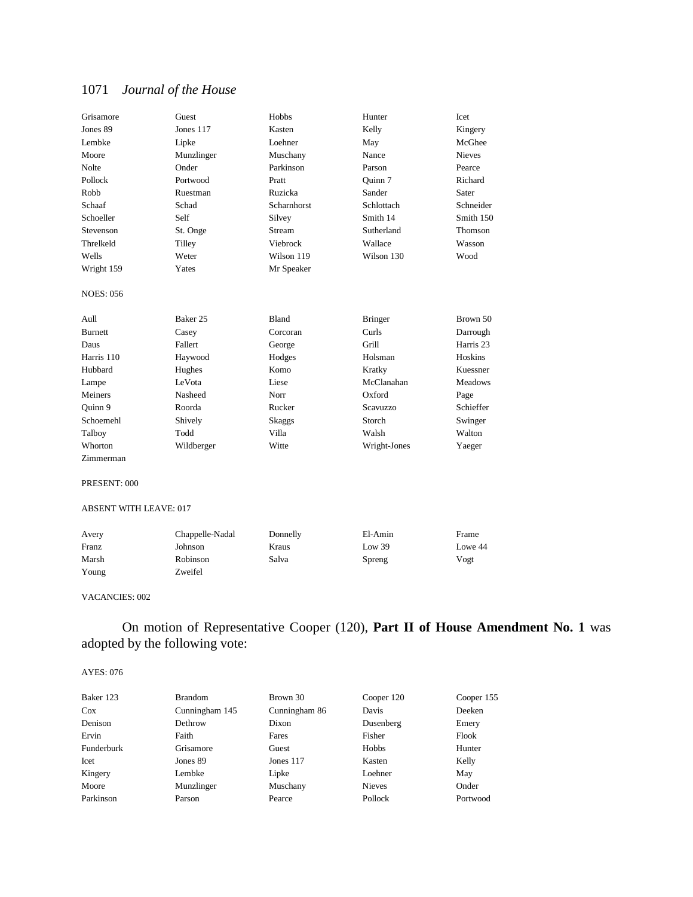| Grisamore | Guest | Hobbs | Hunter | Icet |
|---|---|---|---|---|
| Jones 89 | Jones 117 | Kasten | Kelly | Kingery |
| Lembke | Lipke | Loehner | May | McGhee |
| Moore | Munzlinger | Muschany | Nance | Nieves |
| Nolte | Onder | Parkinson | Parson | Pearce |
| Pollock | Portwood | Pratt | Quinn 7 | Richard |
| Robb | Ruestman | Ruzicka | Sander | Sater |
| Schaaf | Schad | Scharnhorst | Schlottach | Schneider |
| Schoeller | Self | Silvey | Smith 14 | Smith 150 |
| Stevenson | St. Onge | Stream | Sutherland | Thomson |
| Threlkeld | Tilley | Viebrock | Wallace | Wasson |
| Wells | Weter | Wilson 119 | Wilson 130 | Wood |
| Wright 159 | Yates | Mr Speaker | | |

NOES: 056

| Aull | Baker 25 | Bland | Bringer | Brown 50 |
|---|---|---|---|---|
| Burnett | Casey | Corcoran | Curls | Darrough |
| Daus | Fallert | George | Grill | Harris 23 |
| Harris 110 | Haywood | Hodges | Holsman | Hoskins |
| Hubbard | Hughes | Komo | Kratky | Kuessner |
| Lampe | LeVota | Liese | McClanahan | Meadows |
| Meiners | Nasheed | Norr | Oxford | Page |
| Quinn 9 | Roorda | Rucker | Scavuzzo | Schieffer |
| Schoemehl | Shively | Skaggs | Storch | Swinger |
| Talboy | Todd | Villa | Walsh | Walton |
| Whorton | Wildberger | Witte | Wright-Jones | Yaeger |
| Zimmerman | | | | |

PRESENT: 000

ABSENT WITH LEAVE: 017

| Avery | Chappelle-Nadal | Donnelly | El-Amin | Frame |
|---|---|---|---|---|
| Franz | Johnson | Kraus | Low 39 | Lowe 44 |
| Marsh | Robinson | Salva | Spreng | Vogt |
| Young | Zweifel | | | |

VACANCIES: 002

On motion of Representative Cooper (120), **Part II of House Amendment No. 1** was adopted by the following vote:

AYES: 076

| Baker 123 | Brandom | Brown 30 | Cooper 120 | Cooper 155 |
|---|---|---|---|---|
| Cox | Cunningham 145 | Cunningham 86 | Davis | Deeken |
| Denison | Dethrow | Dixon | Dusenberg | Emery |
| Ervin | Faith | Fares | Fisher | Flook |
| Funderburk | Grisamore | Guest | Hobbs | Hunter |
| Icet | Jones 89 | Jones 117 | Kasten | Kelly |
| Kingery | Lembke | Lipke | Loehner | May |
| Moore | Munzlinger | Muschany | Nieves | Onder |
| Parkinson | Parson | Pearce | Pollock | Portwood |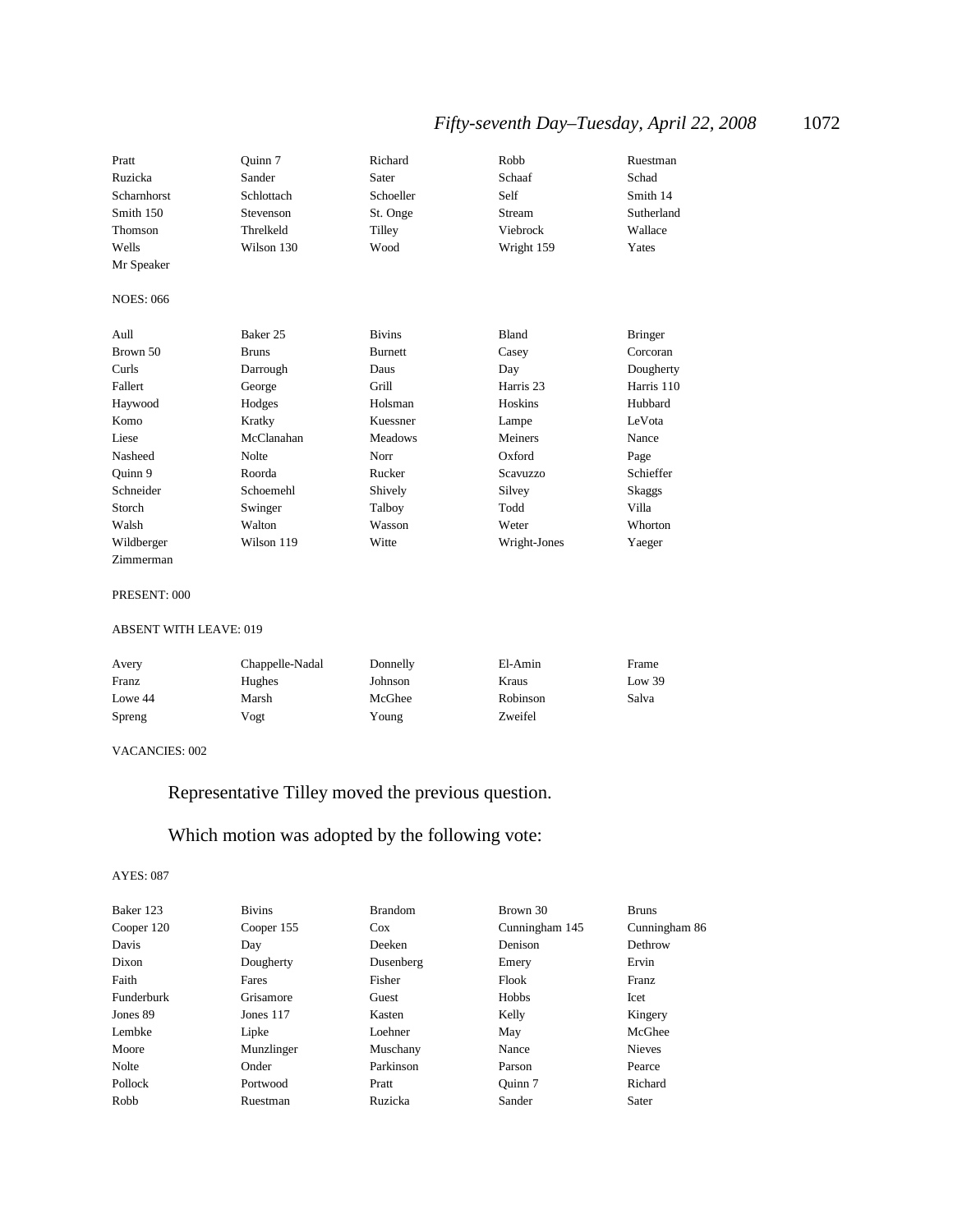| Pratt | Quinn 7 | Richard | Robb | Ruestman |
|---|---|---|---|---|
| Ruzicka | Sander | Sater | Schaaf | Schad |
| Scharnhorst | Schlottach | Schoeller | Self | Smith 14 |
| Smith 150 | Stevenson | St. Onge | Stream | Sutherland |
| Thomson | Threlkeld | Tilley | Viebrock | Wallace |
| Wells | Wilson 130 | Wood | Wright 159 | Yates |
| Mr Speaker | | | | |

NOES: 066

| Aull | Baker 25 | Bivins | Bland | Bringer |
|---|---|---|---|---|
| Brown 50 | Bruns | Burnett | Casey | Corcoran |
| Curls | Darrough | Daus | Day | Dougherty |
| Fallert | George | Grill | Harris 23 | Harris 110 |
| Haywood | Hodges | Holsman | Hoskins | Hubbard |
| Komo | Kratky | Kuessner | Lampe | LeVota |
| Liese | McClanahan | Meadows | Meiners | Nance |
| Nasheed | Nolte | Norr | Oxford | Page |
| Quinn 9 | Roorda | Rucker | Scavuzzo | Schieffer |
| Schneider | Schoemehl | Shively | Silvey | Skaggs |
| Storch | Swinger | Talboy | Todd | Villa |
| Walsh | Walton | Wasson | Weter | Whorton |
| Wildberger | Wilson 119 | Witte | Wright-Jones | Yaeger |
| Zimmerman | | | | |

PRESENT: 000

ABSENT WITH LEAVE: 019

| Avery | Chappelle-Nadal | Donnelly | El-Amin | Frame |
|---|---|---|---|---|
| Franz | Hughes | Johnson | Kraus | Low 39 |
| Lowe 44 | Marsh | McGhee | Robinson | Salva |
| Spreng | Vogt | Young | Zweifel | |

VACANCIES: 002

Representative Tilley moved the previous question.

Which motion was adopted by the following vote:

AYES: 087

| Baker 123 | Bivins | Brandom | Brown 30 | Bruns |
|---|---|---|---|---|
| Cooper 120 | Cooper 155 | Cox | Cunningham 145 | Cunningham 86 |
| Davis | Day | Deeken | Denison | Dethrow |
| Dixon | Dougherty | Dusenberg | Emery | Ervin |
| Faith | Fares | Fisher | Flook | Franz |
| Funderburk | Grisamore | Guest | Hobbs | Icet |
| Jones 89 | Jones 117 | Kasten | Kelly | Kingery |
| Lembke | Lipke | Loehner | May | McGhee |
| Moore | Munzlinger | Muschany | Nance | Nieves |
| Nolte | Onder | Parkinson | Parson | Pearce |
| Pollock | Portwood | Pratt | Quinn 7 | Richard |
| Robb | Ruestman | Ruzicka | Sander | Sater |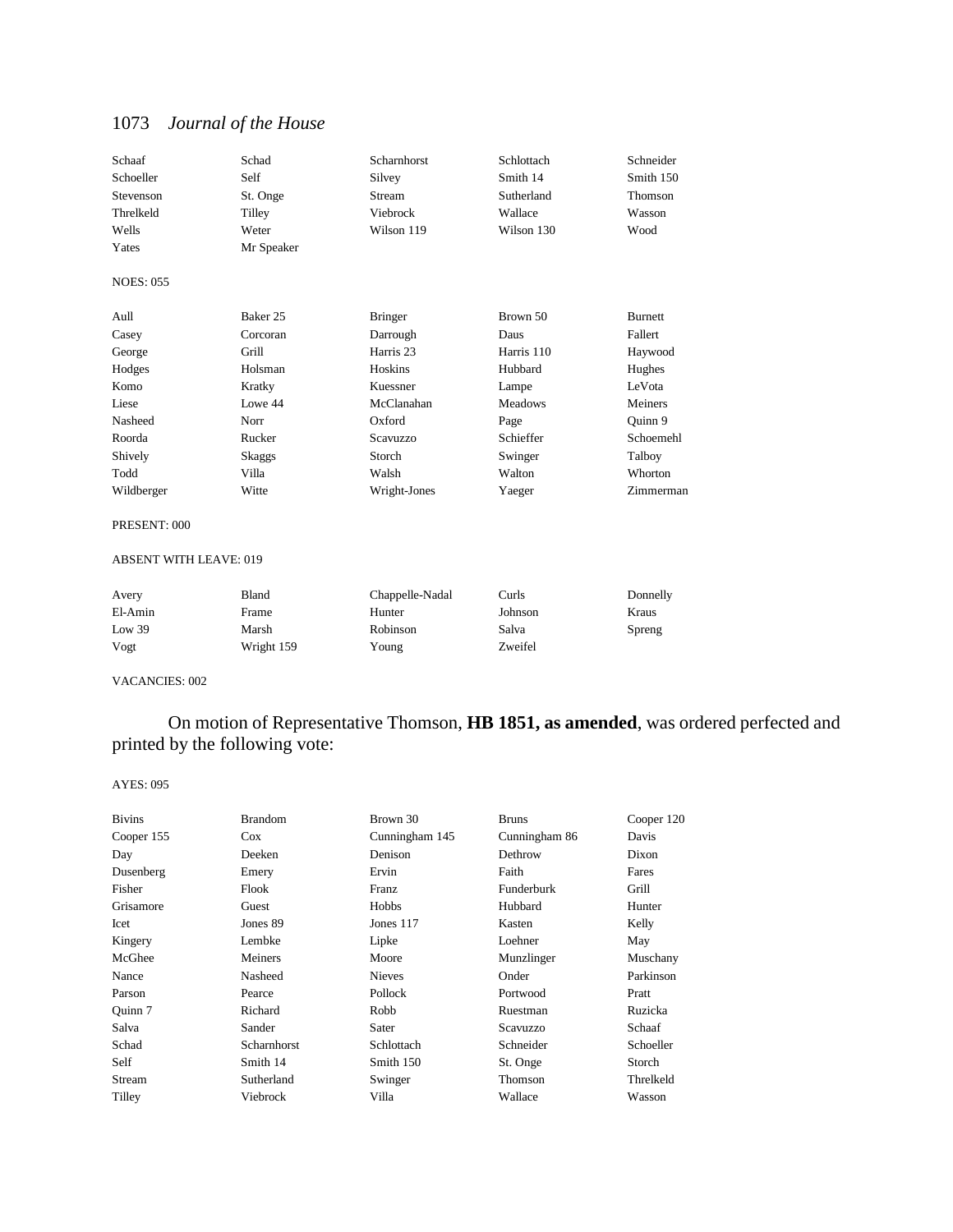| | | | | |
|---|---|---|---|---|
| Schaaf | Schad | Scharnhorst | Schlottach | Schneider |
| Schoeller | Self | Silvey | Smith 14 | Smith 150 |
| Stevenson | St. Onge | Stream | Sutherland | Thomson |
| Threlkeld | Tilley | Viebrock | Wallace | Wasson |
| Wells | Weter | Wilson 119 | Wilson 130 | Wood |
| Yates | Mr Speaker | | | |

NOES: 055

| | | | | |
|---|---|---|---|---|
| Aull | Baker 25 | Bringer | Brown 50 | Burnett |
| Casey | Corcoran | Darrough | Daus | Fallert |
| George | Grill | Harris 23 | Harris 110 | Haywood |
| Hodges | Holsman | Hoskins | Hubbard | Hughes |
| Komo | Kratky | Kuessner | Lampe | LeVota |
| Liese | Lowe 44 | McClanahan | Meadows | Meiners |
| Nasheed | Norr | Oxford | Page | Quinn 9 |
| Roorda | Rucker | Scavuzzo | Schieffer | Schoemehl |
| Shively | Skaggs | Storch | Swinger | Talboy |
| Todd | Villa | Walsh | Walton | Whorton |
| Wildberger | Witte | Wright-Jones | Yaeger | Zimmerman |

PRESENT: 000

ABSENT WITH LEAVE: 019

| | | | | |
|---|---|---|---|---|
| Avery | Bland | Chappelle-Nadal | Curls | Donnelly |
| El-Amin | Frame | Hunter | Johnson | Kraus |
| Low 39 | Marsh | Robinson | Salva | Spreng |
| Vogt | Wright 159 | Young | Zweifel | |

VACANCIES: 002

On motion of Representative Thomson, **HB 1851, as amended**, was ordered perfected and printed by the following vote:

AYES: 095

| | | | | |
|---|---|---|---|---|
| Bivins | Brandom | Brown 30 | Bruns | Cooper 120 |
| Cooper 155 | Cox | Cunningham 145 | Cunningham 86 | Davis |
| Day | Deeken | Denison | Dethrow | Dixon |
| Dusenberg | Emery | Ervin | Faith | Fares |
| Fisher | Flook | Franz | Funderburk | Grill |
| Grisamore | Guest | Hobbs | Hubbard | Hunter |
| Icet | Jones 89 | Jones 117 | Kasten | Kelly |
| Kingery | Lembke | Lipke | Loehner | May |
| McGhee | Meiners | Moore | Munzlinger | Muschany |
| Nance | Nasheed | Nieves | Onder | Parkinson |
| Parson | Pearce | Pollock | Portwood | Pratt |
| Quinn 7 | Richard | Robb | Ruestman | Ruzicka |
| Salva | Sander | Sater | Scavuzzo | Schaaf |
| Schad | Scharnhorst | Schlottach | Schneider | Schoeller |
| Self | Smith 14 | Smith 150 | St. Onge | Storch |
| Stream | Sutherland | Swinger | Thomson | Threlkeld |
| Tilley | Viebrock | Villa | Wallace | Wasson |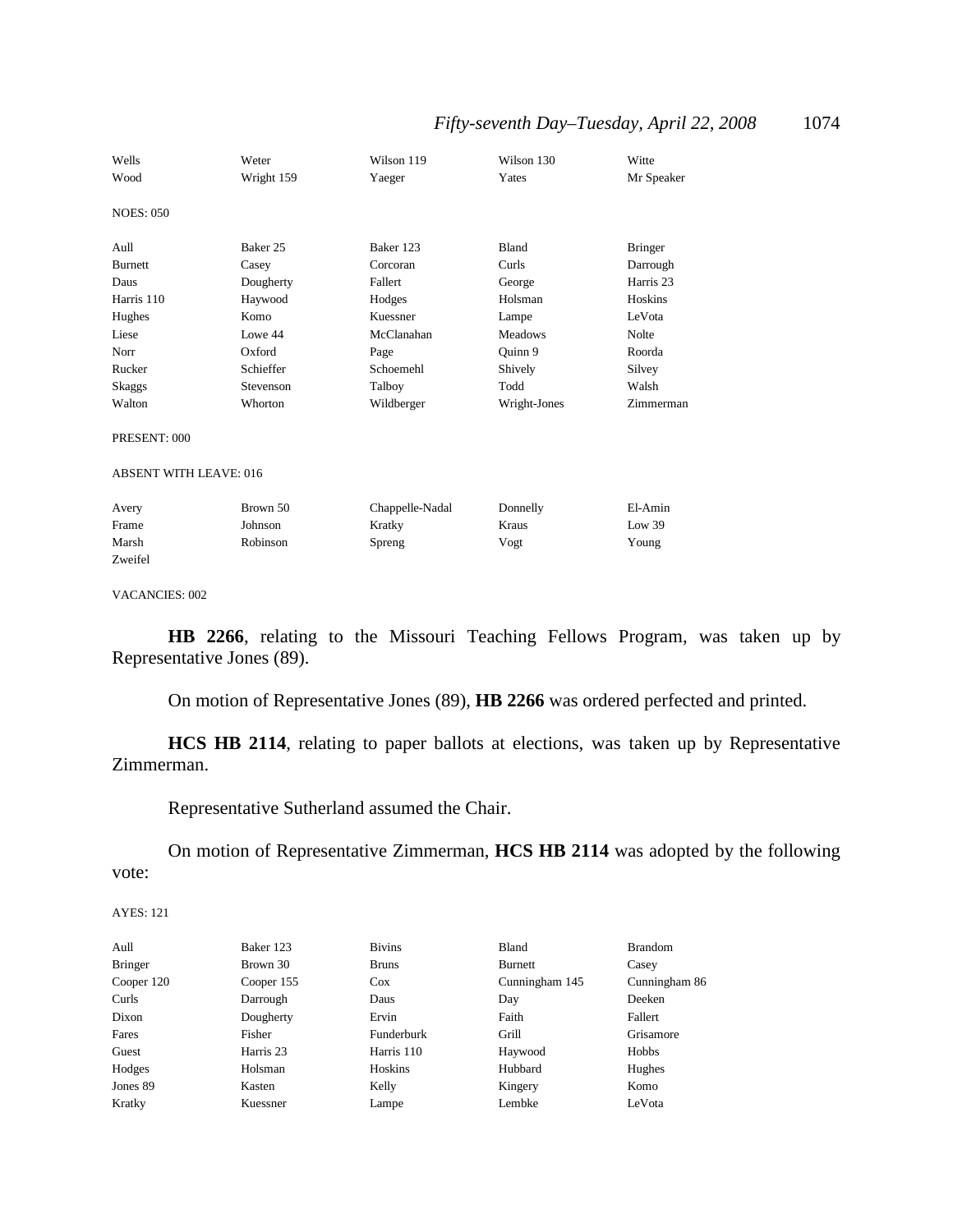| | | | | |
|---|---|---|---|---|
| Wells | Weter | Wilson 119 | Wilson 130 | Witte |
| Wood | Wright 159 | Yaeger | Yates | Mr Speaker |

NOES: 050

| | | | | |
|---|---|---|---|---|
| Aull | Baker 25 | Baker 123 | Bland | Bringer |
| Burnett | Casey | Corcoran | Curls | Darrough |
| Daus | Dougherty | Fallert | George | Harris 23 |
| Harris 110 | Haywood | Hodges | Holsman | Hoskins |
| Hughes | Komo | Kuessner | Lampe | LeVota |
| Liese | Lowe 44 | McClanahan | Meadows | Nolte |
| Norr | Oxford | Page | Quinn 9 | Roorda |
| Rucker | Schieffer | Schoemehl | Shively | Silvey |
| Skaggs | Stevenson | Talboy | Todd | Walsh |
| Walton | Whorton | Wildberger | Wright-Jones | Zimmerman |

PRESENT: 000

ABSENT WITH LEAVE: 016

| | | | | |
|---|---|---|---|---|
| Avery | Brown 50 | Chappelle-Nadal | Donnelly | El-Amin |
| Frame | Johnson | Kratky | Kraus | Low 39 |
| Marsh | Robinson | Spreng | Vogt | Young |
| Zweifel | | | | |

VACANCIES: 002

**HB 2266**, relating to the Missouri Teaching Fellows Program, was taken up by Representative Jones (89).

On motion of Representative Jones (89), **HB 2266** was ordered perfected and printed.

**HCS HB 2114**, relating to paper ballots at elections, was taken up by Representative Zimmerman.

Representative Sutherland assumed the Chair.

On motion of Representative Zimmerman, **HCS HB 2114** was adopted by the following vote:

AYES: 121

| | | | | |
|---|---|---|---|---|
| Aull | Baker 123 | Bivins | Bland | Brandom |
| Bringer | Brown 30 | Bruns | Burnett | Casey |
| Cooper 120 | Cooper 155 | Cox | Cunningham 145 | Cunningham 86 |
| Curls | Darrough | Daus | Day | Deeken |
| Dixon | Dougherty | Ervin | Faith | Fallert |
| Fares | Fisher | Funderburk | Grill | Grisamore |
| Guest | Harris 23 | Harris 110 | Haywood | Hobbs |
| Hodges | Holsman | Hoskins | Hubbard | Hughes |
| Jones 89 | Kasten | Kelly | Kingery | Komo |
| Kratky | Kuessner | Lampe | Lembke | LeVota |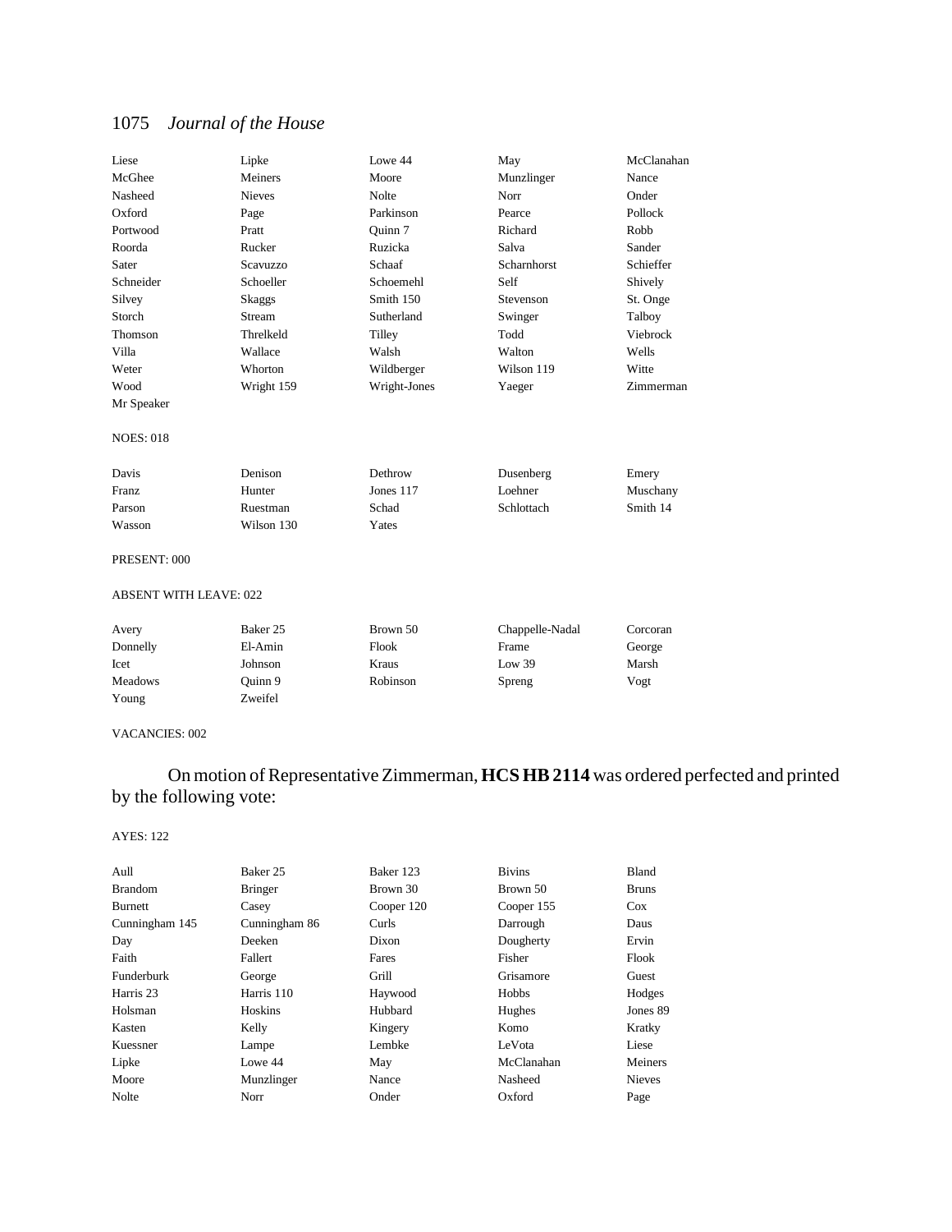| | | | | |
|---|---|---|---|---|
| Liese | Lipke | Lowe 44 | May | McClanahan |
| McGhee | Meiners | Moore | Munzlinger | Nance |
| Nasheed | Nieves | Nolte | Norr | Onder |
| Oxford | Page | Parkinson | Pearce | Pollock |
| Portwood | Pratt | Quinn 7 | Richard | Robb |
| Roorda | Rucker | Ruzicka | Salva | Sander |
| Sater | Scavuzzo | Schaaf | Scharnhorst | Schieffer |
| Schneider | Schoeller | Schoemehl | Self | Shively |
| Silvey | Skaggs | Smith 150 | Stevenson | St. Onge |
| Storch | Stream | Sutherland | Swinger | Talboy |
| Thomson | Threlkeld | Tilley | Todd | Viebrock |
| Villa | Wallace | Walsh | Walton | Wells |
| Weter | Whorton | Wildberger | Wilson 119 | Witte |
| Wood | Wright 159 | Wright-Jones | Yaeger | Zimmerman |
| Mr Speaker | | | | |

NOES: 018

| | | | | |
|---|---|---|---|---|
| Davis | Denison | Dethrow | Dusenberg | Emery |
| Franz | Hunter | Jones 117 | Loehner | Muschany |
| Parson | Ruestman | Schad | Schlottach | Smith 14 |
| Wasson | Wilson 130 | Yates | | |

PRESENT: 000

ABSENT WITH LEAVE: 022

| | | | | |
|---|---|---|---|---|
| Avery | Baker 25 | Brown 50 | Chappelle-Nadal | Corcoran |
| Donnelly | El-Amin | Flook | Frame | George |
| Icet | Johnson | Kraus | Low 39 | Marsh |
| Meadows | Quinn 9 | Robinson | Spreng | Vogt |
| Young | Zweifel | | | |

VACANCIES: 002

On motion of Representative Zimmerman, **HCS HB 2114** was ordered perfected and printed by the following vote:

AYES: 122

| | | | | |
|---|---|---|---|---|
| Aull | Baker 25 | Baker 123 | Bivins | Bland |
| Brandom | Bringer | Brown 30 | Brown 50 | Bruns |
| Burnett | Casey | Cooper 120 | Cooper 155 | Cox |
| Cunningham 145 | Cunningham 86 | Curls | Darrough | Daus |
| Day | Deeken | Dixon | Dougherty | Ervin |
| Faith | Fallert | Fares | Fisher | Flook |
| Funderburk | George | Grill | Grisamore | Guest |
| Harris 23 | Harris 110 | Haywood | Hobbs | Hodges |
| Holsman | Hoskins | Hubbard | Hughes | Jones 89 |
| Kasten | Kelly | Kingery | Komo | Kratky |
| Kuessner | Lampe | Lembke | LeVota | Liese |
| Lipke | Lowe 44 | May | McClanahan | Meiners |
| Moore | Munzlinger | Nance | Nasheed | Nieves |
| Nolte | Norr | Onder | Oxford | Page |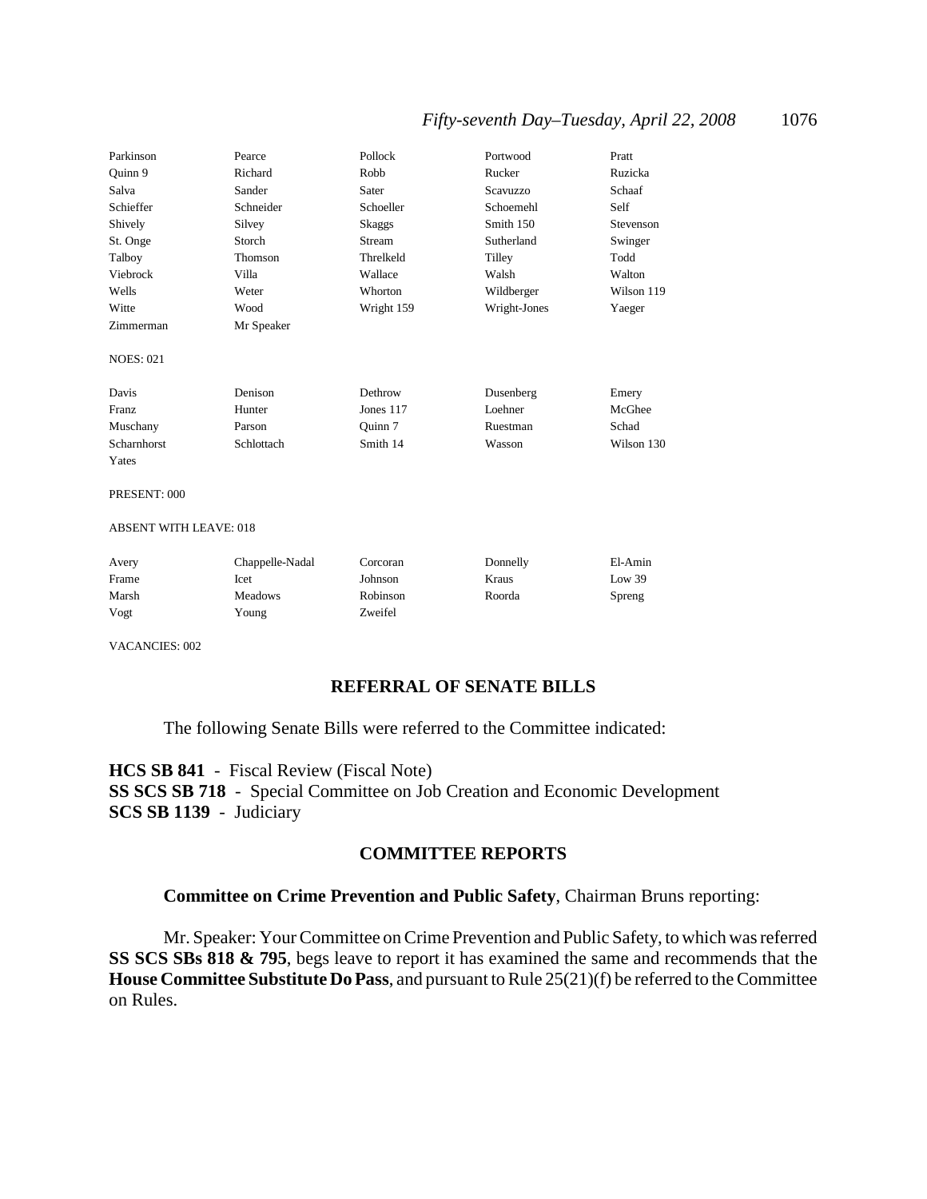| | | | | |
|---|---|---|---|---|
| Parkinson | Pearce | Pollock | Portwood | Pratt |
| Quinn 9 | Richard | Robb | Rucker | Ruzicka |
| Salva | Sander | Sater | Scavuzzo | Schaaf |
| Schieffer | Schneider | Schoeller | Schoemehl | Self |
| Shively | Silvey | Skaggs | Smith 150 | Stevenson |
| St. Onge | Storch | Stream | Sutherland | Swinger |
| Talboy | Thomson | Threlkeld | Tilley | Todd |
| Viebrock | Villa | Wallace | Walsh | Walton |
| Wells | Weter | Whorton | Wildberger | Wilson 119 |
| Witte | Wood | Wright 159 | Wright-Jones | Yaeger |
| Zimmerman | Mr Speaker | | | |

NOES: 021

| | | | | |
|---|---|---|---|---|
| Davis | Denison | Dethrow | Dusenberg | Emery |
| Franz | Hunter | Jones 117 | Loehner | McGhee |
| Muschany | Parson | Quinn 7 | Ruestman | Schad |
| Scharnhorst | Schlottach | Smith 14 | Wasson | Wilson 130 |
| Yates | | | | |

PRESENT: 000

ABSENT WITH LEAVE: 018

| | | | | |
|---|---|---|---|---|
| Avery | Chappelle-Nadal | Corcoran | Donnelly | El-Amin |
| Frame | Icet | Johnson | Kraus | Low 39 |
| Marsh | Meadows | Robinson | Roorda | Spreng |
| Vogt | Young | Zweifel | | |

VACANCIES: 002

## REFERRAL OF SENATE BILLS

The following Senate Bills were referred to the Committee indicated:

**HCS SB 841** - Fiscal Review (Fiscal Note)
**SS SCS SB 718** - Special Committee on Job Creation and Economic Development
**SCS SB 1139** - Judiciary

## COMMITTEE REPORTS

**Committee on Crime Prevention and Public Safety**, Chairman Bruns reporting:

Mr. Speaker: Your Committee on Crime Prevention and Public Safety, to which was referred **SS SCS SBs 818 & 795**, begs leave to report it has examined the same and recommends that the **House Committee Substitute Do Pass**, and pursuant to Rule 25(21)(f) be referred to the Committee on Rules.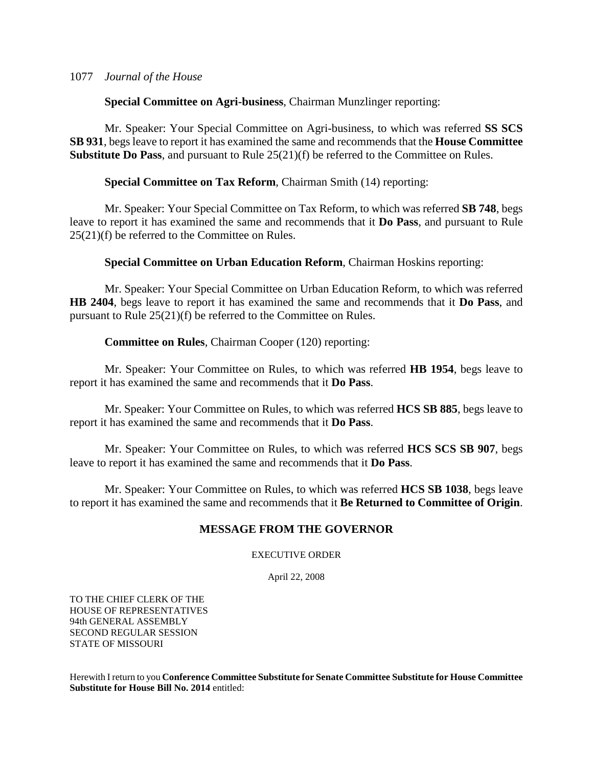**Special Committee on Agri-business**, Chairman Munzlinger reporting:

Mr. Speaker: Your Special Committee on Agri-business, to which was referred **SS SCS SB 931**, begs leave to report it has examined the same and recommends that the **House Committee Substitute Do Pass**, and pursuant to Rule 25(21)(f) be referred to the Committee on Rules.

**Special Committee on Tax Reform**, Chairman Smith (14) reporting:

Mr. Speaker: Your Special Committee on Tax Reform, to which was referred **SB 748**, begs leave to report it has examined the same and recommends that it **Do Pass**, and pursuant to Rule 25(21)(f) be referred to the Committee on Rules.

**Special Committee on Urban Education Reform**, Chairman Hoskins reporting:

Mr. Speaker: Your Special Committee on Urban Education Reform, to which was referred **HB 2404**, begs leave to report it has examined the same and recommends that it **Do Pass**, and pursuant to Rule 25(21)(f) be referred to the Committee on Rules.

**Committee on Rules**, Chairman Cooper (120) reporting:

Mr. Speaker: Your Committee on Rules, to which was referred **HB 1954**, begs leave to report it has examined the same and recommends that it **Do Pass**.

Mr. Speaker: Your Committee on Rules, to which was referred **HCS SB 885**, begs leave to report it has examined the same and recommends that it **Do Pass**.

Mr. Speaker: Your Committee on Rules, to which was referred **HCS SCS SB 907**, begs leave to report it has examined the same and recommends that it **Do Pass**.

Mr. Speaker: Your Committee on Rules, to which was referred **HCS SB 1038**, begs leave to report it has examined the same and recommends that it **Be Returned to Committee of Origin**.

## MESSAGE FROM THE GOVERNOR

EXECUTIVE ORDER

April 22, 2008

TO THE CHIEF CLERK OF THE
HOUSE OF REPRESENTATIVES
94th GENERAL ASSEMBLY
SECOND REGULAR SESSION
STATE OF MISSOURI

Herewith I return to you **Conference Committee Substitute for Senate Committee Substitute for House Committee Substitute for House Bill No. 2014** entitled: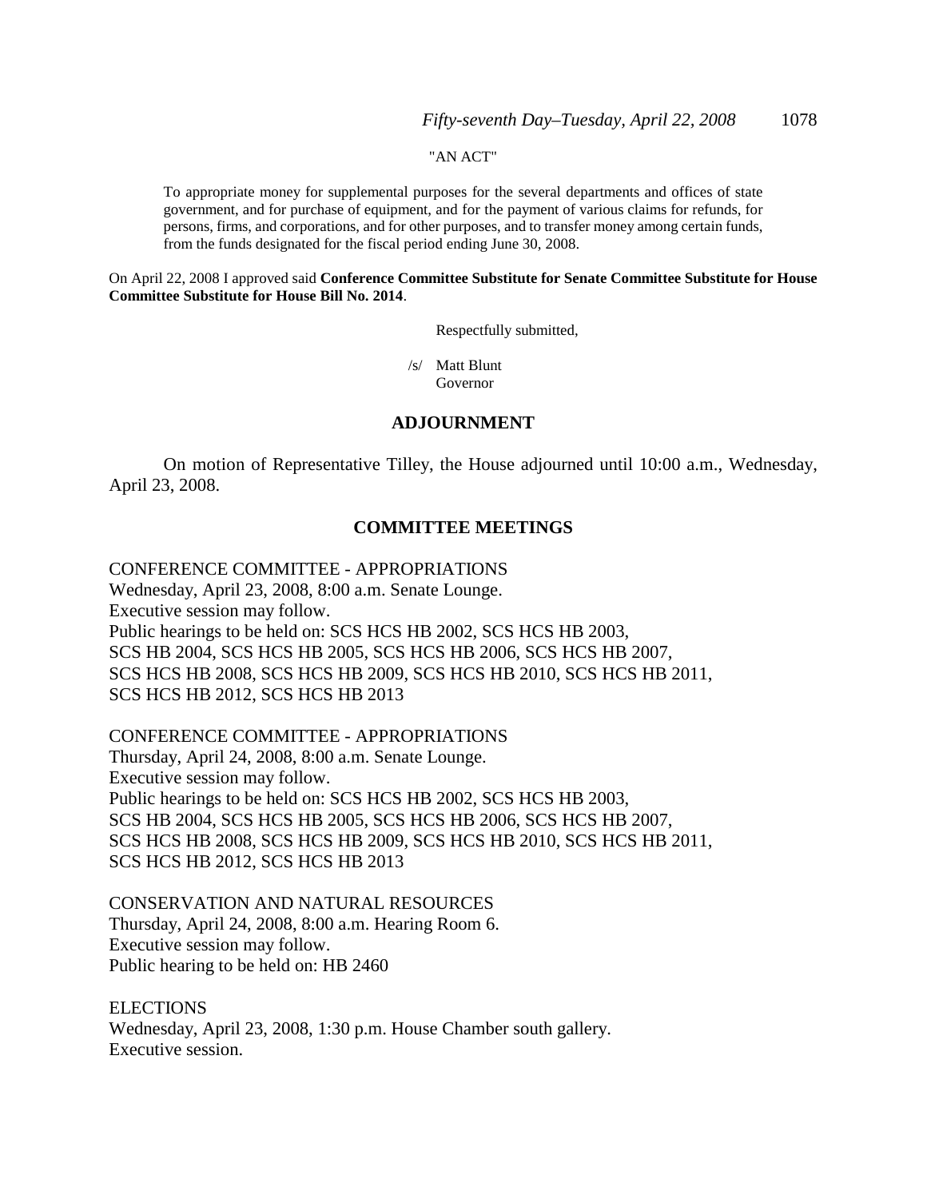"AN ACT"

To appropriate money for supplemental purposes for the several departments and offices of state government, and for purchase of equipment, and for the payment of various claims for refunds, for persons, firms, and corporations, and for other purposes, and to transfer money among certain funds, from the funds designated for the fiscal period ending June 30, 2008.

On April 22, 2008 I approved said **Conference Committee Substitute for Senate Committee Substitute for House Committee Substitute for House Bill No. 2014**.

Respectfully submitted,

/s/ Matt Blunt
Governor

## ADJOURNMENT

On motion of Representative Tilley, the House adjourned until 10:00 a.m., Wednesday, April 23, 2008.

## COMMITTEE MEETINGS

CONFERENCE COMMITTEE - APPROPRIATIONS
Wednesday, April 23, 2008, 8:00 a.m. Senate Lounge.
Executive session may follow.
Public hearings to be held on: SCS HCS HB 2002, SCS HCS HB 2003, SCS HB 2004, SCS HCS HB 2005, SCS HCS HB 2006, SCS HCS HB 2007, SCS HCS HB 2008, SCS HCS HB 2009, SCS HCS HB 2010, SCS HCS HB 2011, SCS HCS HB 2012, SCS HCS HB 2013

CONFERENCE COMMITTEE - APPROPRIATIONS
Thursday, April 24, 2008, 8:00 a.m. Senate Lounge.
Executive session may follow.
Public hearings to be held on: SCS HCS HB 2002, SCS HCS HB 2003, SCS HB 2004, SCS HCS HB 2005, SCS HCS HB 2006, SCS HCS HB 2007, SCS HCS HB 2008, SCS HCS HB 2009, SCS HCS HB 2010, SCS HCS HB 2011, SCS HCS HB 2012, SCS HCS HB 2013

CONSERVATION AND NATURAL RESOURCES
Thursday, April 24, 2008, 8:00 a.m. Hearing Room 6.
Executive session may follow.
Public hearing to be held on: HB 2460

ELECTIONS
Wednesday, April 23, 2008, 1:30 p.m. House Chamber south gallery.
Executive session.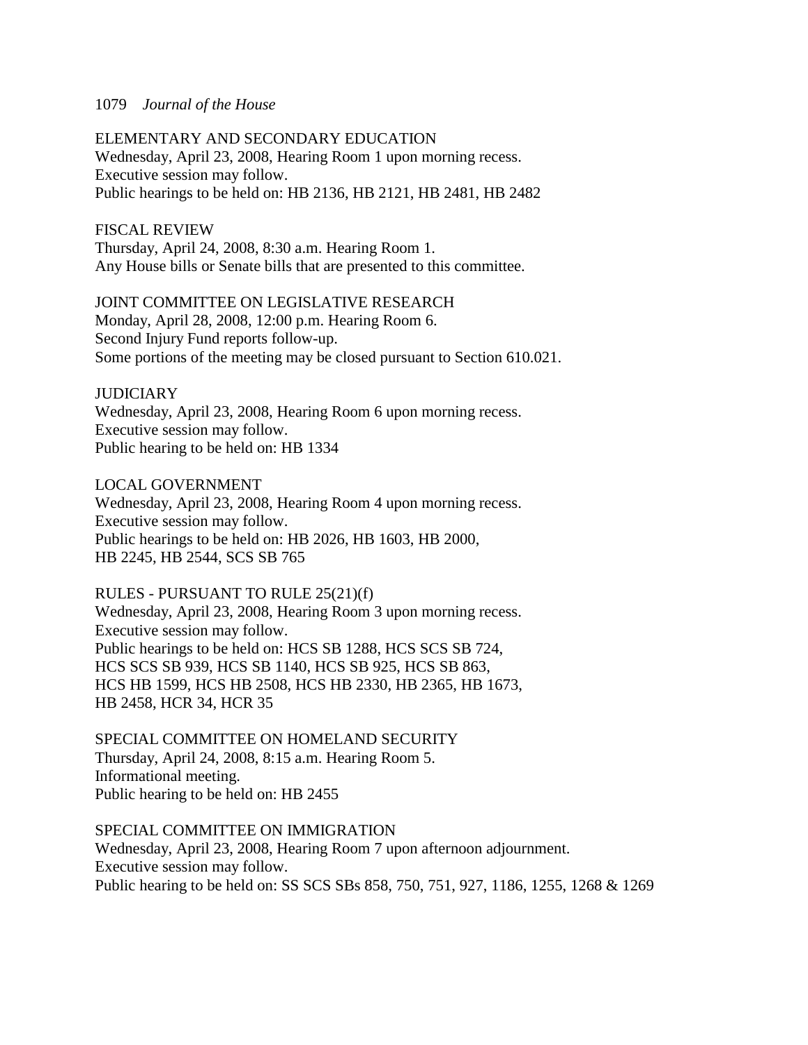ELEMENTARY AND SECONDARY EDUCATION
Wednesday, April 23, 2008, Hearing Room 1 upon morning recess.
Executive session may follow.
Public hearings to be held on: HB 2136, HB 2121, HB 2481, HB 2482

FISCAL REVIEW
Thursday, April 24, 2008, 8:30 a.m. Hearing Room 1.
Any House bills or Senate bills that are presented to this committee.

JOINT COMMITTEE ON LEGISLATIVE RESEARCH
Monday, April 28, 2008, 12:00 p.m. Hearing Room 6.
Second Injury Fund reports follow-up.
Some portions of the meeting may be closed pursuant to Section 610.021.

JUDICIARY
Wednesday, April 23, 2008, Hearing Room 6 upon morning recess.
Executive session may follow.
Public hearing to be held on: HB 1334

LOCAL GOVERNMENT
Wednesday, April 23, 2008, Hearing Room 4 upon morning recess.
Executive session may follow.
Public hearings to be held on: HB 2026, HB 1603, HB 2000,
HB 2245, HB 2544, SCS SB 765

RULES - PURSUANT TO RULE 25(21)(f)
Wednesday, April 23, 2008, Hearing Room 3 upon morning recess.
Executive session may follow.
Public hearings to be held on: HCS SB 1288, HCS SCS SB 724,
HCS SCS SB 939, HCS SB 1140, HCS SB 925, HCS SB 863,
HCS HB 1599, HCS HB 2508, HCS HB 2330, HB 2365, HB 1673,
HB 2458, HCR 34, HCR 35

SPECIAL COMMITTEE ON HOMELAND SECURITY
Thursday, April 24, 2008, 8:15 a.m. Hearing Room 5.
Informational meeting.
Public hearing to be held on: HB 2455

SPECIAL COMMITTEE ON IMMIGRATION
Wednesday, April 23, 2008, Hearing Room 7 upon afternoon adjournment.
Executive session may follow.
Public hearing to be held on: SS SCS SBs 858, 750, 751, 927, 1186, 1255, 1268 & 1269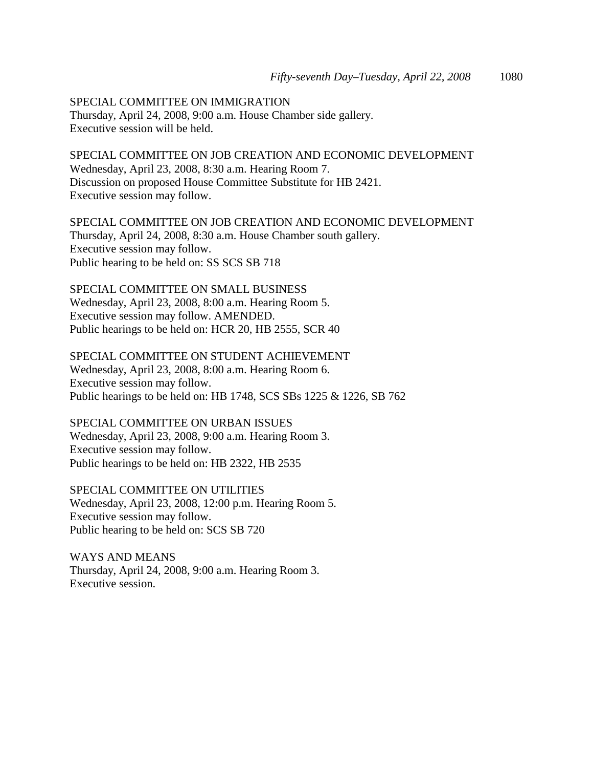SPECIAL COMMITTEE ON IMMIGRATION
Thursday, April 24, 2008, 9:00 a.m. House Chamber side gallery.
Executive session will be held.

SPECIAL COMMITTEE ON JOB CREATION AND ECONOMIC DEVELOPMENT
Wednesday, April 23, 2008, 8:30 a.m. Hearing Room 7.
Discussion on proposed House Committee Substitute for HB 2421.
Executive session may follow.

SPECIAL COMMITTEE ON JOB CREATION AND ECONOMIC DEVELOPMENT
Thursday, April 24, 2008, 8:30 a.m. House Chamber south gallery.
Executive session may follow.
Public hearing to be held on: SS SCS SB 718

SPECIAL COMMITTEE ON SMALL BUSINESS
Wednesday, April 23, 2008, 8:00 a.m. Hearing Room 5.
Executive session may follow. AMENDED.
Public hearings to be held on: HCR 20, HB 2555, SCR 40

SPECIAL COMMITTEE ON STUDENT ACHIEVEMENT
Wednesday, April 23, 2008, 8:00 a.m. Hearing Room 6.
Executive session may follow.
Public hearings to be held on: HB 1748, SCS SBs 1225 & 1226, SB 762

SPECIAL COMMITTEE ON URBAN ISSUES
Wednesday, April 23, 2008, 9:00 a.m. Hearing Room 3.
Executive session may follow.
Public hearings to be held on: HB 2322, HB 2535

SPECIAL COMMITTEE ON UTILITIES
Wednesday, April 23, 2008, 12:00 p.m. Hearing Room 5.
Executive session may follow.
Public hearing to be held on: SCS SB 720

WAYS AND MEANS
Thursday, April 24, 2008, 9:00 a.m. Hearing Room 3.
Executive session.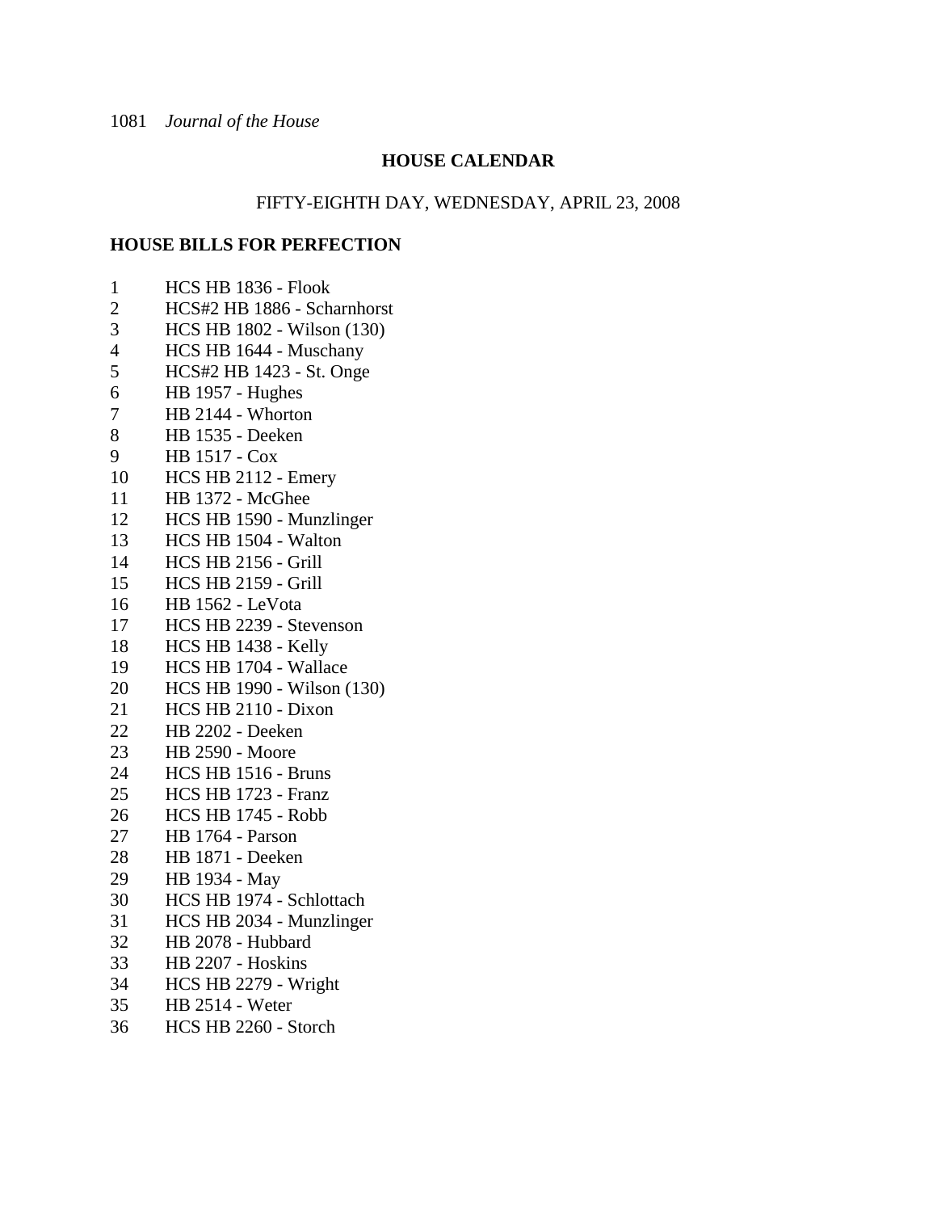## HOUSE CALENDAR

FIFTY-EIGHTH DAY, WEDNESDAY, APRIL 23, 2008

### HOUSE BILLS FOR PERFECTION

1 HCS HB 1836 - Flook
2 HCS#2 HB 1886 - Scharnhorst
3 HCS HB 1802 - Wilson (130)
4 HCS HB 1644 - Muschany
5 HCS#2 HB 1423 - St. Onge
6 HB 1957 - Hughes
7 HB 2144 - Whorton
8 HB 1535 - Deeken
9 HB 1517 - Cox
10 HCS HB 2112 - Emery
11 HB 1372 - McGhee
12 HCS HB 1590 - Munzlinger
13 HCS HB 1504 - Walton
14 HCS HB 2156 - Grill
15 HCS HB 2159 - Grill
16 HB 1562 - LeVota
17 HCS HB 2239 - Stevenson
18 HCS HB 1438 - Kelly
19 HCS HB 1704 - Wallace
20 HCS HB 1990 - Wilson (130)
21 HCS HB 2110 - Dixon
22 HB 2202 - Deeken
23 HB 2590 - Moore
24 HCS HB 1516 - Bruns
25 HCS HB 1723 - Franz
26 HCS HB 1745 - Robb
27 HB 1764 - Parson
28 HB 1871 - Deeken
29 HB 1934 - May
30 HCS HB 1974 - Schlottach
31 HCS HB 2034 - Munzlinger
32 HB 2078 - Hubbard
33 HB 2207 - Hoskins
34 HCS HB 2279 - Wright
35 HB 2514 - Weter
36 HCS HB 2260 - Storch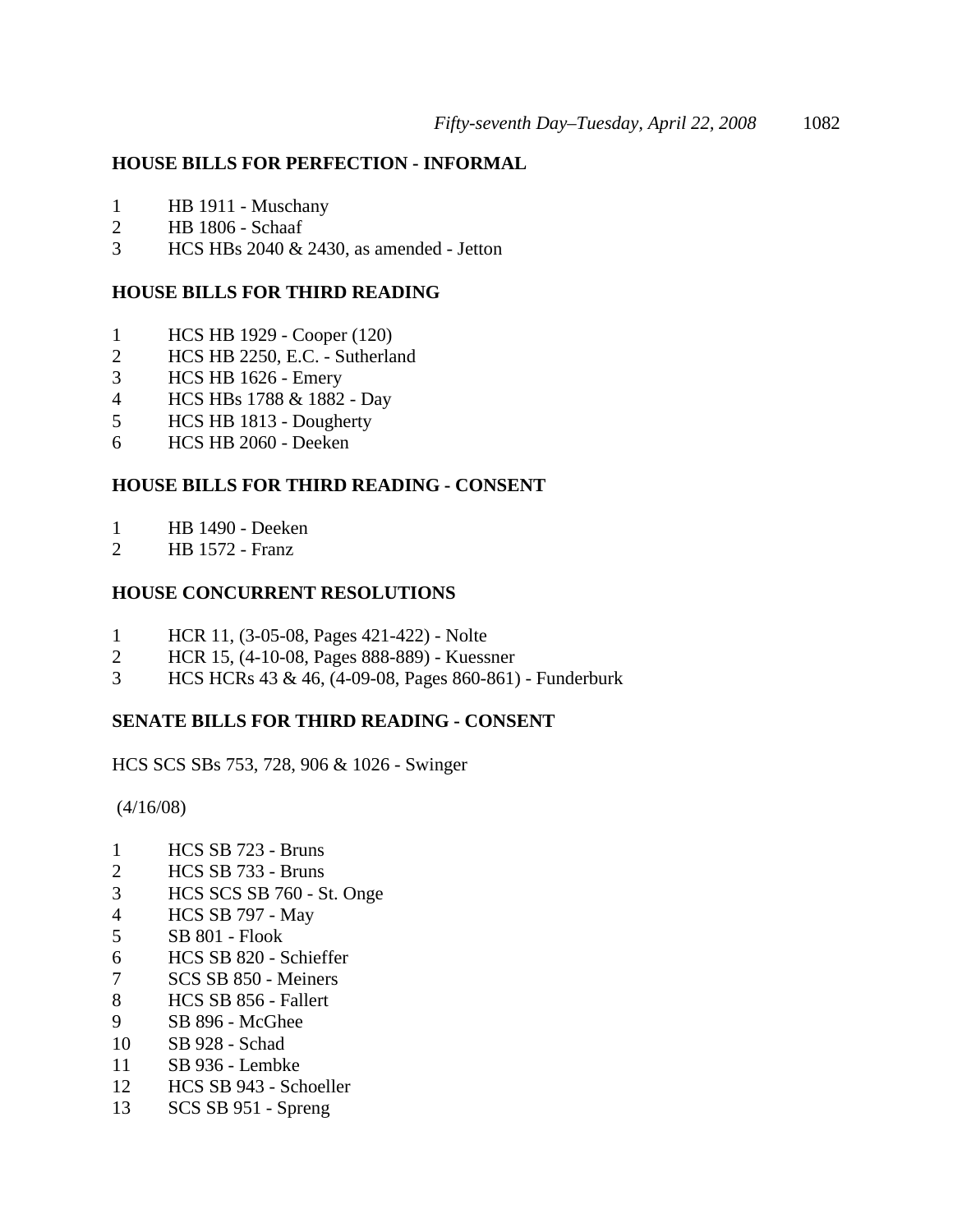## HOUSE BILLS FOR PERFECTION - INFORMAL

1 HB 1911 - Muschany
2 HB 1806 - Schaaf
3 HCS HBs 2040 & 2430, as amended - Jetton

## HOUSE BILLS FOR THIRD READING

1 HCS HB 1929 - Cooper (120)
2 HCS HB 2250, E.C. - Sutherland
3 HCS HB 1626 - Emery
4 HCS HBs 1788 & 1882 - Day
5 HCS HB 1813 - Dougherty
6 HCS HB 2060 - Deeken

## HOUSE BILLS FOR THIRD READING - CONSENT

1 HB 1490 - Deeken
2 HB 1572 - Franz

## HOUSE CONCURRENT RESOLUTIONS

1 HCR 11, (3-05-08, Pages 421-422) - Nolte
2 HCR 15, (4-10-08, Pages 888-889) - Kuessner
3 HCS HCRs 43 & 46, (4-09-08, Pages 860-861) - Funderburk

## SENATE BILLS FOR THIRD READING - CONSENT

HCS SCS SBs 753, 728, 906 & 1026 - Swinger

(4/16/08)

1 HCS SB 723 - Bruns
2 HCS SB 733 - Bruns
3 HCS SCS SB 760 - St. Onge
4 HCS SB 797 - May
5 SB 801 - Flook
6 HCS SB 820 - Schieffer
7 SCS SB 850 - Meiners
8 HCS SB 856 - Fallert
9 SB 896 - McGhee
10 SB 928 - Schad
11 SB 936 - Lembke
12 HCS SB 943 - Schoeller
13 SCS SB 951 - Spreng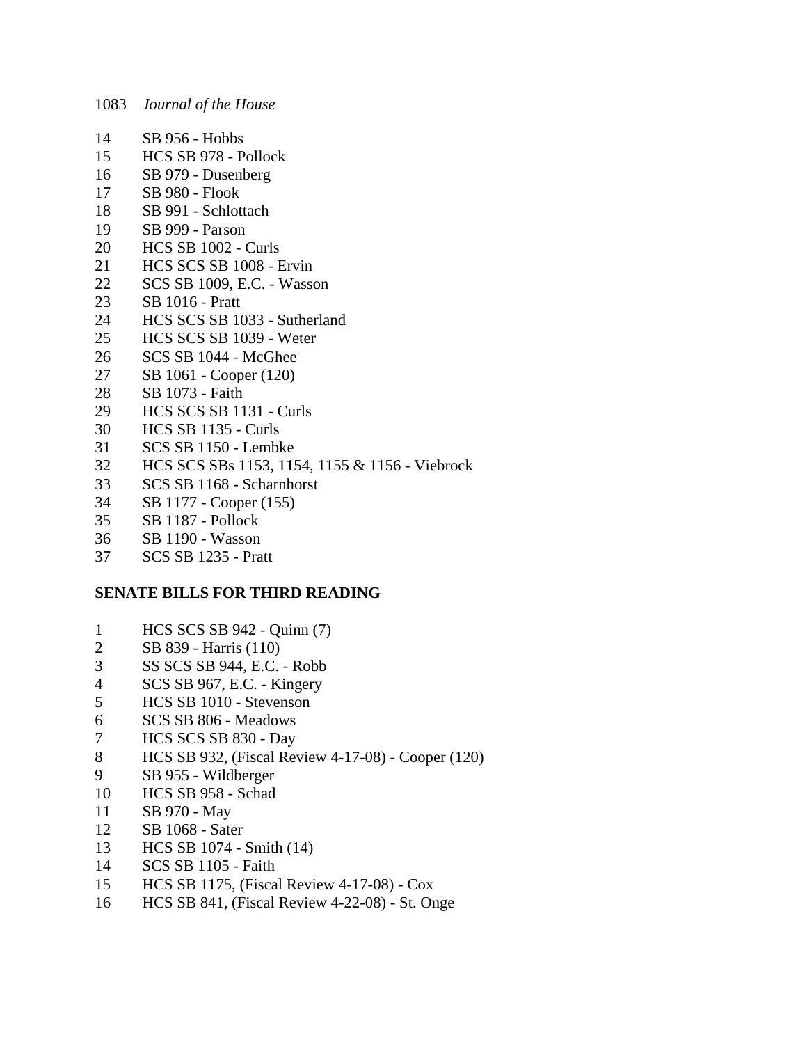14 SB 956 - Hobbs
15 HCS SB 978 - Pollock
16 SB 979 - Dusenberg
17 SB 980 - Flook
18 SB 991 - Schlottach
19 SB 999 - Parson
20 HCS SB 1002 - Curls
21 HCS SCS SB 1008 - Ervin
22 SCS SB 1009, E.C. - Wasson
23 SB 1016 - Pratt
24 HCS SCS SB 1033 - Sutherland
25 HCS SCS SB 1039 - Weter
26 SCS SB 1044 - McGhee
27 SB 1061 - Cooper (120)
28 SB 1073 - Faith
29 HCS SCS SB 1131 - Curls
30 HCS SB 1135 - Curls
31 SCS SB 1150 - Lembke
32 HCS SCS SBs 1153, 1154, 1155 & 1156 - Viebrock
33 SCS SB 1168 - Scharnhorst
34 SB 1177 - Cooper (155)
35 SB 1187 - Pollock
36 SB 1190 - Wasson
37 SCS SB 1235 - Pratt

**SENATE BILLS FOR THIRD READING**

1 HCS SCS SB 942 - Quinn (7)
2 SB 839 - Harris (110)
3 SS SCS SB 944, E.C. - Robb
4 SCS SB 967, E.C. - Kingery
5 HCS SB 1010 - Stevenson
6 SCS SB 806 - Meadows
7 HCS SCS SB 830 - Day
8 HCS SB 932, (Fiscal Review 4-17-08) - Cooper (120)
9 SB 955 - Wildberger
10 HCS SB 958 - Schad
11 SB 970 - May
12 SB 1068 - Sater
13 HCS SB 1074 - Smith (14)
14 SCS SB 1105 - Faith
15 HCS SB 1175, (Fiscal Review 4-17-08) - Cox
16 HCS SB 841, (Fiscal Review 4-22-08) - St. Onge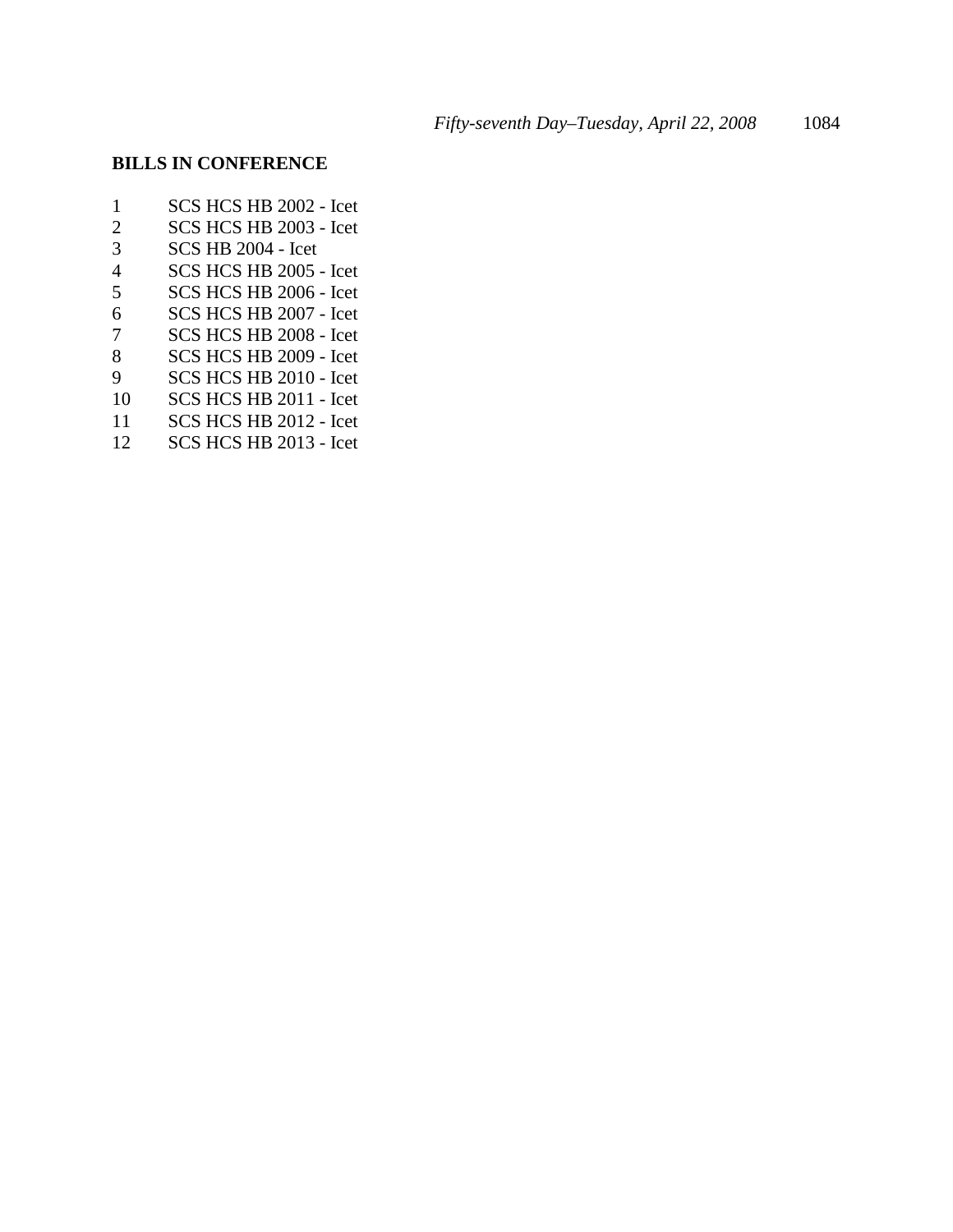**BILLS IN CONFERENCE**

1 SCS HCS HB 2002 - Icet
2 SCS HCS HB 2003 - Icet
3 SCS HB 2004 - Icet
4 SCS HCS HB 2005 - Icet
5 SCS HCS HB 2006 - Icet
6 SCS HCS HB 2007 - Icet
7 SCS HCS HB 2008 - Icet
8 SCS HCS HB 2009 - Icet
9 SCS HCS HB 2010 - Icet
10 SCS HCS HB 2011 - Icet
11 SCS HCS HB 2012 - Icet
12 SCS HCS HB 2013 - Icet